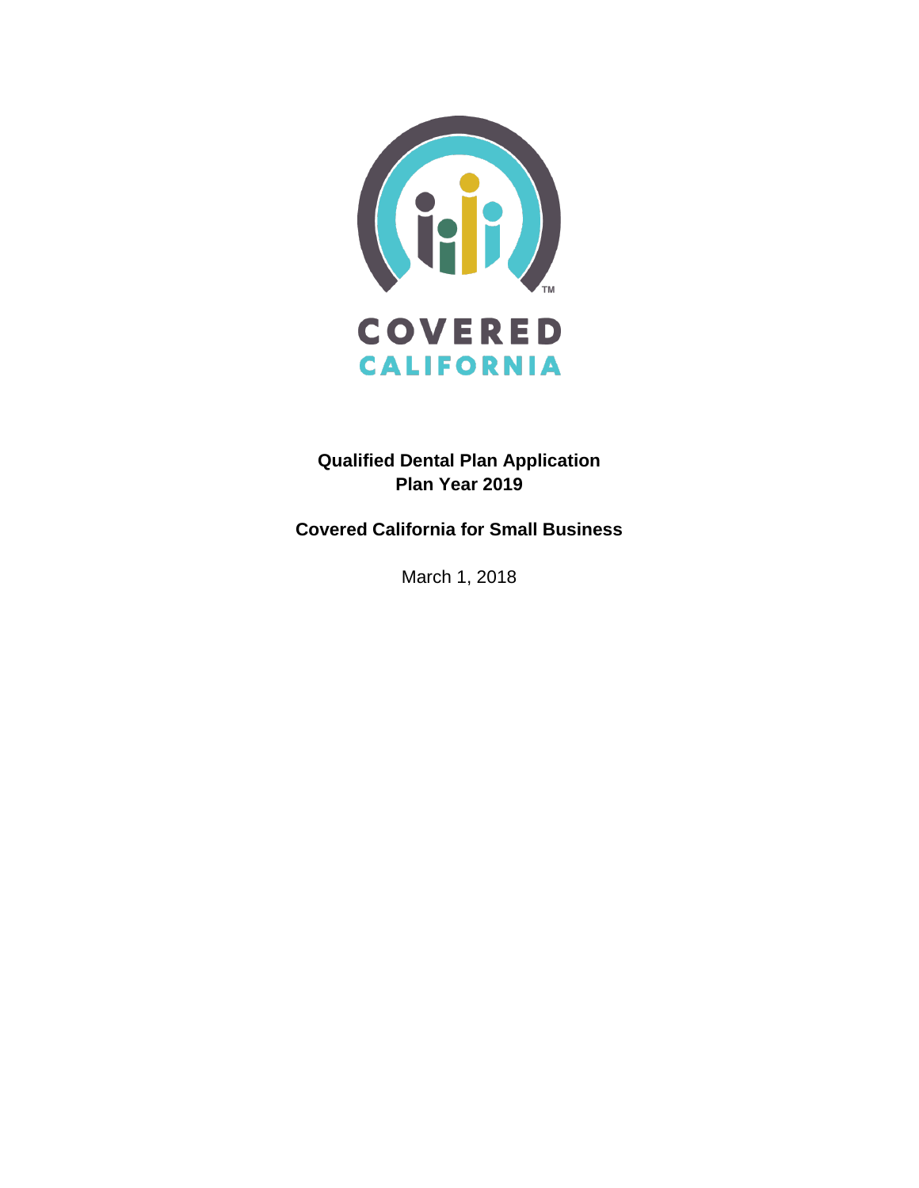COVERED CALIFORNIA

# Qualified Dental Plan Application
# Plan Year 2019

## Covered California for Small Business

March 1, 2018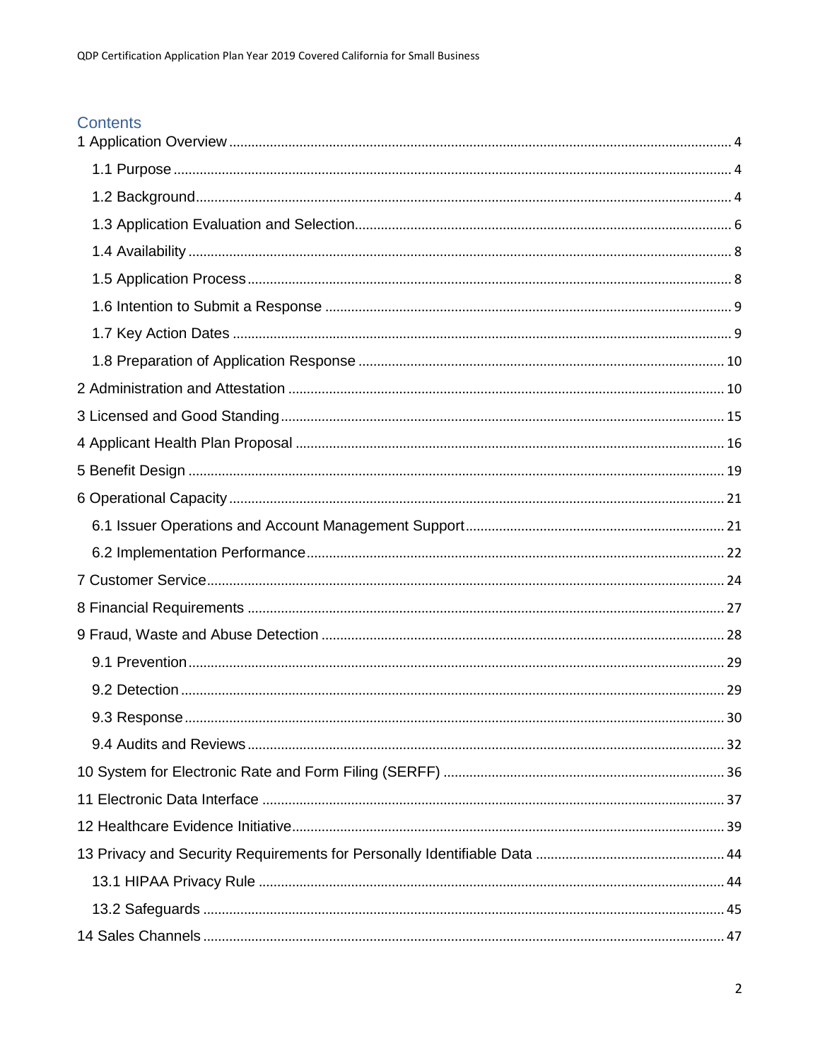## Contents

1 Application Overview ..... 4
- 1.1 Purpose ..... 4
- 1.2 Background ..... 4
- 1.3 Application Evaluation and Selection ..... 6
- 1.4 Availability ..... 8
- 1.5 Application Process ..... 8
- 1.6 Intention to Submit a Response ..... 9
- 1.7 Key Action Dates ..... 9
- 1.8 Preparation of Application Response ..... 10

2 Administration and Attestation ..... 10

3 Licensed and Good Standing ..... 15

4 Applicant Health Plan Proposal ..... 16

5 Benefit Design ..... 19

6 Operational Capacity ..... 21
- 6.1 Issuer Operations and Account Management Support ..... 21
- 6.2 Implementation Performance ..... 22

7 Customer Service ..... 24

8 Financial Requirements ..... 27

9 Fraud, Waste and Abuse Detection ..... 28
- 9.1 Prevention ..... 29
- 9.2 Detection ..... 29
- 9.3 Response ..... 30
- 9.4 Audits and Reviews ..... 32

10 System for Electronic Rate and Form Filing (SERFF) ..... 36

11 Electronic Data Interface ..... 37

12 Healthcare Evidence Initiative ..... 39

13 Privacy and Security Requirements for Personally Identifiable Data ..... 44
- 13.1 HIPAA Privacy Rule ..... 44
- 13.2 Safeguards ..... 45

14 Sales Channels ..... 47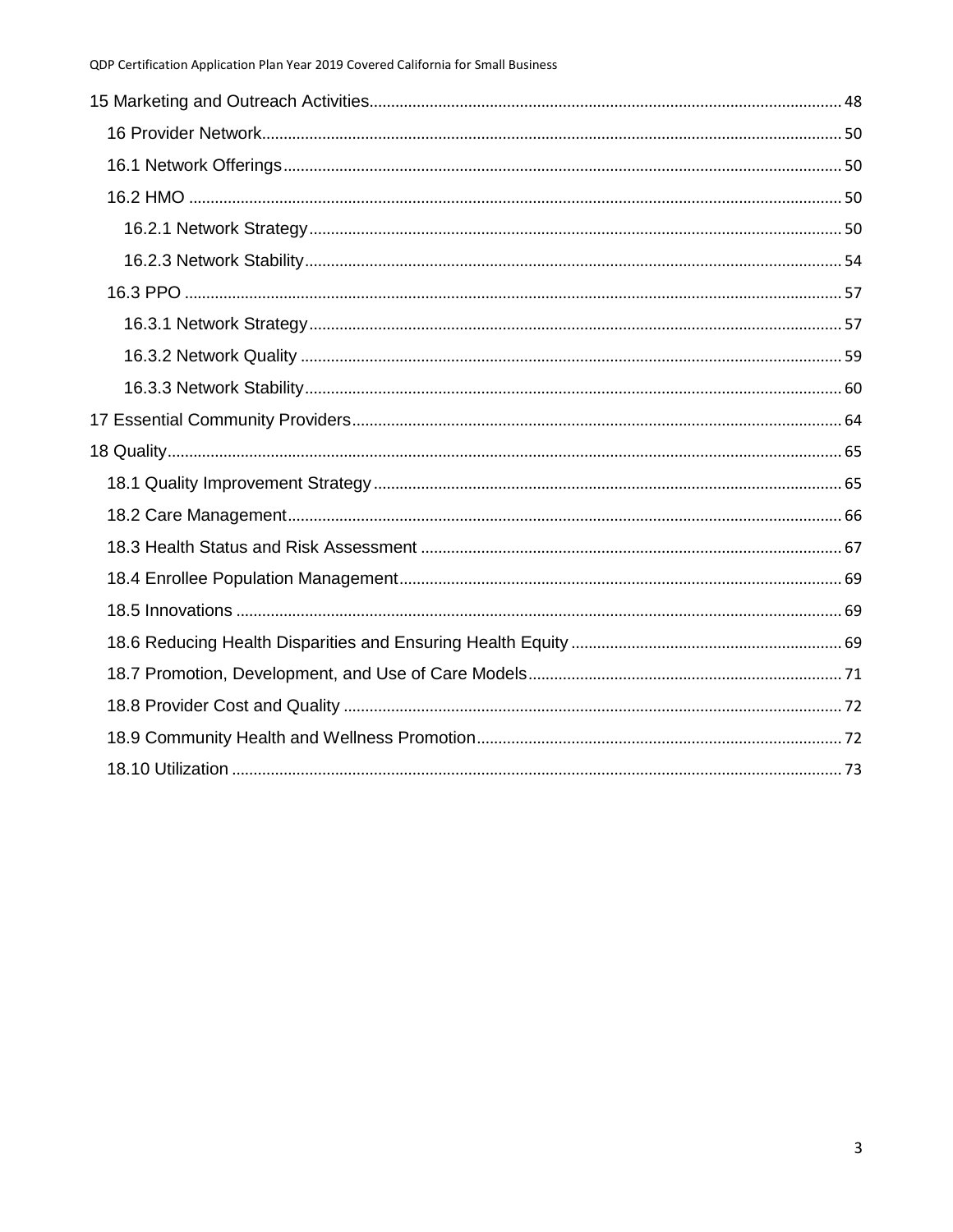15 Marketing and Outreach Activities ........ 48

- 16 Provider Network ........ 50
- 16.1 Network Offerings ........ 50
- 16.2 HMO ........ 50
  - 16.2.1 Network Strategy ........ 50
  - 16.2.3 Network Stability ........ 54
- 16.3 PPO ........ 57
  - 16.3.1 Network Strategy ........ 57
  - 16.3.2 Network Quality ........ 59
  - 16.3.3 Network Stability ........ 60

17 Essential Community Providers ........ 64

18 Quality ........ 65

- 18.1 Quality Improvement Strategy ........ 65
- 18.2 Care Management ........ 66
- 18.3 Health Status and Risk Assessment ........ 67
- 18.4 Enrollee Population Management ........ 69
- 18.5 Innovations ........ 69
- 18.6 Reducing Health Disparities and Ensuring Health Equity ........ 69
- 18.7 Promotion, Development, and Use of Care Models ........ 71
- 18.8 Provider Cost and Quality ........ 72
- 18.9 Community Health and Wellness Promotion ........ 72
- 18.10 Utilization ........ 73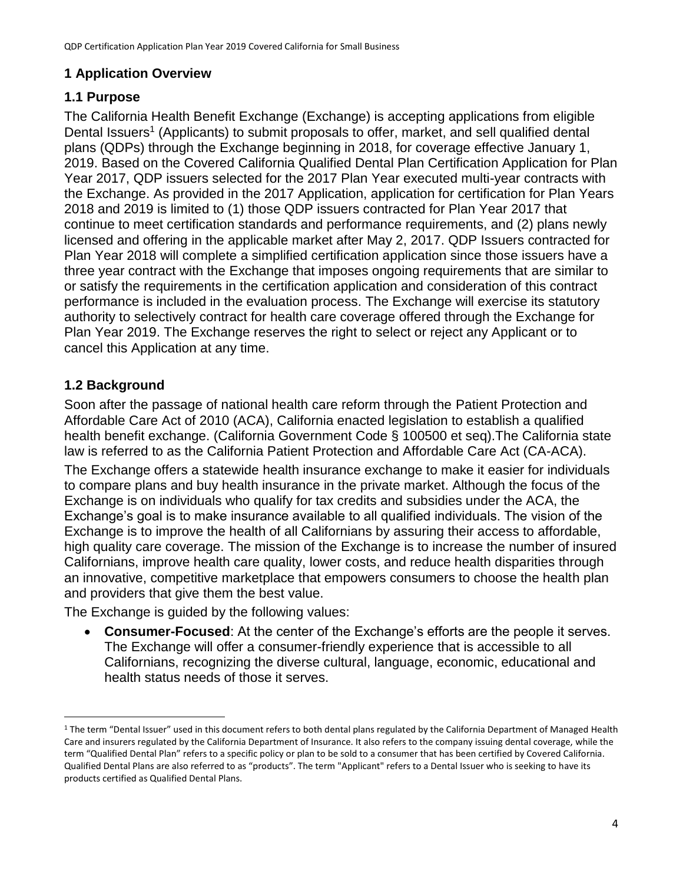## 1 Application Overview

### 1.1 Purpose

The California Health Benefit Exchange (Exchange) is accepting applications from eligible Dental Issuers[1] (Applicants) to submit proposals to offer, market, and sell qualified dental plans (QDPs) through the Exchange beginning in 2018, for coverage effective January 1, 2019. Based on the Covered California Qualified Dental Plan Certification Application for Plan Year 2017, QDP issuers selected for the 2017 Plan Year executed multi-year contracts with the Exchange. As provided in the 2017 Application, application for certification for Plan Years 2018 and 2019 is limited to (1) those QDP issuers contracted for Plan Year 2017 that continue to meet certification standards and performance requirements, and (2) plans newly licensed and offering in the applicable market after May 2, 2017. QDP Issuers contracted for Plan Year 2018 will complete a simplified certification application since those issuers have a three year contract with the Exchange that imposes ongoing requirements that are similar to or satisfy the requirements in the certification application and consideration of this contract performance is included in the evaluation process. The Exchange will exercise its statutory authority to selectively contract for health care coverage offered through the Exchange for Plan Year 2019. The Exchange reserves the right to select or reject any Applicant or to cancel this Application at any time.

### 1.2 Background

Soon after the passage of national health care reform through the Patient Protection and Affordable Care Act of 2010 (ACA), California enacted legislation to establish a qualified health benefit exchange. (California Government Code § 100500 et seq).The California state law is referred to as the California Patient Protection and Affordable Care Act (CA-ACA).

The Exchange offers a statewide health insurance exchange to make it easier for individuals to compare plans and buy health insurance in the private market. Although the focus of the Exchange is on individuals who qualify for tax credits and subsidies under the ACA, the Exchange's goal is to make insurance available to all qualified individuals. The vision of the Exchange is to improve the health of all Californians by assuring their access to affordable, high quality care coverage. The mission of the Exchange is to increase the number of insured Californians, improve health care quality, lower costs, and reduce health disparities through an innovative, competitive marketplace that empowers consumers to choose the health plan and providers that give them the best value.

The Exchange is guided by the following values:

- **Consumer-Focused**: At the center of the Exchange's efforts are the people it serves. The Exchange will offer a consumer-friendly experience that is accessible to all Californians, recognizing the diverse cultural, language, economic, educational and health status needs of those it serves.

[1] The term "Dental Issuer" used in this document refers to both dental plans regulated by the California Department of Managed Health Care and insurers regulated by the California Department of Insurance. It also refers to the company issuing dental coverage, while the term "Qualified Dental Plan" refers to a specific policy or plan to be sold to a consumer that has been certified by Covered California. Qualified Dental Plans are also referred to as "products". The term "Applicant" refers to a Dental Issuer who is seeking to have its products certified as Qualified Dental Plans.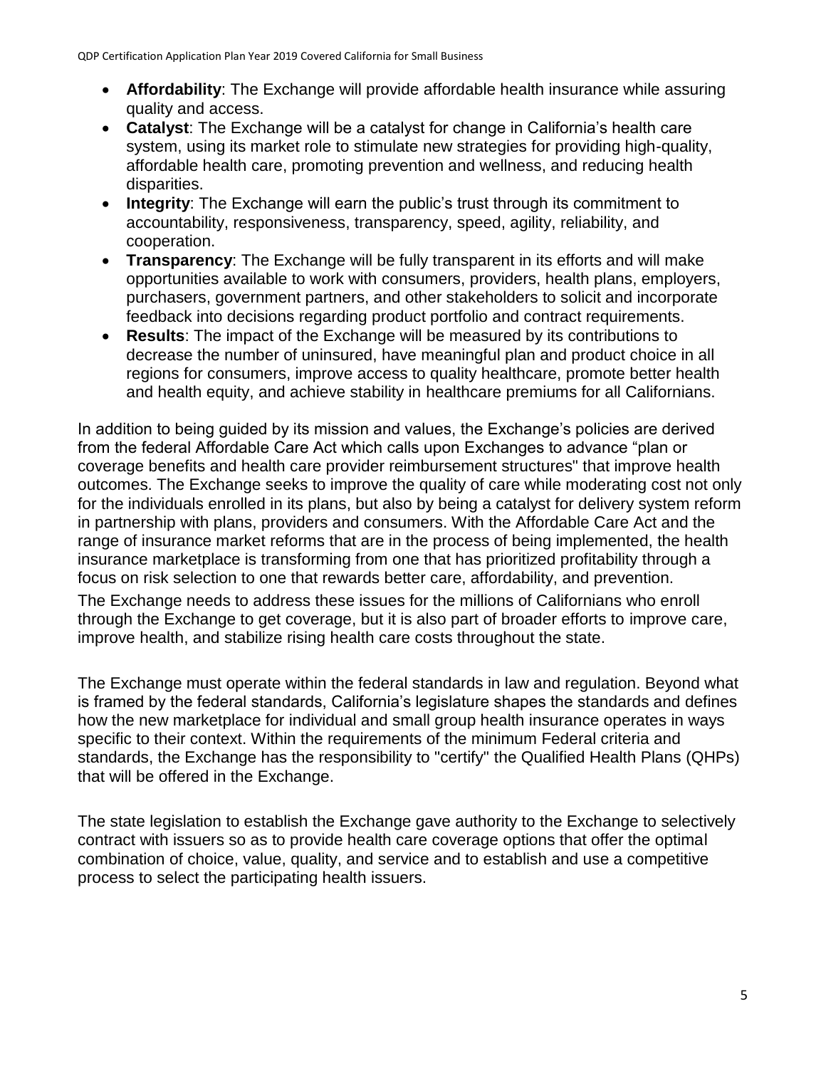- **Affordability**: The Exchange will provide affordable health insurance while assuring quality and access.
- **Catalyst**: The Exchange will be a catalyst for change in California's health care system, using its market role to stimulate new strategies for providing high-quality, affordable health care, promoting prevention and wellness, and reducing health disparities.
- **Integrity**: The Exchange will earn the public's trust through its commitment to accountability, responsiveness, transparency, speed, agility, reliability, and cooperation.
- **Transparency**: The Exchange will be fully transparent in its efforts and will make opportunities available to work with consumers, providers, health plans, employers, purchasers, government partners, and other stakeholders to solicit and incorporate feedback into decisions regarding product portfolio and contract requirements.
- **Results**: The impact of the Exchange will be measured by its contributions to decrease the number of uninsured, have meaningful plan and product choice in all regions for consumers, improve access to quality healthcare, promote better health and health equity, and achieve stability in healthcare premiums for all Californians.

In addition to being guided by its mission and values, the Exchange's policies are derived from the federal Affordable Care Act which calls upon Exchanges to advance "plan or coverage benefits and health care provider reimbursement structures" that improve health outcomes. The Exchange seeks to improve the quality of care while moderating cost not only for the individuals enrolled in its plans, but also by being a catalyst for delivery system reform in partnership with plans, providers and consumers. With the Affordable Care Act and the range of insurance market reforms that are in the process of being implemented, the health insurance marketplace is transforming from one that has prioritized profitability through a focus on risk selection to one that rewards better care, affordability, and prevention.

The Exchange needs to address these issues for the millions of Californians who enroll through the Exchange to get coverage, but it is also part of broader efforts to improve care, improve health, and stabilize rising health care costs throughout the state.

The Exchange must operate within the federal standards in law and regulation. Beyond what is framed by the federal standards, California's legislature shapes the standards and defines how the new marketplace for individual and small group health insurance operates in ways specific to their context. Within the requirements of the minimum Federal criteria and standards, the Exchange has the responsibility to "certify" the Qualified Health Plans (QHPs) that will be offered in the Exchange.

The state legislation to establish the Exchange gave authority to the Exchange to selectively contract with issuers so as to provide health care coverage options that offer the optimal combination of choice, value, quality, and service and to establish and use a competitive process to select the participating health issuers.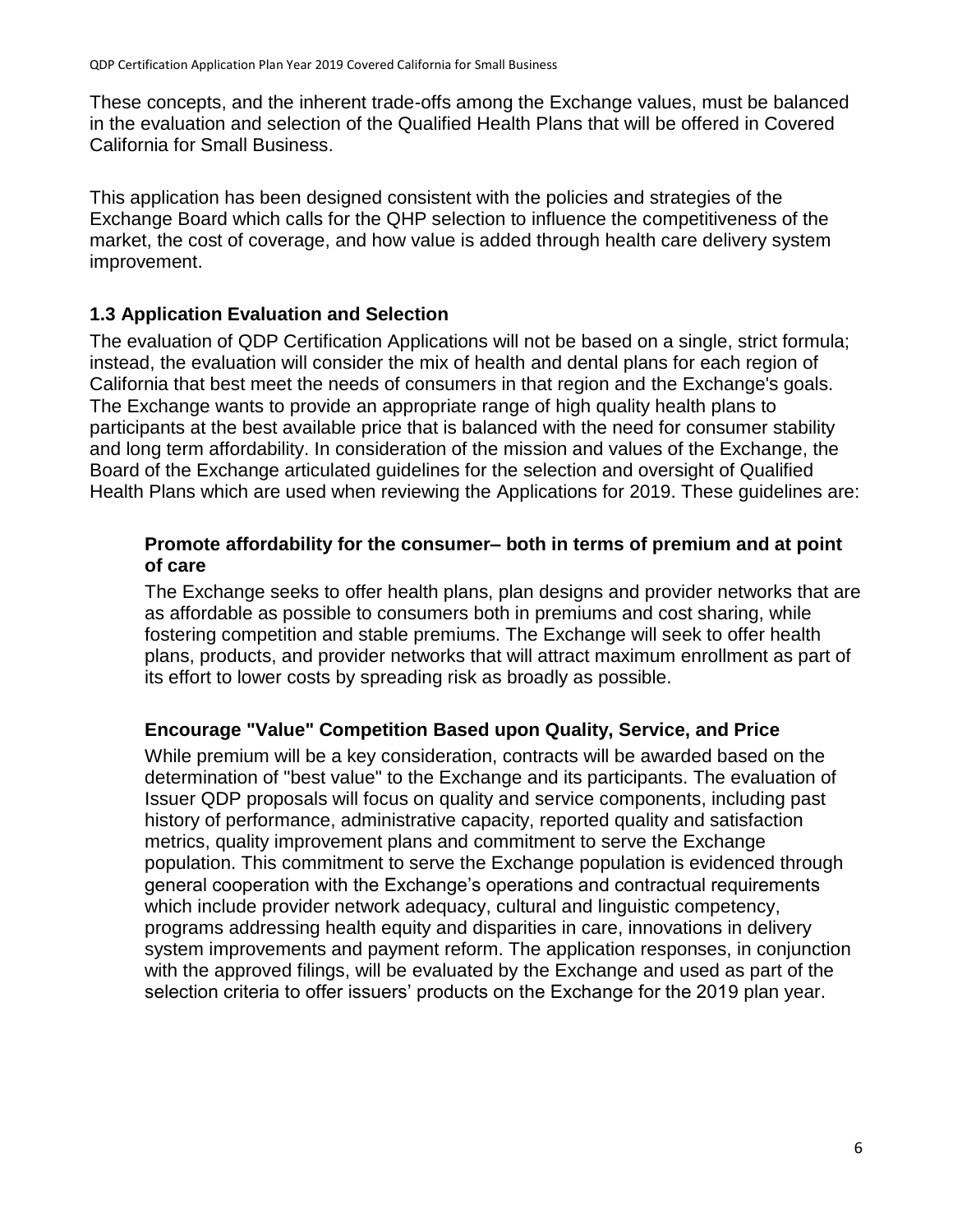These concepts, and the inherent trade-offs among the Exchange values, must be balanced in the evaluation and selection of the Qualified Health Plans that will be offered in Covered California for Small Business.

This application has been designed consistent with the policies and strategies of the Exchange Board which calls for the QHP selection to influence the competitiveness of the market, the cost of coverage, and how value is added through health care delivery system improvement.

### 1.3 Application Evaluation and Selection

The evaluation of QDP Certification Applications will not be based on a single, strict formula; instead, the evaluation will consider the mix of health and dental plans for each region of California that best meet the needs of consumers in that region and the Exchange's goals. The Exchange wants to provide an appropriate range of high quality health plans to participants at the best available price that is balanced with the need for consumer stability and long term affordability. In consideration of the mission and values of the Exchange, the Board of the Exchange articulated guidelines for the selection and oversight of Qualified Health Plans which are used when reviewing the Applications for 2019. These guidelines are:

**Promote affordability for the consumer– both in terms of premium and at point of care**

The Exchange seeks to offer health plans, plan designs and provider networks that are as affordable as possible to consumers both in premiums and cost sharing, while fostering competition and stable premiums. The Exchange will seek to offer health plans, products, and provider networks that will attract maximum enrollment as part of its effort to lower costs by spreading risk as broadly as possible.

**Encourage "Value" Competition Based upon Quality, Service, and Price**

While premium will be a key consideration, contracts will be awarded based on the determination of "best value" to the Exchange and its participants. The evaluation of Issuer QDP proposals will focus on quality and service components, including past history of performance, administrative capacity, reported quality and satisfaction metrics, quality improvement plans and commitment to serve the Exchange population. This commitment to serve the Exchange population is evidenced through general cooperation with the Exchange's operations and contractual requirements which include provider network adequacy, cultural and linguistic competency, programs addressing health equity and disparities in care, innovations in delivery system improvements and payment reform. The application responses, in conjunction with the approved filings, will be evaluated by the Exchange and used as part of the selection criteria to offer issuers' products on the Exchange for the 2019 plan year.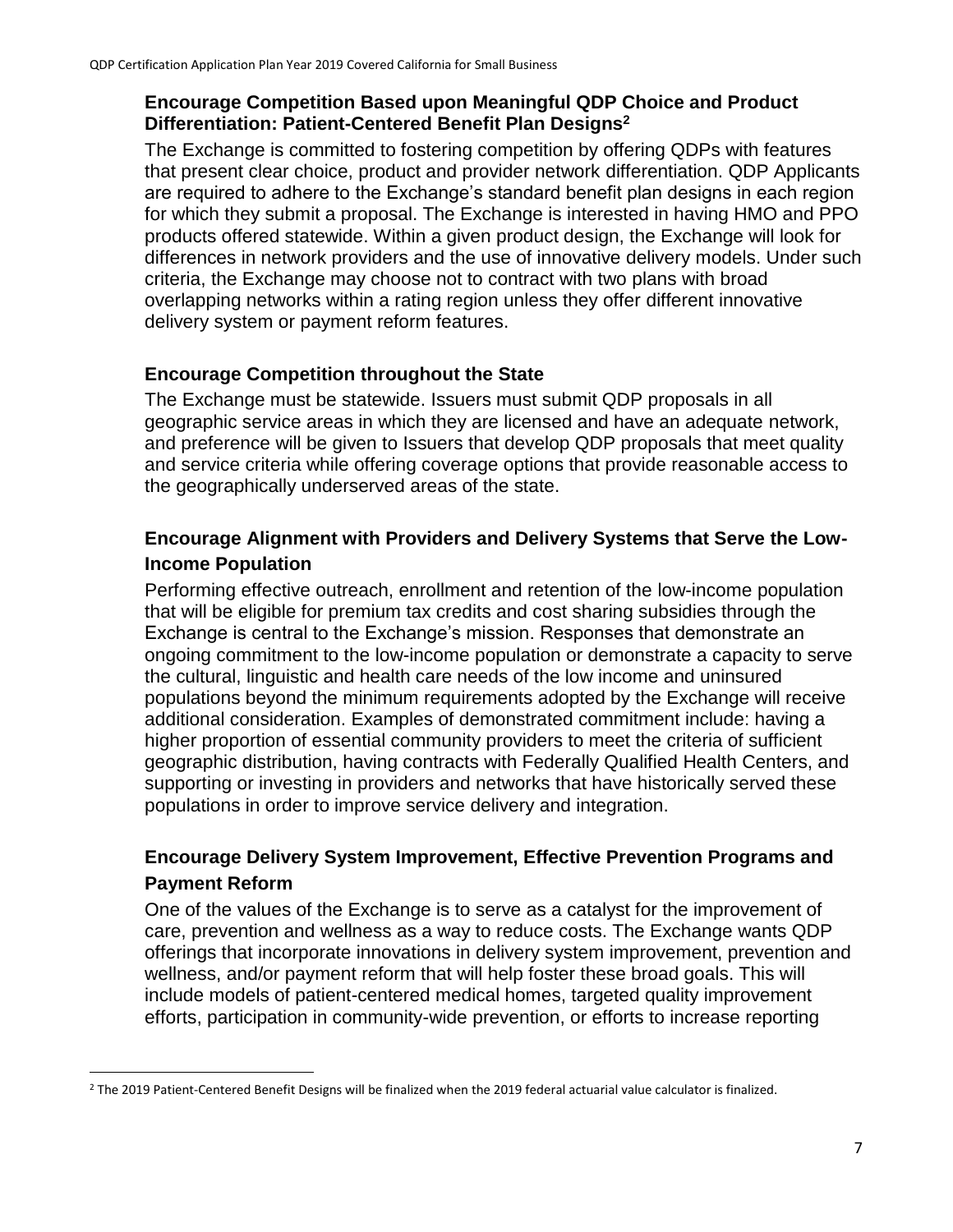### Encourage Competition Based upon Meaningful QDP Choice and Product Differentiation: Patient-Centered Benefit Plan Designs[2]

The Exchange is committed to fostering competition by offering QDPs with features that present clear choice, product and provider network differentiation. QDP Applicants are required to adhere to the Exchange's standard benefit plan designs in each region for which they submit a proposal. The Exchange is interested in having HMO and PPO products offered statewide. Within a given product design, the Exchange will look for differences in network providers and the use of innovative delivery models. Under such criteria, the Exchange may choose not to contract with two plans with broad overlapping networks within a rating region unless they offer different innovative delivery system or payment reform features.

### Encourage Competition throughout the State

The Exchange must be statewide. Issuers must submit QDP proposals in all geographic service areas in which they are licensed and have an adequate network, and preference will be given to Issuers that develop QDP proposals that meet quality and service criteria while offering coverage options that provide reasonable access to the geographically underserved areas of the state.

### Encourage Alignment with Providers and Delivery Systems that Serve the Low-Income Population

Performing effective outreach, enrollment and retention of the low-income population that will be eligible for premium tax credits and cost sharing subsidies through the Exchange is central to the Exchange's mission. Responses that demonstrate an ongoing commitment to the low-income population or demonstrate a capacity to serve the cultural, linguistic and health care needs of the low income and uninsured populations beyond the minimum requirements adopted by the Exchange will receive additional consideration. Examples of demonstrated commitment include: having a higher proportion of essential community providers to meet the criteria of sufficient geographic distribution, having contracts with Federally Qualified Health Centers, and supporting or investing in providers and networks that have historically served these populations in order to improve service delivery and integration.

### Encourage Delivery System Improvement, Effective Prevention Programs and Payment Reform

One of the values of the Exchange is to serve as a catalyst for the improvement of care, prevention and wellness as a way to reduce costs. The Exchange wants QDP offerings that incorporate innovations in delivery system improvement, prevention and wellness, and/or payment reform that will help foster these broad goals. This will include models of patient-centered medical homes, targeted quality improvement efforts, participation in community-wide prevention, or efforts to increase reporting

---

[2] The 2019 Patient-Centered Benefit Designs will be finalized when the 2019 federal actuarial value calculator is finalized.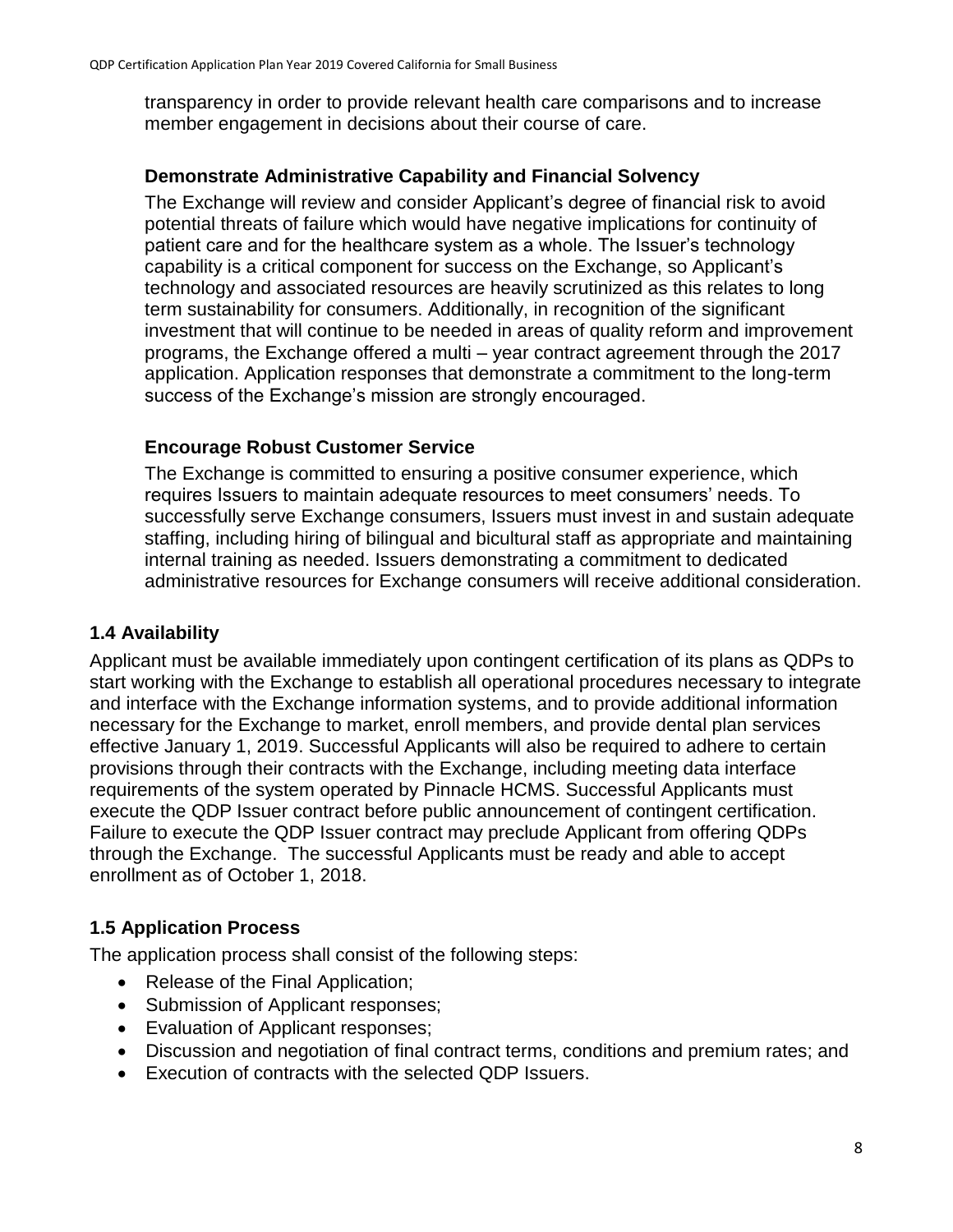transparency in order to provide relevant health care comparisons and to increase member engagement in decisions about their course of care.

### Demonstrate Administrative Capability and Financial Solvency

The Exchange will review and consider Applicant's degree of financial risk to avoid potential threats of failure which would have negative implications for continuity of patient care and for the healthcare system as a whole. The Issuer's technology capability is a critical component for success on the Exchange, so Applicant's technology and associated resources are heavily scrutinized as this relates to long term sustainability for consumers. Additionally, in recognition of the significant investment that will continue to be needed in areas of quality reform and improvement programs, the Exchange offered a multi – year contract agreement through the 2017 application. Application responses that demonstrate a commitment to the long-term success of the Exchange's mission are strongly encouraged.

### Encourage Robust Customer Service

The Exchange is committed to ensuring a positive consumer experience, which requires Issuers to maintain adequate resources to meet consumers' needs. To successfully serve Exchange consumers, Issuers must invest in and sustain adequate staffing, including hiring of bilingual and bicultural staff as appropriate and maintaining internal training as needed. Issuers demonstrating a commitment to dedicated administrative resources for Exchange consumers will receive additional consideration.

## 1.4 Availability

Applicant must be available immediately upon contingent certification of its plans as QDPs to start working with the Exchange to establish all operational procedures necessary to integrate and interface with the Exchange information systems, and to provide additional information necessary for the Exchange to market, enroll members, and provide dental plan services effective January 1, 2019. Successful Applicants will also be required to adhere to certain provisions through their contracts with the Exchange, including meeting data interface requirements of the system operated by Pinnacle HCMS. Successful Applicants must execute the QDP Issuer contract before public announcement of contingent certification. Failure to execute the QDP Issuer contract may preclude Applicant from offering QDPs through the Exchange. The successful Applicants must be ready and able to accept enrollment as of October 1, 2018.

## 1.5 Application Process

The application process shall consist of the following steps:

- Release of the Final Application;
- Submission of Applicant responses;
- Evaluation of Applicant responses;
- Discussion and negotiation of final contract terms, conditions and premium rates; and
- Execution of contracts with the selected QDP Issuers.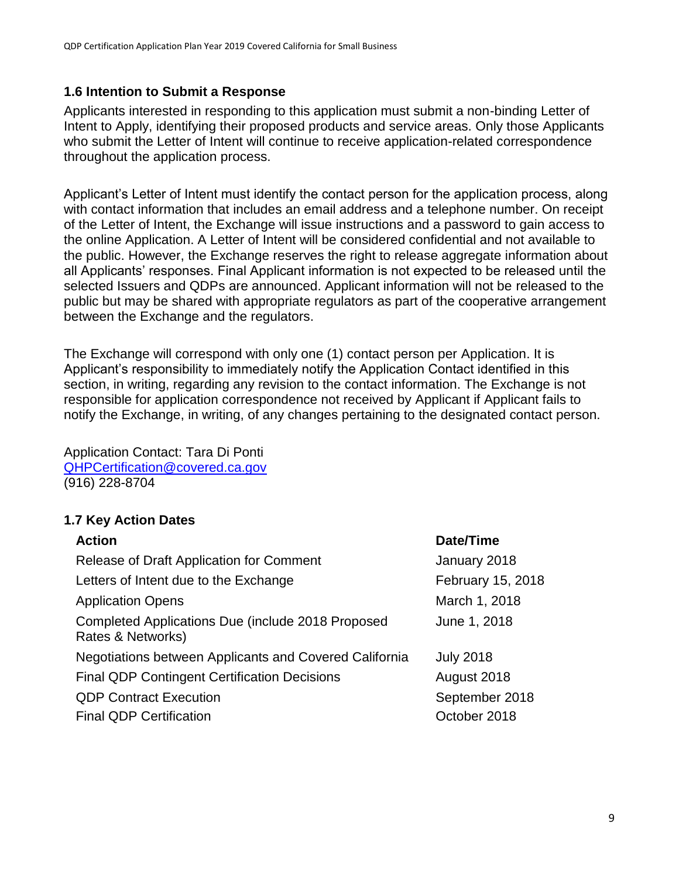### 1.6 Intention to Submit a Response

Applicants interested in responding to this application must submit a non-binding Letter of Intent to Apply, identifying their proposed products and service areas. Only those Applicants who submit the Letter of Intent will continue to receive application-related correspondence throughout the application process.

Applicant's Letter of Intent must identify the contact person for the application process, along with contact information that includes an email address and a telephone number. On receipt of the Letter of Intent, the Exchange will issue instructions and a password to gain access to the online Application. A Letter of Intent will be considered confidential and not available to the public. However, the Exchange reserves the right to release aggregate information about all Applicants' responses. Final Applicant information is not expected to be released until the selected Issuers and QDPs are announced. Applicant information will not be released to the public but may be shared with appropriate regulators as part of the cooperative arrangement between the Exchange and the regulators.

The Exchange will correspond with only one (1) contact person per Application. It is Applicant's responsibility to immediately notify the Application Contact identified in this section, in writing, regarding any revision to the contact information. The Exchange is not responsible for application correspondence not received by Applicant if Applicant fails to notify the Exchange, in writing, of any changes pertaining to the designated contact person.

Application Contact: Tara Di Ponti
QHPCertification@covered.ca.gov
(916) 228-8704

### 1.7 Key Action Dates

| Action | Date/Time |
|---|---|
| Release of Draft Application for Comment | January 2018 |
| Letters of Intent due to the Exchange | February 15, 2018 |
| Application Opens | March 1, 2018 |
| Completed Applications Due (include 2018 Proposed Rates & Networks) | June 1, 2018 |
| Negotiations between Applicants and Covered California | July 2018 |
| Final QDP Contingent Certification Decisions | August 2018 |
| QDP Contract Execution | September 2018 |
| Final QDP Certification | October 2018 |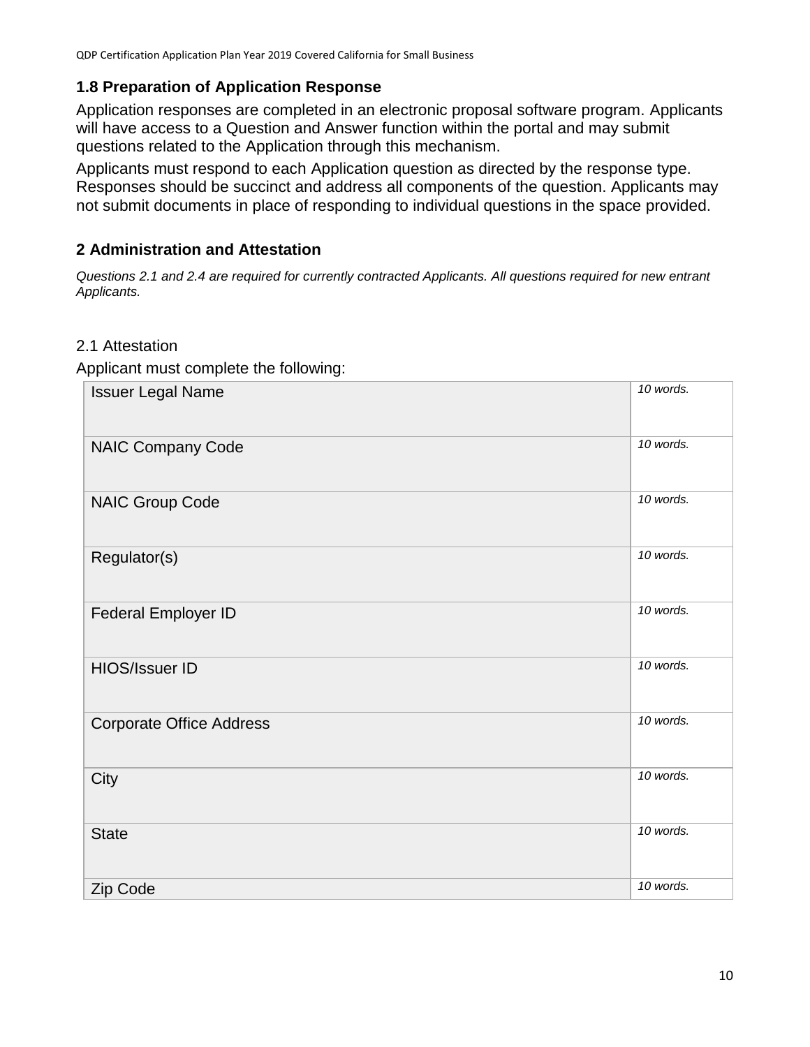## 1.8 Preparation of Application Response

Application responses are completed in an electronic proposal software program. Applicants will have access to a Question and Answer function within the portal and may submit questions related to the Application through this mechanism.

Applicants must respond to each Application question as directed by the response type. Responses should be succinct and address all components of the question. Applicants may not submit documents in place of responding to individual questions in the space provided.

## 2 Administration and Attestation

*Questions 2.1 and 2.4 are required for currently contracted Applicants. All questions required for new entrant Applicants.*

### 2.1 Attestation

Applicant must complete the following:

| | |
|---|---|
| Issuer Legal Name | *10 words.* |
| NAIC Company Code | *10 words.* |
| NAIC Group Code | *10 words.* |
| Regulator(s) | *10 words.* |
| Federal Employer ID | *10 words.* |
| HIOS/Issuer ID | *10 words.* |
| Corporate Office Address | *10 words.* |
| City | *10 words.* |
| State | *10 words.* |
| Zip Code | *10 words.* |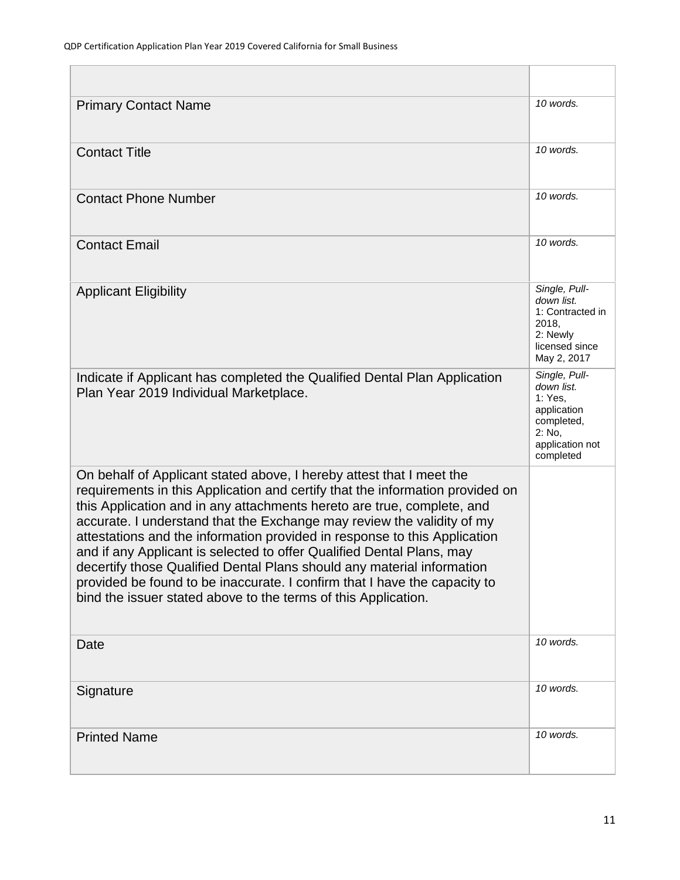| | |
|---|---|
| | |
| Primary Contact Name | *10 words.* |
| Contact Title | *10 words.* |
| Contact Phone Number | *10 words.* |
| Contact Email | *10 words.* |
| Applicant Eligibility | *Single, Pull-down list.* 1: Contracted in 2018, 2: Newly licensed since May 2, 2017 |
| Indicate if Applicant has completed the Qualified Dental Plan Application Plan Year 2019 Individual Marketplace. | *Single, Pull-down list.* 1: Yes, application completed, 2: No, application not completed |
| On behalf of Applicant stated above, I hereby attest that I meet the requirements in this Application and certify that the information provided on this Application and in any attachments hereto are true, complete, and accurate. I understand that the Exchange may review the validity of my attestations and the information provided in response to this Application and if any Applicant is selected to offer Qualified Dental Plans, may decertify those Qualified Dental Plans should any material information provided be found to be inaccurate. I confirm that I have the capacity to bind the issuer stated above to the terms of this Application. | |
| Date | *10 words.* |
| Signature | *10 words.* |
| Printed Name | *10 words.* |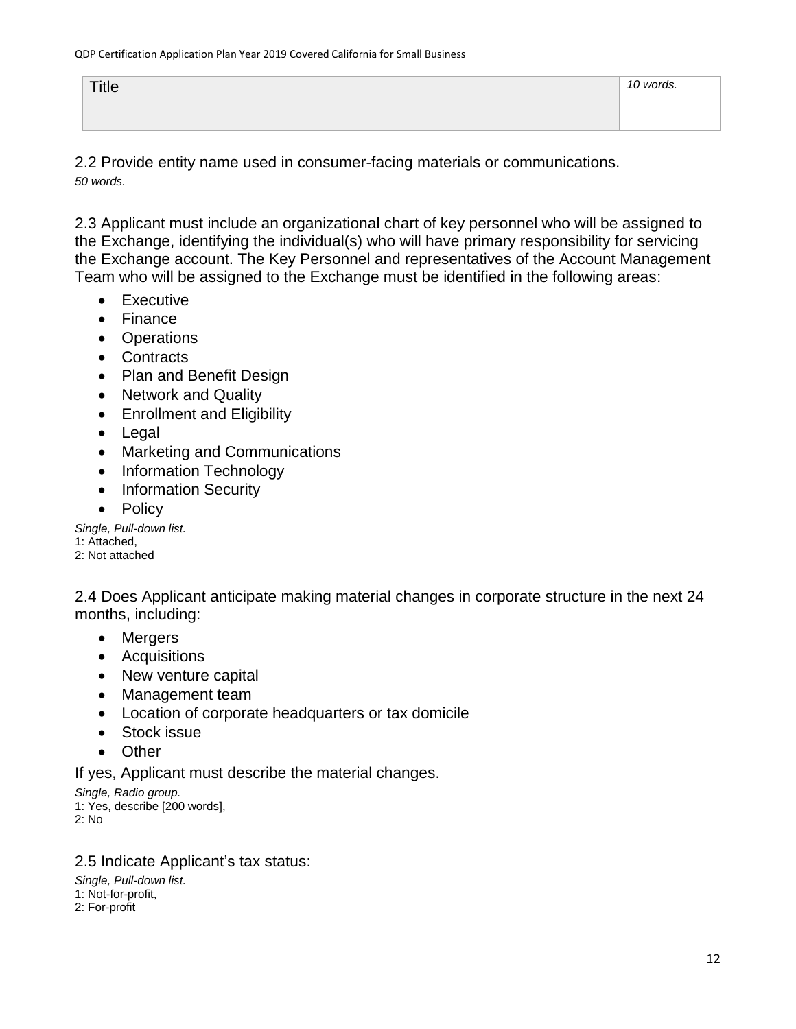| | |
|---|---|
| Title | *10 words.* |

2.2 Provide entity name used in consumer-facing materials or communications.
*50 words.*

2.3 Applicant must include an organizational chart of key personnel who will be assigned to the Exchange, identifying the individual(s) who will have primary responsibility for servicing the Exchange account. The Key Personnel and representatives of the Account Management Team who will be assigned to the Exchange must be identified in the following areas:

- Executive
- Finance
- Operations
- Contracts
- Plan and Benefit Design
- Network and Quality
- Enrollment and Eligibility
- Legal
- Marketing and Communications
- Information Technology
- Information Security
- Policy

*Single, Pull-down list.*
1: Attached,
2: Not attached

2.4 Does Applicant anticipate making material changes in corporate structure in the next 24 months, including:

- Mergers
- Acquisitions
- New venture capital
- Management team
- Location of corporate headquarters or tax domicile
- Stock issue
- Other

If yes, Applicant must describe the material changes.

*Single, Radio group.*
1: Yes, describe [200 words],
2: No

2.5 Indicate Applicant's tax status:

*Single, Pull-down list.*
1: Not-for-profit,
2: For-profit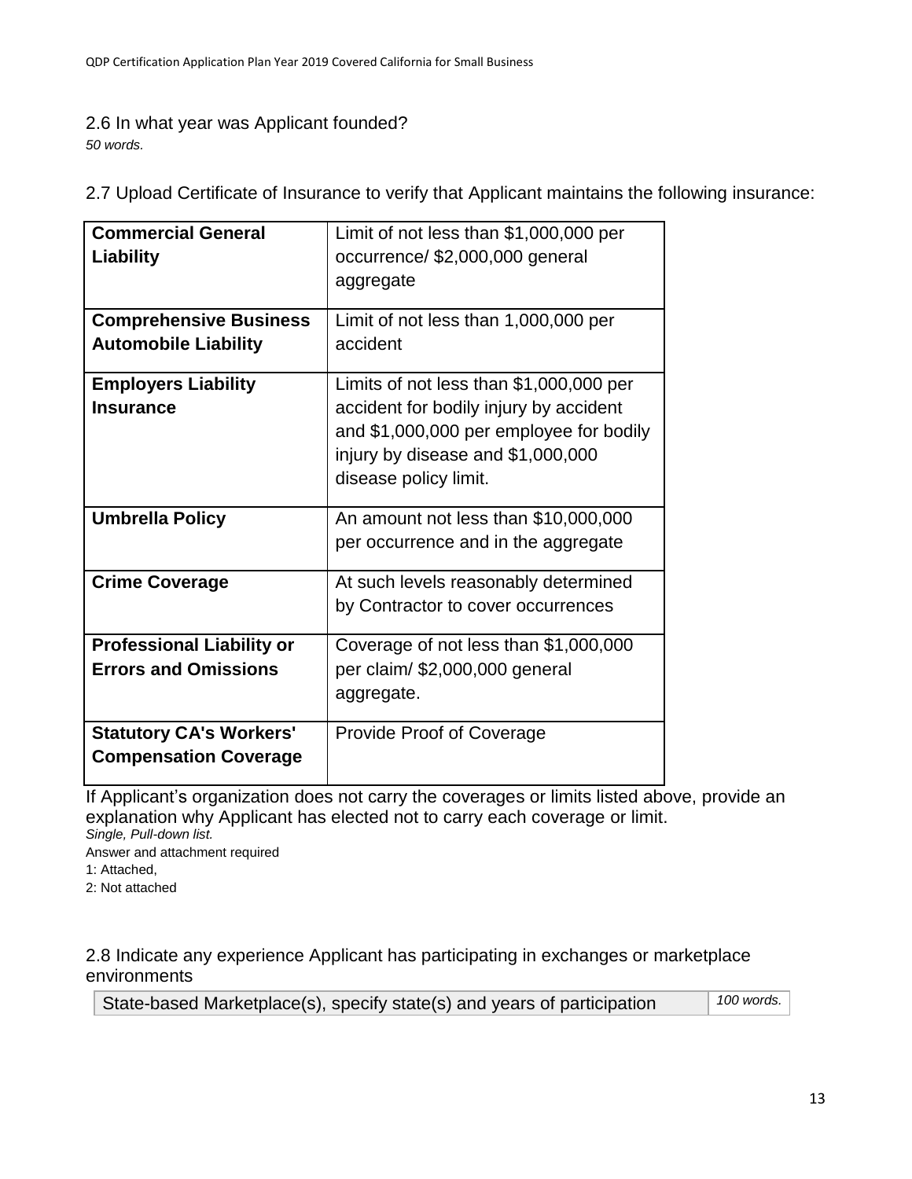2.6 In what year was Applicant founded?
*50 words.*

2.7 Upload Certificate of Insurance to verify that Applicant maintains the following insurance:

| | |
|---|---|
| **Commercial General Liability** | Limit of not less than $1,000,000 per occurrence/ $2,000,000 general aggregate |
| **Comprehensive Business Automobile Liability** | Limit of not less than 1,000,000 per accident |
| **Employers Liability Insurance** | Limits of not less than $1,000,000 per accident for bodily injury by accident and $1,000,000 per employee for bodily injury by disease and $1,000,000 disease policy limit. |
| **Umbrella Policy** | An amount not less than $10,000,000 per occurrence and in the aggregate |
| **Crime Coverage** | At such levels reasonably determined by Contractor to cover occurrences |
| **Professional Liability or Errors and Omissions** | Coverage of not less than $1,000,000 per claim/ $2,000,000 general aggregate. |
| **Statutory CA's Workers' Compensation Coverage** | Provide Proof of Coverage |

If Applicant's organization does not carry the coverages or limits listed above, provide an explanation why Applicant has elected not to carry each coverage or limit.
*Single, Pull-down list.*
Answer and attachment required
1: Attached,
2: Not attached

2.8 Indicate any experience Applicant has participating in exchanges or marketplace environments

| | |
|---|---|
| State-based Marketplace(s), specify state(s) and years of participation | *100 words.* |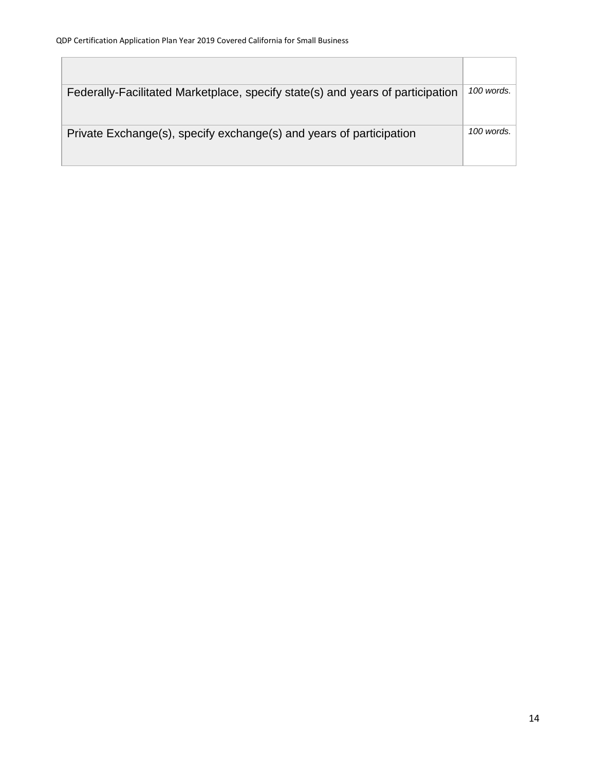| | |
|---|---|
| Federally-Facilitated Marketplace, specify state(s) and years of participation | *100 words.* |
| Private Exchange(s), specify exchange(s) and years of participation | *100 words.* |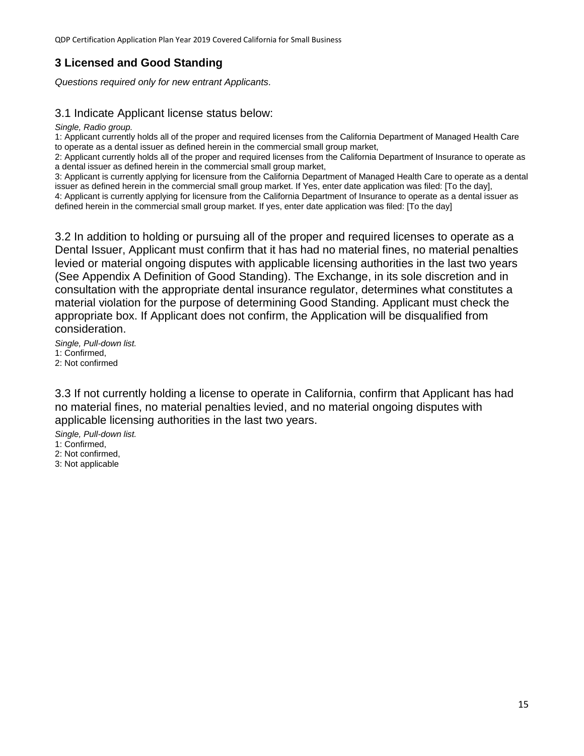## 3 Licensed and Good Standing

*Questions required only for new entrant Applicants.*

### 3.1 Indicate Applicant license status below:

*Single, Radio group.*

1: Applicant currently holds all of the proper and required licenses from the California Department of Managed Health Care to operate as a dental issuer as defined herein in the commercial small group market,

2: Applicant currently holds all of the proper and required licenses from the California Department of Insurance to operate as a dental issuer as defined herein in the commercial small group market,

3: Applicant is currently applying for licensure from the California Department of Managed Health Care to operate as a dental issuer as defined herein in the commercial small group market. If Yes, enter date application was filed: [To the day],

4: Applicant is currently applying for licensure from the California Department of Insurance to operate as a dental issuer as defined herein in the commercial small group market. If yes, enter date application was filed: [To the day]

### 3.2 In addition to holding or pursuing all of the proper and required licenses to operate as a Dental Issuer, Applicant must confirm that it has had no material fines, no material penalties levied or material ongoing disputes with applicable licensing authorities in the last two years (See Appendix A Definition of Good Standing). The Exchange, in its sole discretion and in consultation with the appropriate dental insurance regulator, determines what constitutes a material violation for the purpose of determining Good Standing. Applicant must check the appropriate box. If Applicant does not confirm, the Application will be disqualified from consideration.

*Single, Pull-down list.*

1: Confirmed,

2: Not confirmed

### 3.3 If not currently holding a license to operate in California, confirm that Applicant has had no material fines, no material penalties levied, and no material ongoing disputes with applicable licensing authorities in the last two years.

*Single, Pull-down list.*

1: Confirmed,

2: Not confirmed,

3: Not applicable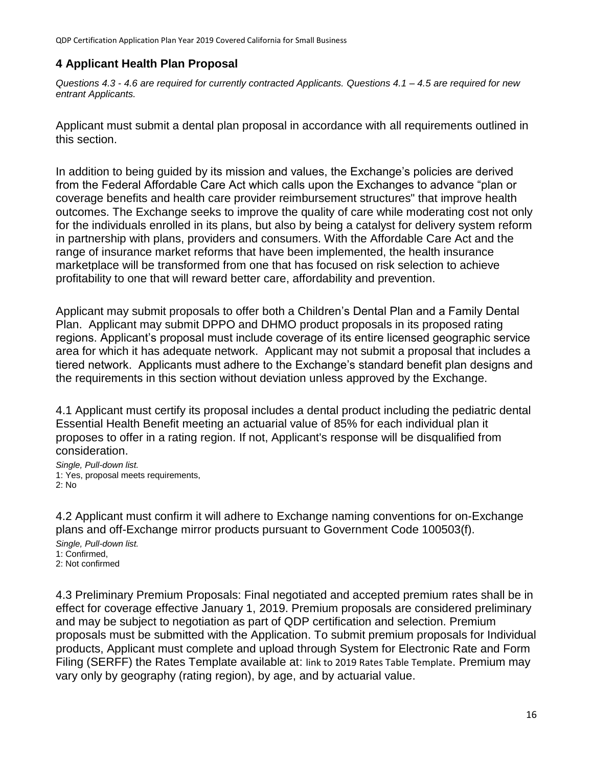## 4 Applicant Health Plan Proposal

*Questions 4.3 - 4.6 are required for currently contracted Applicants. Questions 4.1 – 4.5 are required for new entrant Applicants.*

Applicant must submit a dental plan proposal in accordance with all requirements outlined in this section.

In addition to being guided by its mission and values, the Exchange's policies are derived from the Federal Affordable Care Act which calls upon the Exchanges to advance "plan or coverage benefits and health care provider reimbursement structures" that improve health outcomes. The Exchange seeks to improve the quality of care while moderating cost not only for the individuals enrolled in its plans, but also by being a catalyst for delivery system reform in partnership with plans, providers and consumers. With the Affordable Care Act and the range of insurance market reforms that have been implemented, the health insurance marketplace will be transformed from one that has focused on risk selection to achieve profitability to one that will reward better care, affordability and prevention.

Applicant may submit proposals to offer both a Children's Dental Plan and a Family Dental Plan. Applicant may submit DPPO and DHMO product proposals in its proposed rating regions. Applicant's proposal must include coverage of its entire licensed geographic service area for which it has adequate network. Applicant may not submit a proposal that includes a tiered network. Applicants must adhere to the Exchange's standard benefit plan designs and the requirements in this section without deviation unless approved by the Exchange.

4.1 Applicant must certify its proposal includes a dental product including the pediatric dental Essential Health Benefit meeting an actuarial value of 85% for each individual plan it proposes to offer in a rating region. If not, Applicant's response will be disqualified from consideration.

*Single, Pull-down list.*
1: Yes, proposal meets requirements,
2: No

4.2 Applicant must confirm it will adhere to Exchange naming conventions for on-Exchange plans and off-Exchange mirror products pursuant to Government Code 100503(f).

*Single, Pull-down list.*
1: Confirmed,
2: Not confirmed

4.3 Preliminary Premium Proposals: Final negotiated and accepted premium rates shall be in effect for coverage effective January 1, 2019. Premium proposals are considered preliminary and may be subject to negotiation as part of QDP certification and selection. Premium proposals must be submitted with the Application. To submit premium proposals for Individual products, Applicant must complete and upload through System for Electronic Rate and Form Filing (SERFF) the Rates Template available at: link to 2019 Rates Table Template. Premium may vary only by geography (rating region), by age, and by actuarial value.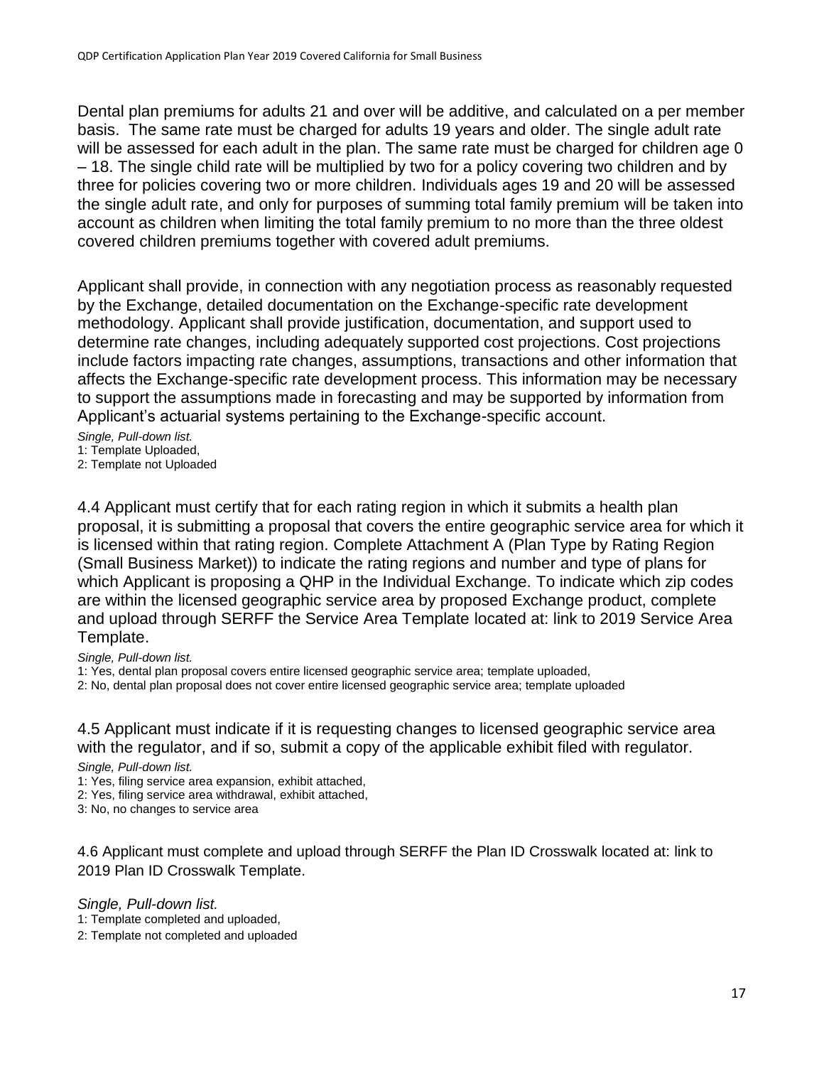Dental plan premiums for adults 21 and over will be additive, and calculated on a per member basis. The same rate must be charged for adults 19 years and older. The single adult rate will be assessed for each adult in the plan. The same rate must be charged for children age 0 – 18. The single child rate will be multiplied by two for a policy covering two children and by three for policies covering two or more children. Individuals ages 19 and 20 will be assessed the single adult rate, and only for purposes of summing total family premium will be taken into account as children when limiting the total family premium to no more than the three oldest covered children premiums together with covered adult premiums.

Applicant shall provide, in connection with any negotiation process as reasonably requested by the Exchange, detailed documentation on the Exchange-specific rate development methodology. Applicant shall provide justification, documentation, and support used to determine rate changes, including adequately supported cost projections. Cost projections include factors impacting rate changes, assumptions, transactions and other information that affects the Exchange-specific rate development process. This information may be necessary to support the assumptions made in forecasting and may be supported by information from Applicant's actuarial systems pertaining to the Exchange-specific account.

*Single, Pull-down list.*
1: Template Uploaded,
2: Template not Uploaded

4.4 Applicant must certify that for each rating region in which it submits a health plan proposal, it is submitting a proposal that covers the entire geographic service area for which it is licensed within that rating region. Complete Attachment A (Plan Type by Rating Region (Small Business Market)) to indicate the rating regions and number and type of plans for which Applicant is proposing a QHP in the Individual Exchange. To indicate which zip codes are within the licensed geographic service area by proposed Exchange product, complete and upload through SERFF the Service Area Template located at: link to 2019 Service Area Template.

*Single, Pull-down list.*
1: Yes, dental plan proposal covers entire licensed geographic service area; template uploaded,
2: No, dental plan proposal does not cover entire licensed geographic service area; template uploaded

4.5 Applicant must indicate if it is requesting changes to licensed geographic service area with the regulator, and if so, submit a copy of the applicable exhibit filed with regulator.

*Single, Pull-down list.*
1: Yes, filing service area expansion, exhibit attached,
2: Yes, filing service area withdrawal, exhibit attached,
3: No, no changes to service area

4.6 Applicant must complete and upload through SERFF the Plan ID Crosswalk located at: link to 2019 Plan ID Crosswalk Template.

*Single, Pull-down list.*
1: Template completed and uploaded,
2: Template not completed and uploaded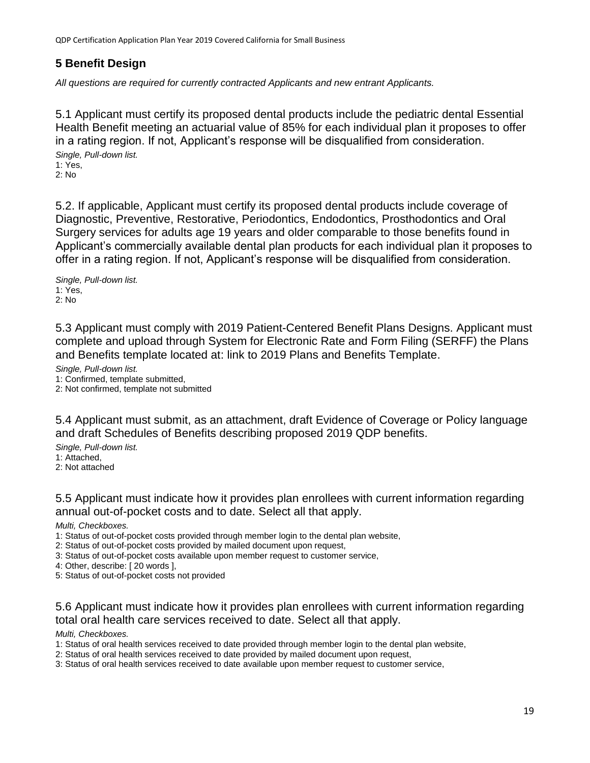## 5 Benefit Design

*All questions are required for currently contracted Applicants and new entrant Applicants.*

5.1 Applicant must certify its proposed dental products include the pediatric dental Essential Health Benefit meeting an actuarial value of 85% for each individual plan it proposes to offer in a rating region. If not, Applicant's response will be disqualified from consideration.

*Single, Pull-down list.*
1: Yes,
2: No

5.2. If applicable, Applicant must certify its proposed dental products include coverage of Diagnostic, Preventive, Restorative, Periodontics, Endodontics, Prosthodontics and Oral Surgery services for adults age 19 years and older comparable to those benefits found in Applicant's commercially available dental plan products for each individual plan it proposes to offer in a rating region. If not, Applicant's response will be disqualified from consideration.

*Single, Pull-down list.*
1: Yes,
2: No

5.3 Applicant must comply with 2019 Patient-Centered Benefit Plans Designs. Applicant must complete and upload through System for Electronic Rate and Form Filing (SERFF) the Plans and Benefits template located at: link to 2019 Plans and Benefits Template.

*Single, Pull-down list.*
1: Confirmed, template submitted,
2: Not confirmed, template not submitted

5.4 Applicant must submit, as an attachment, draft Evidence of Coverage or Policy language and draft Schedules of Benefits describing proposed 2019 QDP benefits.

*Single, Pull-down list.*
1: Attached,
2: Not attached

5.5 Applicant must indicate how it provides plan enrollees with current information regarding annual out-of-pocket costs and to date. Select all that apply.

*Multi, Checkboxes.*
1: Status of out-of-pocket costs provided through member login to the dental plan website,
2: Status of out-of-pocket costs provided by mailed document upon request,
3: Status of out-of-pocket costs available upon member request to customer service,
4: Other, describe: [ 20 words ],
5: Status of out-of-pocket costs not provided

5.6 Applicant must indicate how it provides plan enrollees with current information regarding total oral health care services received to date. Select all that apply.

*Multi, Checkboxes.*
1: Status of oral health services received to date provided through member login to the dental plan website,
2: Status of oral health services received to date provided by mailed document upon request,
3: Status of oral health services received to date available upon member request to customer service,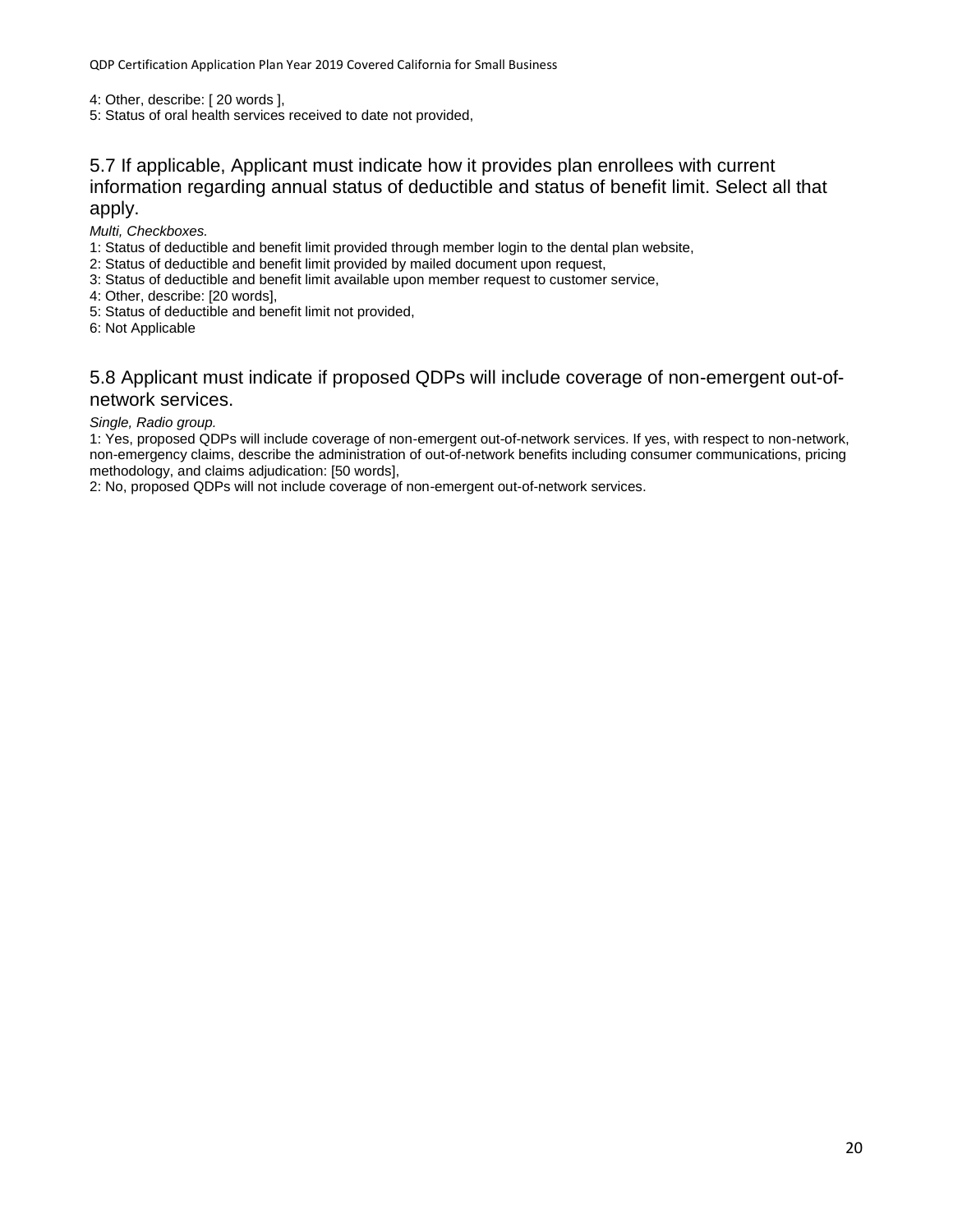4: Other, describe: [ 20 words ],
5: Status of oral health services received to date not provided,

## 5.7 If applicable, Applicant must indicate how it provides plan enrollees with current information regarding annual status of deductible and status of benefit limit. Select all that apply.

*Multi, Checkboxes.*

1: Status of deductible and benefit limit provided through member login to the dental plan website,
2: Status of deductible and benefit limit provided by mailed document upon request,
3: Status of deductible and benefit limit available upon member request to customer service,
4: Other, describe: [20 words],
5: Status of deductible and benefit limit not provided,
6: Not Applicable

## 5.8 Applicant must indicate if proposed QDPs will include coverage of non-emergent out-of-network services.

*Single, Radio group.*

1: Yes, proposed QDPs will include coverage of non-emergent out-of-network services. If yes, with respect to non-network, non-emergency claims, describe the administration of out-of-network benefits including consumer communications, pricing methodology, and claims adjudication: [50 words],
2: No, proposed QDPs will not include coverage of non-emergent out-of-network services.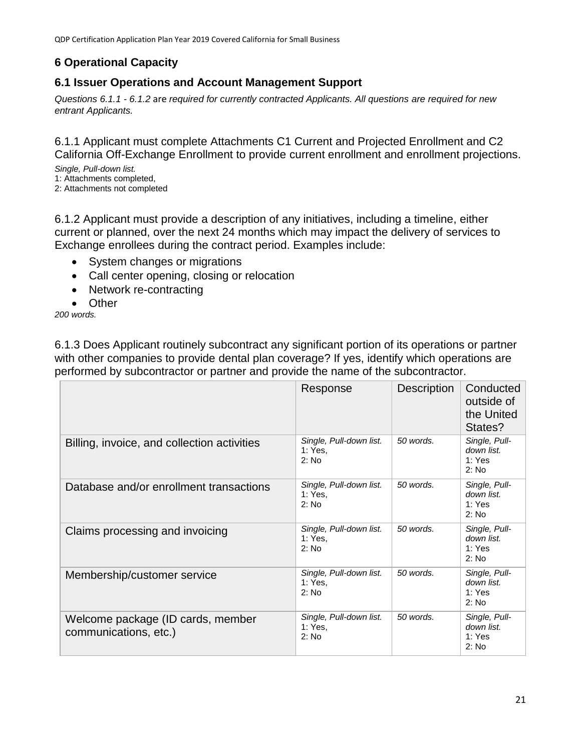# 6 Operational Capacity

## 6.1 Issuer Operations and Account Management Support

*Questions 6.1.1 - 6.1.2* are *required for currently contracted Applicants. All questions are required for new entrant Applicants.*

6.1.1 Applicant must complete Attachments C1 Current and Projected Enrollment and C2 California Off-Exchange Enrollment to provide current enrollment and enrollment projections.

*Single, Pull-down list.*
1: Attachments completed,
2: Attachments not completed

6.1.2 Applicant must provide a description of any initiatives, including a timeline, either current or planned, over the next 24 months which may impact the delivery of services to Exchange enrollees during the contract period. Examples include:

- System changes or migrations
- Call center opening, closing or relocation
- Network re-contracting
- Other

*200 words.*

6.1.3 Does Applicant routinely subcontract any significant portion of its operations or partner with other companies to provide dental plan coverage? If yes, identify which operations are performed by subcontractor or partner and provide the name of the subcontractor.

| | Response | Description | Conducted outside of the United States? |
|---|---|---|---|
| Billing, invoice, and collection activities | *Single, Pull-down list.* 1: Yes, 2: No | *50 words.* | *Single, Pull-down list.* 1: Yes 2: No |
| Database and/or enrollment transactions | *Single, Pull-down list.* 1: Yes, 2: No | *50 words.* | *Single, Pull-down list.* 1: Yes 2: No |
| Claims processing and invoicing | *Single, Pull-down list.* 1: Yes, 2: No | *50 words.* | *Single, Pull-down list.* 1: Yes 2: No |
| Membership/customer service | *Single, Pull-down list.* 1: Yes, 2: No | *50 words.* | *Single, Pull-down list.* 1: Yes 2: No |
| Welcome package (ID cards, member communications, etc.) | *Single, Pull-down list.* 1: Yes, 2: No | *50 words.* | *Single, Pull-down list.* 1: Yes 2: No |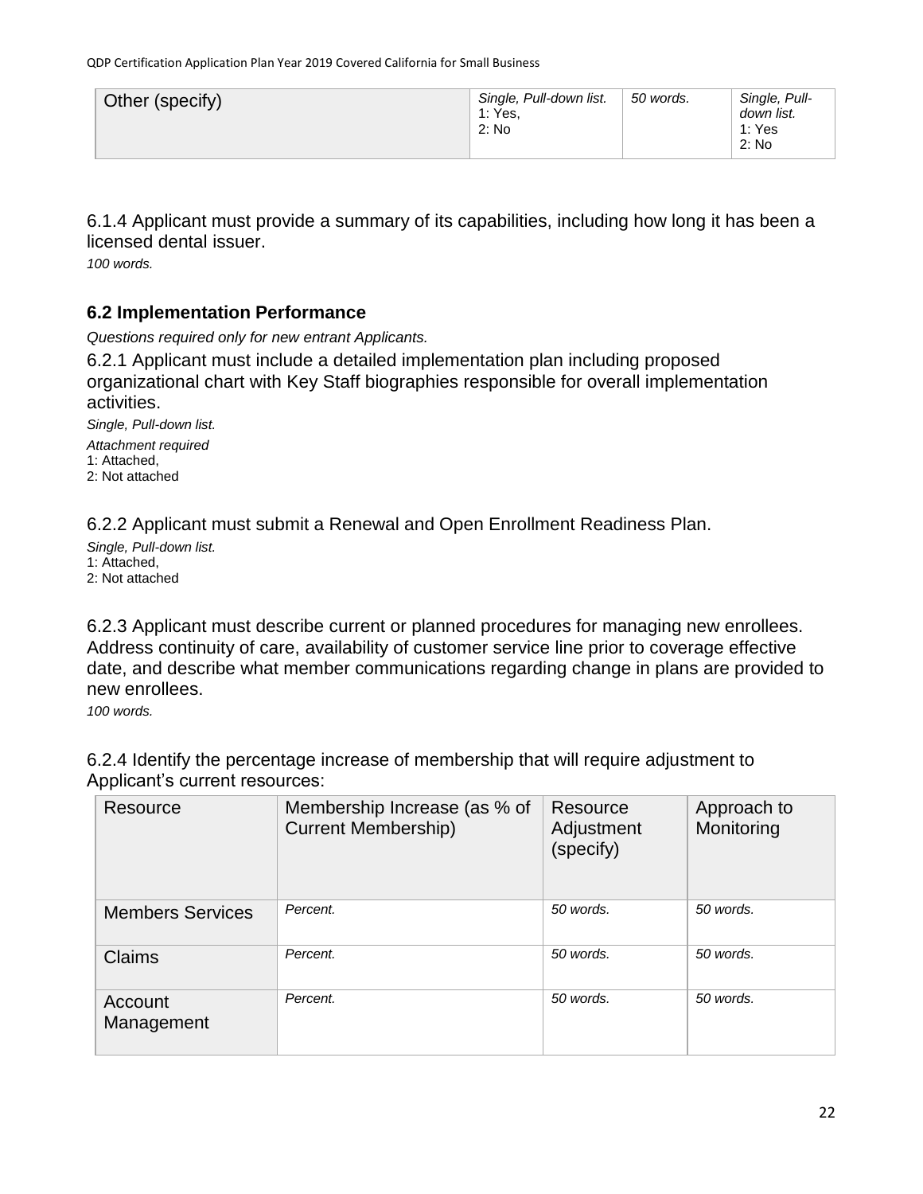| | | | |
|---|---|---|---|
| Other (specify) | *Single, Pull-down list.* 1: Yes, 2: No | *50 words.* | *Single, Pull-down list.* 1: Yes 2: No |

6.1.4 Applicant must provide a summary of its capabilities, including how long it has been a licensed dental issuer.

*100 words.*

### 6.2 Implementation Performance

*Questions required only for new entrant Applicants.*

6.2.1 Applicant must include a detailed implementation plan including proposed organizational chart with Key Staff biographies responsible for overall implementation activities.

*Single, Pull-down list.*

*Attachment required*

1: Attached,
2: Not attached

6.2.2 Applicant must submit a Renewal and Open Enrollment Readiness Plan.

*Single, Pull-down list.*

1: Attached,
2: Not attached

6.2.3 Applicant must describe current or planned procedures for managing new enrollees. Address continuity of care, availability of customer service line prior to coverage effective date, and describe what member communications regarding change in plans are provided to new enrollees.

*100 words.*

6.2.4 Identify the percentage increase of membership that will require adjustment to Applicant's current resources:

| Resource | Membership Increase (as % of Current Membership) | Resource Adjustment (specify) | Approach to Monitoring |
|---|---|---|---|
| Members Services | *Percent.* | *50 words.* | *50 words.* |
| Claims | *Percent.* | *50 words.* | *50 words.* |
| Account Management | *Percent.* | *50 words.* | *50 words.* |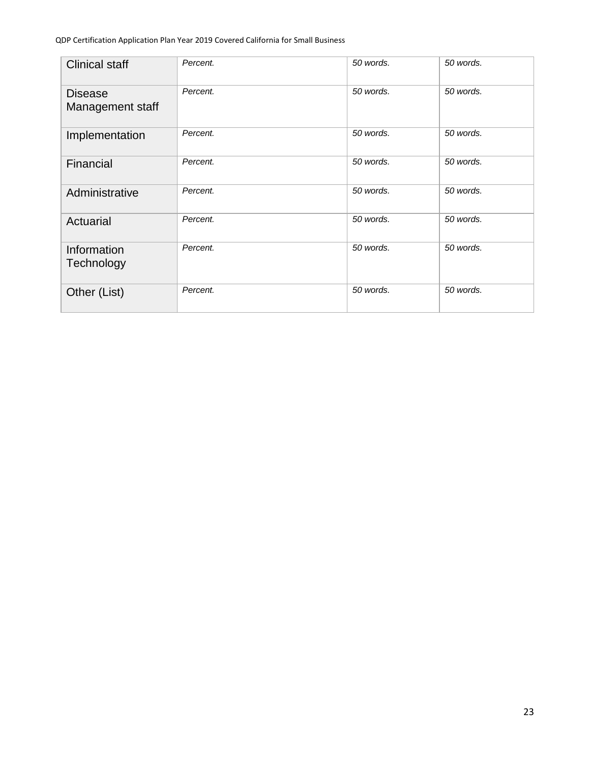| | | | |
|---|---|---|---|
| Clinical staff | *Percent.* | *50 words.* | *50 words.* |
| Disease Management staff | *Percent.* | *50 words.* | *50 words.* |
| Implementation | *Percent.* | *50 words.* | *50 words.* |
| Financial | *Percent.* | *50 words.* | *50 words.* |
| Administrative | *Percent.* | *50 words.* | *50 words.* |
| Actuarial | *Percent.* | *50 words.* | *50 words.* |
| Information Technology | *Percent.* | *50 words.* | *50 words.* |
| Other (List) | *Percent.* | *50 words.* | *50 words.* |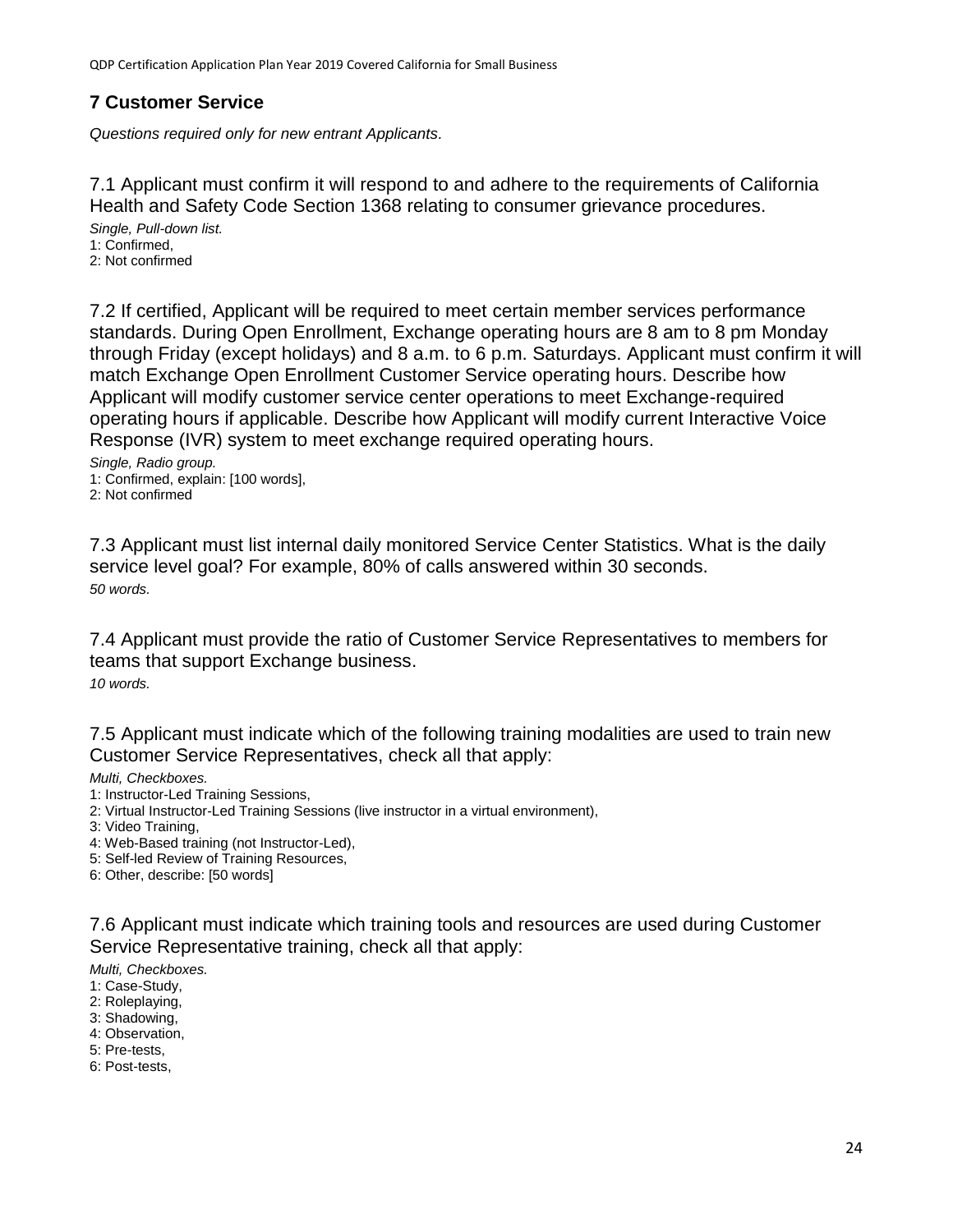## 7 Customer Service

*Questions required only for new entrant Applicants.*

7.1 Applicant must confirm it will respond to and adhere to the requirements of California Health and Safety Code Section 1368 relating to consumer grievance procedures.

*Single, Pull-down list.*
1: Confirmed,
2: Not confirmed

7.2 If certified, Applicant will be required to meet certain member services performance standards. During Open Enrollment, Exchange operating hours are 8 am to 8 pm Monday through Friday (except holidays) and 8 a.m. to 6 p.m. Saturdays. Applicant must confirm it will match Exchange Open Enrollment Customer Service operating hours. Describe how Applicant will modify customer service center operations to meet Exchange-required operating hours if applicable. Describe how Applicant will modify current Interactive Voice Response (IVR) system to meet exchange required operating hours.

*Single, Radio group.*
1: Confirmed, explain: [100 words],
2: Not confirmed

7.3 Applicant must list internal daily monitored Service Center Statistics. What is the daily service level goal? For example, 80% of calls answered within 30 seconds.

*50 words.*

7.4 Applicant must provide the ratio of Customer Service Representatives to members for teams that support Exchange business.

*10 words.*

7.5 Applicant must indicate which of the following training modalities are used to train new Customer Service Representatives, check all that apply:

*Multi, Checkboxes.*
1: Instructor-Led Training Sessions,
2: Virtual Instructor-Led Training Sessions (live instructor in a virtual environment),
3: Video Training,
4: Web-Based training (not Instructor-Led),
5: Self-led Review of Training Resources,
6: Other, describe: [50 words]

7.6 Applicant must indicate which training tools and resources are used during Customer Service Representative training, check all that apply:

*Multi, Checkboxes.*
1: Case-Study,
2: Roleplaying,
3: Shadowing,
4: Observation,
5: Pre-tests,
6: Post-tests,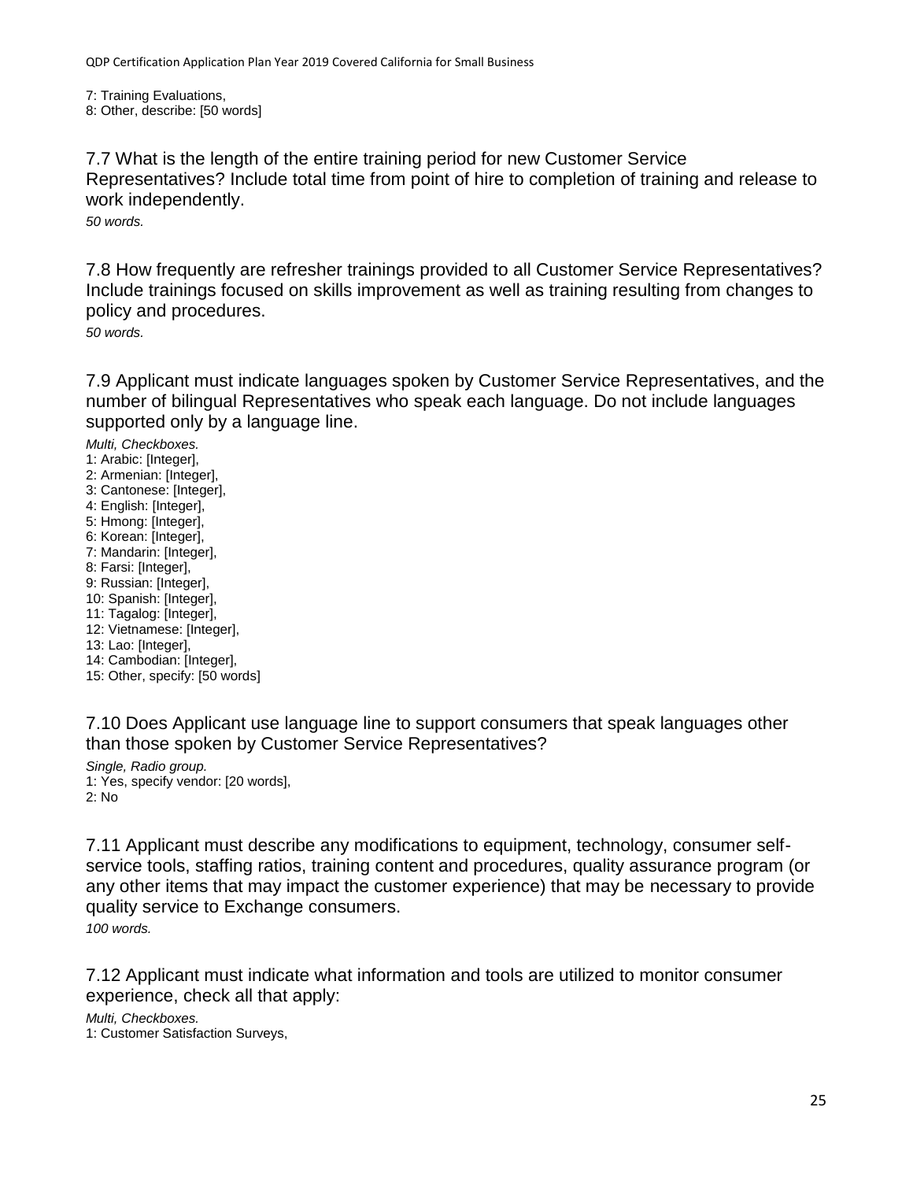7: Training Evaluations,
8: Other, describe: [50 words]

7.7 What is the length of the entire training period for new Customer Service Representatives? Include total time from point of hire to completion of training and release to work independently.

*50 words.*

7.8 How frequently are refresher trainings provided to all Customer Service Representatives? Include trainings focused on skills improvement as well as training resulting from changes to policy and procedures.

*50 words.*

7.9 Applicant must indicate languages spoken by Customer Service Representatives, and the number of bilingual Representatives who speak each language. Do not include languages supported only by a language line.

*Multi, Checkboxes.*
1: Arabic: [Integer],
2: Armenian: [Integer],
3: Cantonese: [Integer],
4: English: [Integer],
5: Hmong: [Integer],
6: Korean: [Integer],
7: Mandarin: [Integer],
8: Farsi: [Integer],
9: Russian: [Integer],
10: Spanish: [Integer],
11: Tagalog: [Integer],
12: Vietnamese: [Integer],
13: Lao: [Integer],
14: Cambodian: [Integer],
15: Other, specify: [50 words]

7.10 Does Applicant use language line to support consumers that speak languages other than those spoken by Customer Service Representatives?

*Single, Radio group.*
1: Yes, specify vendor: [20 words],
2: No

7.11 Applicant must describe any modifications to equipment, technology, consumer self-service tools, staffing ratios, training content and procedures, quality assurance program (or any other items that may impact the customer experience) that may be necessary to provide quality service to Exchange consumers.

*100 words.*

7.12 Applicant must indicate what information and tools are utilized to monitor consumer experience, check all that apply:

*Multi, Checkboxes.*
1: Customer Satisfaction Surveys,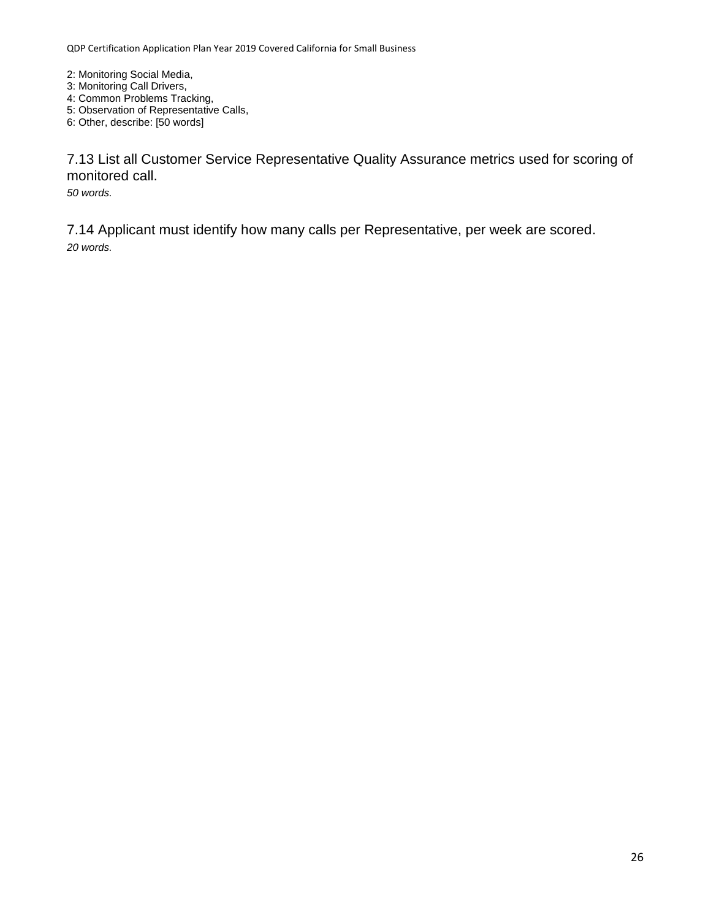2: Monitoring Social Media,
3: Monitoring Call Drivers,
4: Common Problems Tracking,
5: Observation of Representative Calls,
6: Other, describe: [50 words]

## 7.13 List all Customer Service Representative Quality Assurance metrics used for scoring of monitored call.

*50 words.*

## 7.14 Applicant must identify how many calls per Representative, per week are scored.

*20 words.*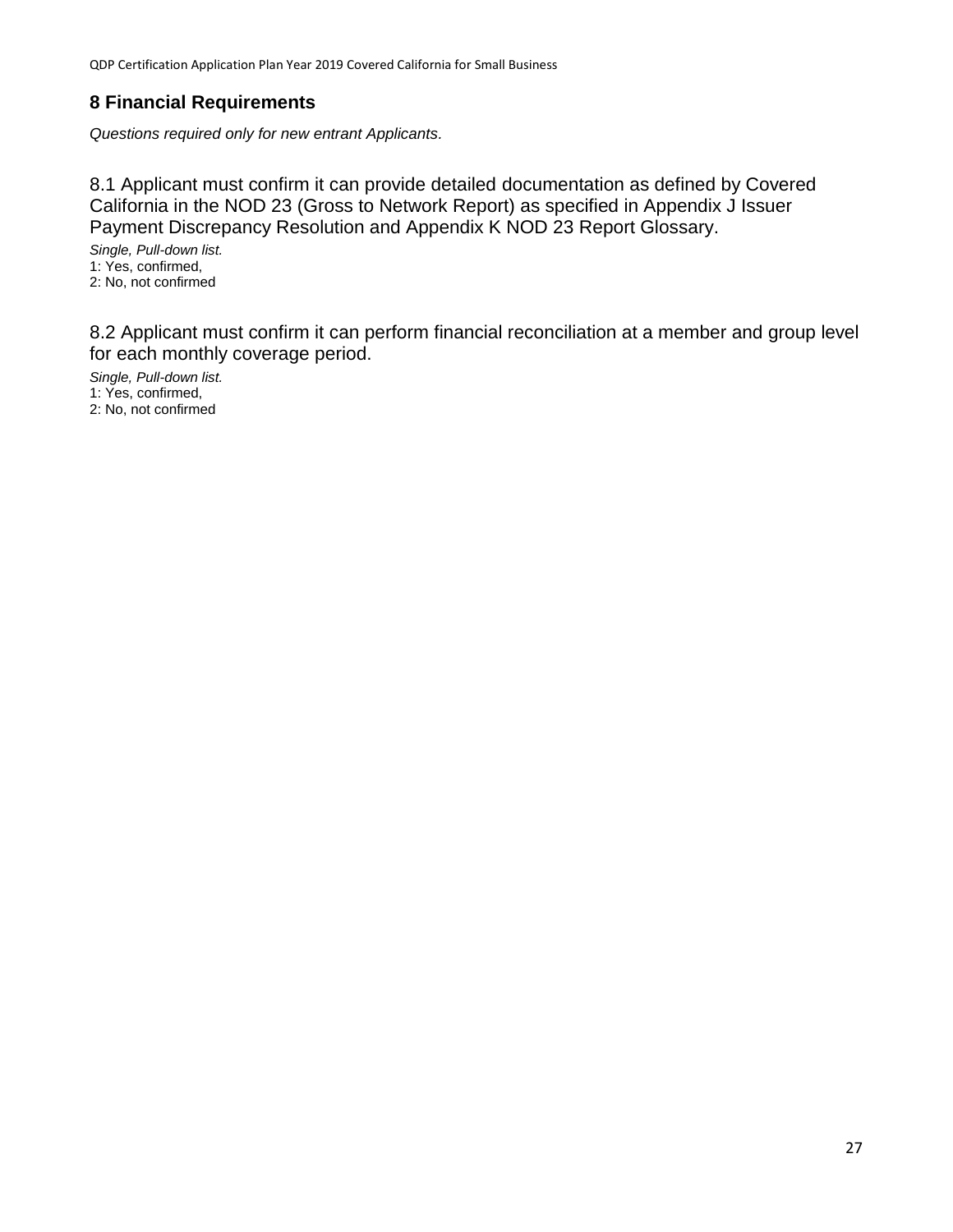## 8 Financial Requirements

*Questions required only for new entrant Applicants.*

8.1 Applicant must confirm it can provide detailed documentation as defined by Covered California in the NOD 23 (Gross to Network Report) as specified in Appendix J Issuer Payment Discrepancy Resolution and Appendix K NOD 23 Report Glossary.

*Single, Pull-down list.*
1: Yes, confirmed,
2: No, not confirmed

8.2 Applicant must confirm it can perform financial reconciliation at a member and group level for each monthly coverage period.

*Single, Pull-down list.*
1: Yes, confirmed,
2: No, not confirmed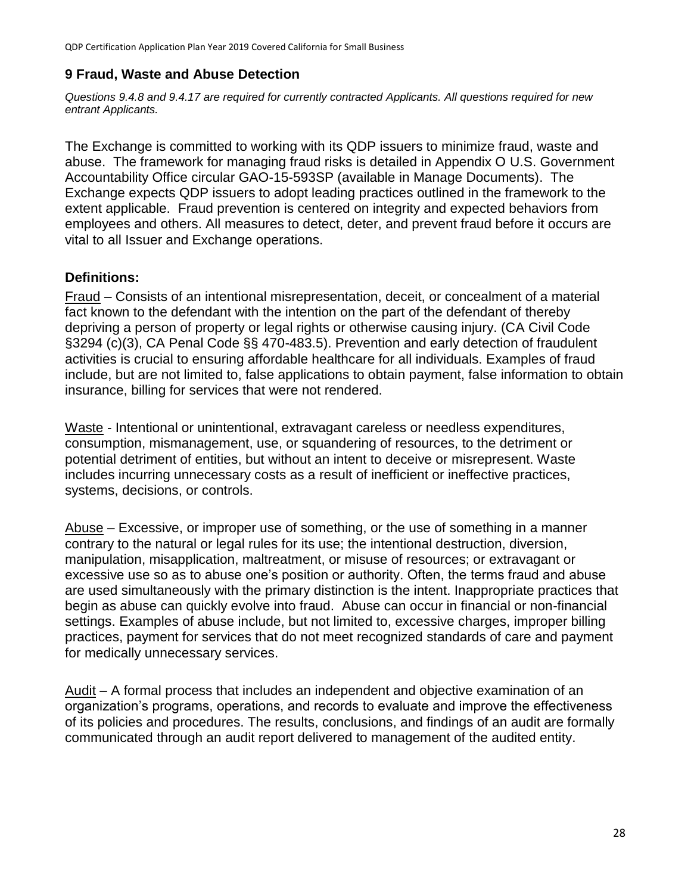## 9 Fraud, Waste and Abuse Detection

*Questions 9.4.8 and 9.4.17 are required for currently contracted Applicants. All questions required for new entrant Applicants.*

The Exchange is committed to working with its QDP issuers to minimize fraud, waste and abuse. The framework for managing fraud risks is detailed in Appendix O U.S. Government Accountability Office circular GAO-15-593SP (available in Manage Documents). The Exchange expects QDP issuers to adopt leading practices outlined in the framework to the extent applicable. Fraud prevention is centered on integrity and expected behaviors from employees and others. All measures to detect, deter, and prevent fraud before it occurs are vital to all Issuer and Exchange operations.

### Definitions:

Fraud – Consists of an intentional misrepresentation, deceit, or concealment of a material fact known to the defendant with the intention on the part of the defendant of thereby depriving a person of property or legal rights or otherwise causing injury. (CA Civil Code §3294 (c)(3), CA Penal Code §§ 470-483.5). Prevention and early detection of fraudulent activities is crucial to ensuring affordable healthcare for all individuals. Examples of fraud include, but are not limited to, false applications to obtain payment, false information to obtain insurance, billing for services that were not rendered.

Waste - Intentional or unintentional, extravagant careless or needless expenditures, consumption, mismanagement, use, or squandering of resources, to the detriment or potential detriment of entities, but without an intent to deceive or misrepresent. Waste includes incurring unnecessary costs as a result of inefficient or ineffective practices, systems, decisions, or controls.

Abuse – Excessive, or improper use of something, or the use of something in a manner contrary to the natural or legal rules for its use; the intentional destruction, diversion, manipulation, misapplication, maltreatment, or misuse of resources; or extravagant or excessive use so as to abuse one's position or authority. Often, the terms fraud and abuse are used simultaneously with the primary distinction is the intent. Inappropriate practices that begin as abuse can quickly evolve into fraud. Abuse can occur in financial or non-financial settings. Examples of abuse include, but not limited to, excessive charges, improper billing practices, payment for services that do not meet recognized standards of care and payment for medically unnecessary services.

Audit – A formal process that includes an independent and objective examination of an organization's programs, operations, and records to evaluate and improve the effectiveness of its policies and procedures. The results, conclusions, and findings of an audit are formally communicated through an audit report delivered to management of the audited entity.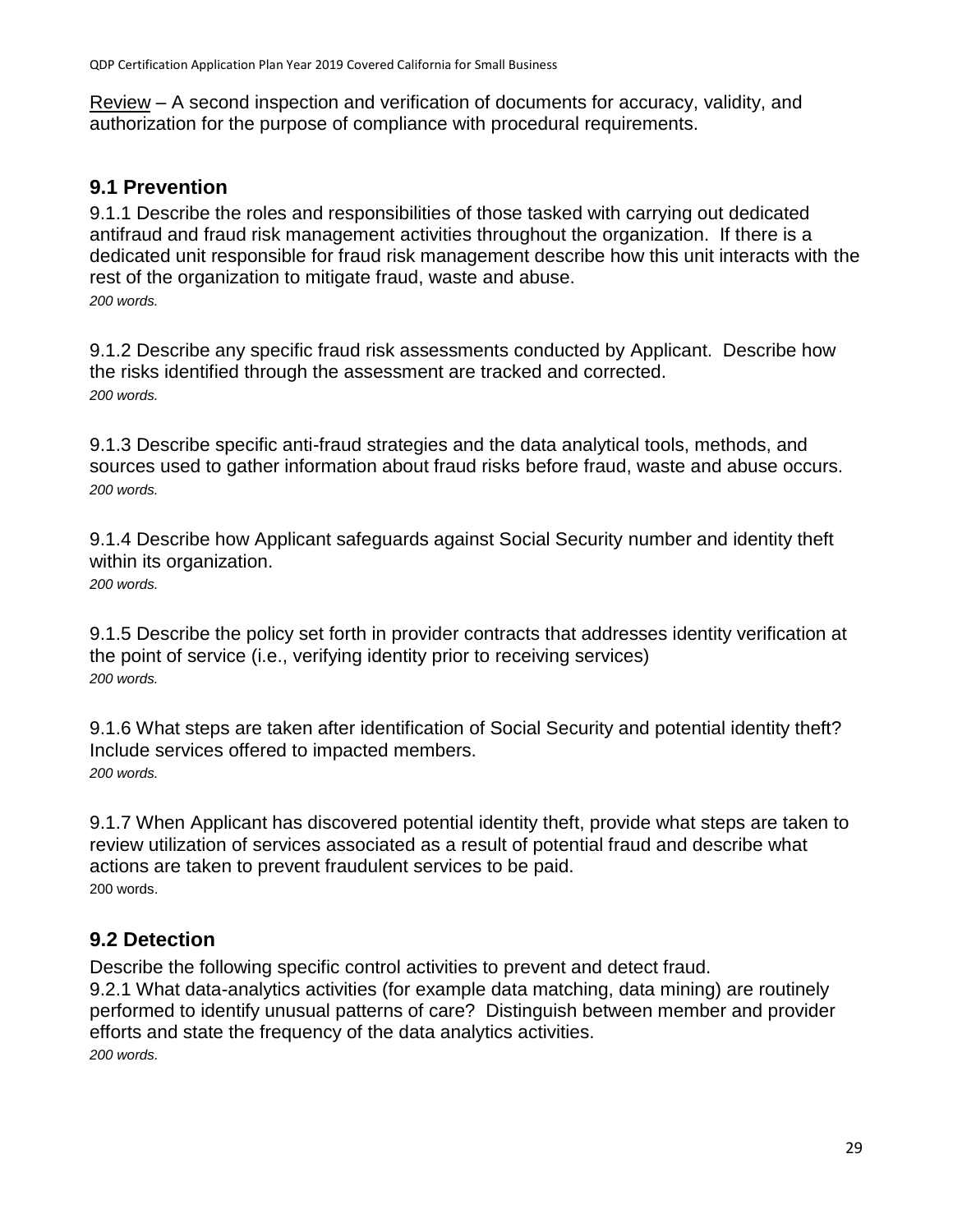<u>Review</u> – A second inspection and verification of documents for accuracy, validity, and authorization for the purpose of compliance with procedural requirements.

## 9.1 Prevention

9.1.1 Describe the roles and responsibilities of those tasked with carrying out dedicated antifraud and fraud risk management activities throughout the organization. If there is a dedicated unit responsible for fraud risk management describe how this unit interacts with the rest of the organization to mitigate fraud, waste and abuse.
*200 words.*

9.1.2 Describe any specific fraud risk assessments conducted by Applicant. Describe how the risks identified through the assessment are tracked and corrected.
*200 words.*

9.1.3 Describe specific anti-fraud strategies and the data analytical tools, methods, and sources used to gather information about fraud risks before fraud, waste and abuse occurs.
*200 words.*

9.1.4 Describe how Applicant safeguards against Social Security number and identity theft within its organization.
*200 words.*

9.1.5 Describe the policy set forth in provider contracts that addresses identity verification at the point of service (i.e., verifying identity prior to receiving services)
*200 words.*

9.1.6 What steps are taken after identification of Social Security and potential identity theft? Include services offered to impacted members.
*200 words.*

9.1.7 When Applicant has discovered potential identity theft, provide what steps are taken to review utilization of services associated as a result of potential fraud and describe what actions are taken to prevent fraudulent services to be paid.
200 words.

## 9.2 Detection

Describe the following specific control activities to prevent and detect fraud.

9.2.1 What data-analytics activities (for example data matching, data mining) are routinely performed to identify unusual patterns of care? Distinguish between member and provider efforts and state the frequency of the data analytics activities.
*200 words.*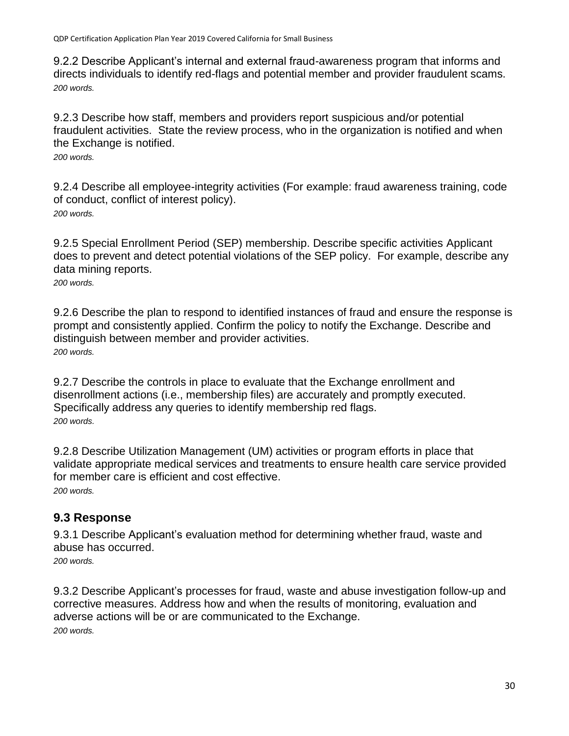9.2.2 Describe Applicant's internal and external fraud-awareness program that informs and directs individuals to identify red-flags and potential member and provider fraudulent scams.
*200 words.*

9.2.3 Describe how staff, members and providers report suspicious and/or potential fraudulent activities. State the review process, who in the organization is notified and when the Exchange is notified.
*200 words.*

9.2.4 Describe all employee-integrity activities (For example: fraud awareness training, code of conduct, conflict of interest policy).
*200 words.*

9.2.5 Special Enrollment Period (SEP) membership. Describe specific activities Applicant does to prevent and detect potential violations of the SEP policy. For example, describe any data mining reports.
*200 words.*

9.2.6 Describe the plan to respond to identified instances of fraud and ensure the response is prompt and consistently applied. Confirm the policy to notify the Exchange. Describe and distinguish between member and provider activities.
*200 words.*

9.2.7 Describe the controls in place to evaluate that the Exchange enrollment and disenrollment actions (i.e., membership files) are accurately and promptly executed. Specifically address any queries to identify membership red flags.
*200 words.*

9.2.8 Describe Utilization Management (UM) activities or program efforts in place that validate appropriate medical services and treatments to ensure health care service provided for member care is efficient and cost effective.
*200 words.*

## 9.3 Response

9.3.1 Describe Applicant's evaluation method for determining whether fraud, waste and abuse has occurred.
*200 words.*

9.3.2 Describe Applicant's processes for fraud, waste and abuse investigation follow-up and corrective measures. Address how and when the results of monitoring, evaluation and adverse actions will be or are communicated to the Exchange.
*200 words.*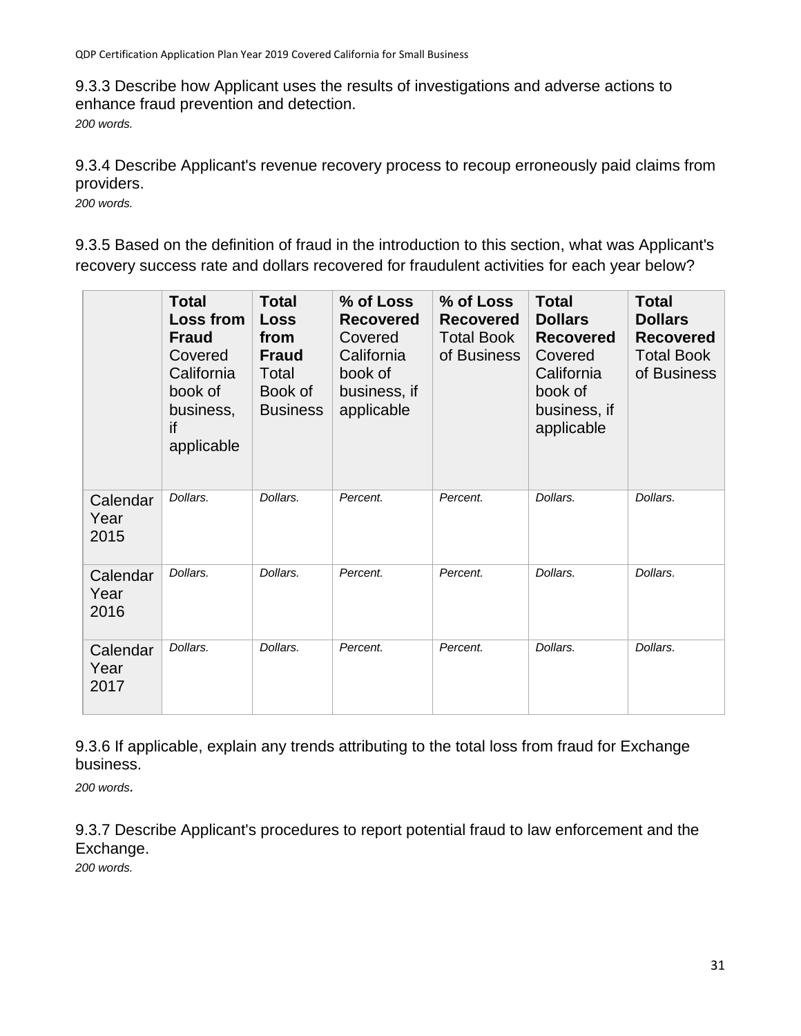9.3.3 Describe how Applicant uses the results of investigations and adverse actions to enhance fraud prevention and detection.
*200 words.*

9.3.4 Describe Applicant's revenue recovery process to recoup erroneously paid claims from providers.
*200 words.*

9.3.5 Based on the definition of fraud in the introduction to this section, what was Applicant's recovery success rate and dollars recovered for fraudulent activities for each year below?

| | **Total Loss from Fraud** Covered California book of business, if applicable | **Total Loss from Fraud** Total Book of Business | **% of Loss Recovered** Covered California book of business, if applicable | **% of Loss Recovered** Total Book of Business | **Total Dollars Recovered** Covered California book of business, if applicable | **Total Dollars Recovered** Total Book of Business |
|---|---|---|---|---|---|---|
| Calendar Year 2015 | *Dollars.* | *Dollars.* | *Percent.* | *Percent.* | *Dollars.* | *Dollars.* |
| Calendar Year 2016 | *Dollars.* | *Dollars.* | *Percent.* | *Percent.* | *Dollars.* | *Dollars.* |
| Calendar Year 2017 | *Dollars.* | *Dollars.* | *Percent.* | *Percent.* | *Dollars.* | *Dollars.* |

9.3.6 If applicable, explain any trends attributing to the total loss from fraud for Exchange business.
*200 words.*

9.3.7 Describe Applicant's procedures to report potential fraud to law enforcement and the Exchange.
*200 words.*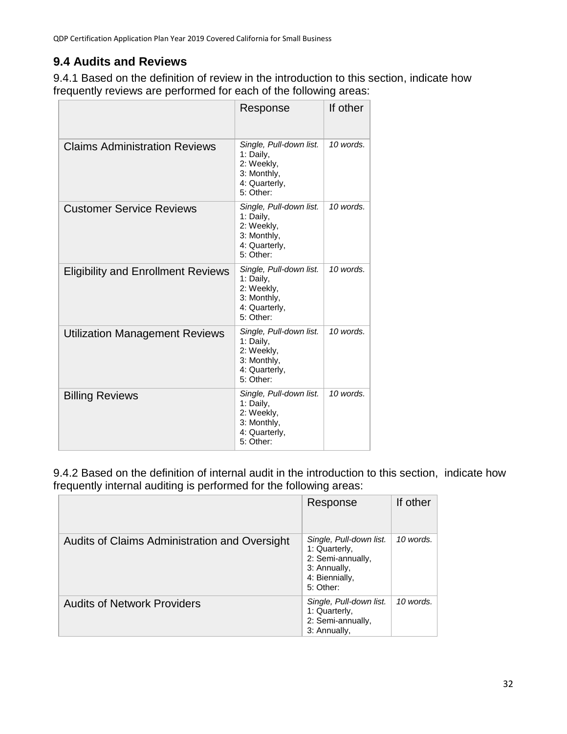## 9.4 Audits and Reviews

9.4.1 Based on the definition of review in the introduction to this section, indicate how frequently reviews are performed for each of the following areas:

| | Response | If other |
|---|---|---|
| Claims Administration Reviews | *Single, Pull-down list.* 1: Daily, 2: Weekly, 3: Monthly, 4: Quarterly, 5: Other: | *10 words.* |
| Customer Service Reviews | *Single, Pull-down list.* 1: Daily, 2: Weekly, 3: Monthly, 4: Quarterly, 5: Other: | *10 words.* |
| Eligibility and Enrollment Reviews | *Single, Pull-down list.* 1: Daily, 2: Weekly, 3: Monthly, 4: Quarterly, 5: Other: | *10 words.* |
| Utilization Management Reviews | *Single, Pull-down list.* 1: Daily, 2: Weekly, 3: Monthly, 4: Quarterly, 5: Other: | *10 words.* |
| Billing Reviews | *Single, Pull-down list.* 1: Daily, 2: Weekly, 3: Monthly, 4: Quarterly, 5: Other: | *10 words.* |

9.4.2 Based on the definition of internal audit in the introduction to this section, indicate how frequently internal auditing is performed for the following areas:

| | Response | If other |
|---|---|---|
| Audits of Claims Administration and Oversight | *Single, Pull-down list.* 1: Quarterly, 2: Semi-annually, 3: Annually, 4: Biennially, 5: Other: | *10 words.* |
| Audits of Network Providers | *Single, Pull-down list.* 1: Quarterly, 2: Semi-annually, 3: Annually, | *10 words.* |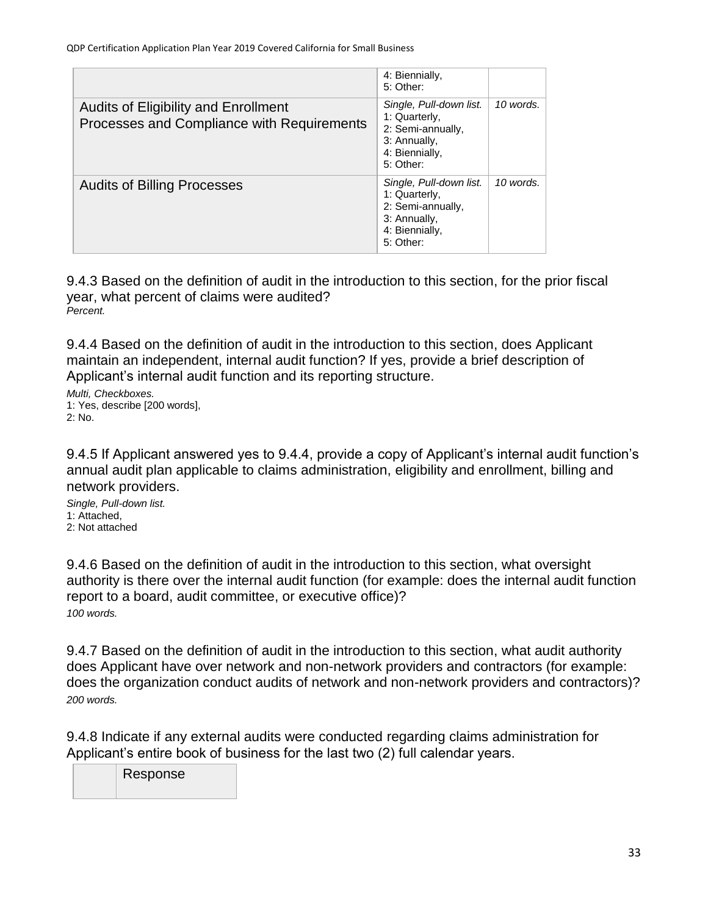| | | |
|---|---|---|
| | 4: Biennially,<br>5: Other: | |
| Audits of Eligibility and Enrollment Processes and Compliance with Requirements | *Single, Pull-down list.*<br>1: Quarterly,<br>2: Semi-annually,<br>3: Annually,<br>4: Biennially,<br>5: Other: | *10 words.* |
| Audits of Billing Processes | *Single, Pull-down list.*<br>1: Quarterly,<br>2: Semi-annually,<br>3: Annually,<br>4: Biennially,<br>5: Other: | *10 words.* |

9.4.3 Based on the definition of audit in the introduction to this section, for the prior fiscal year, what percent of claims were audited?
*Percent.*

9.4.4 Based on the definition of audit in the introduction to this section, does Applicant maintain an independent, internal audit function? If yes, provide a brief description of Applicant's internal audit function and its reporting structure.

*Multi, Checkboxes.*
1: Yes, describe [200 words],
2: No.

9.4.5 If Applicant answered yes to 9.4.4, provide a copy of Applicant's internal audit function's annual audit plan applicable to claims administration, eligibility and enrollment, billing and network providers.

*Single, Pull-down list.*
1: Attached,
2: Not attached

9.4.6 Based on the definition of audit in the introduction to this section, what oversight authority is there over the internal audit function (for example: does the internal audit function report to a board, audit committee, or executive office)?
*100 words.*

9.4.7 Based on the definition of audit in the introduction to this section, what audit authority does Applicant have over network and non-network providers and contractors (for example: does the organization conduct audits of network and non-network providers and contractors)?
*200 words.*

9.4.8 Indicate if any external audits were conducted regarding claims administration for Applicant's entire book of business for the last two (2) full calendar years.

| | Response |
|---|---|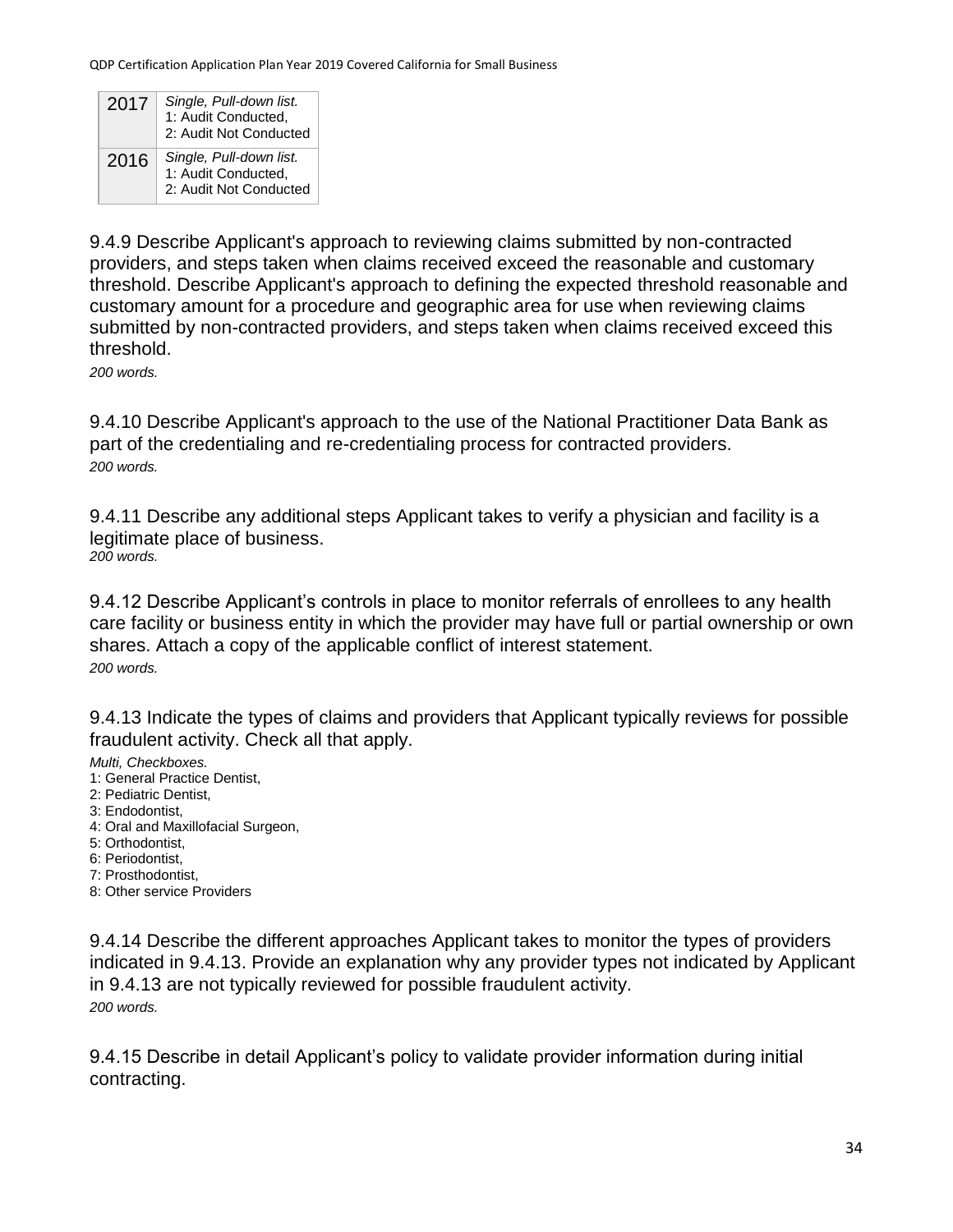| | |
|---|---|
| 2017 | *Single, Pull-down list.* 1: Audit Conducted, 2: Audit Not Conducted |
| 2016 | *Single, Pull-down list.* 1: Audit Conducted, 2: Audit Not Conducted |

9.4.9 Describe Applicant's approach to reviewing claims submitted by non-contracted providers, and steps taken when claims received exceed the reasonable and customary threshold. Describe Applicant's approach to defining the expected threshold reasonable and customary amount for a procedure and geographic area for use when reviewing claims submitted by non-contracted providers, and steps taken when claims received exceed this threshold.

*200 words.*

9.4.10 Describe Applicant's approach to the use of the National Practitioner Data Bank as part of the credentialing and re-credentialing process for contracted providers.

*200 words.*

9.4.11 Describe any additional steps Applicant takes to verify a physician and facility is a legitimate place of business.

*200 words.*

9.4.12 Describe Applicant's controls in place to monitor referrals of enrollees to any health care facility or business entity in which the provider may have full or partial ownership or own shares. Attach a copy of the applicable conflict of interest statement.

*200 words.*

9.4.13 Indicate the types of claims and providers that Applicant typically reviews for possible fraudulent activity. Check all that apply.

*Multi, Checkboxes.*
1: General Practice Dentist,
2: Pediatric Dentist,
3: Endodontist,
4: Oral and Maxillofacial Surgeon,
5: Orthodontist,
6: Periodontist,
7: Prosthodontist,
8: Other service Providers

9.4.14 Describe the different approaches Applicant takes to monitor the types of providers indicated in 9.4.13. Provide an explanation why any provider types not indicated by Applicant in 9.4.13 are not typically reviewed for possible fraudulent activity.

*200 words.*

9.4.15 Describe in detail Applicant's policy to validate provider information during initial contracting.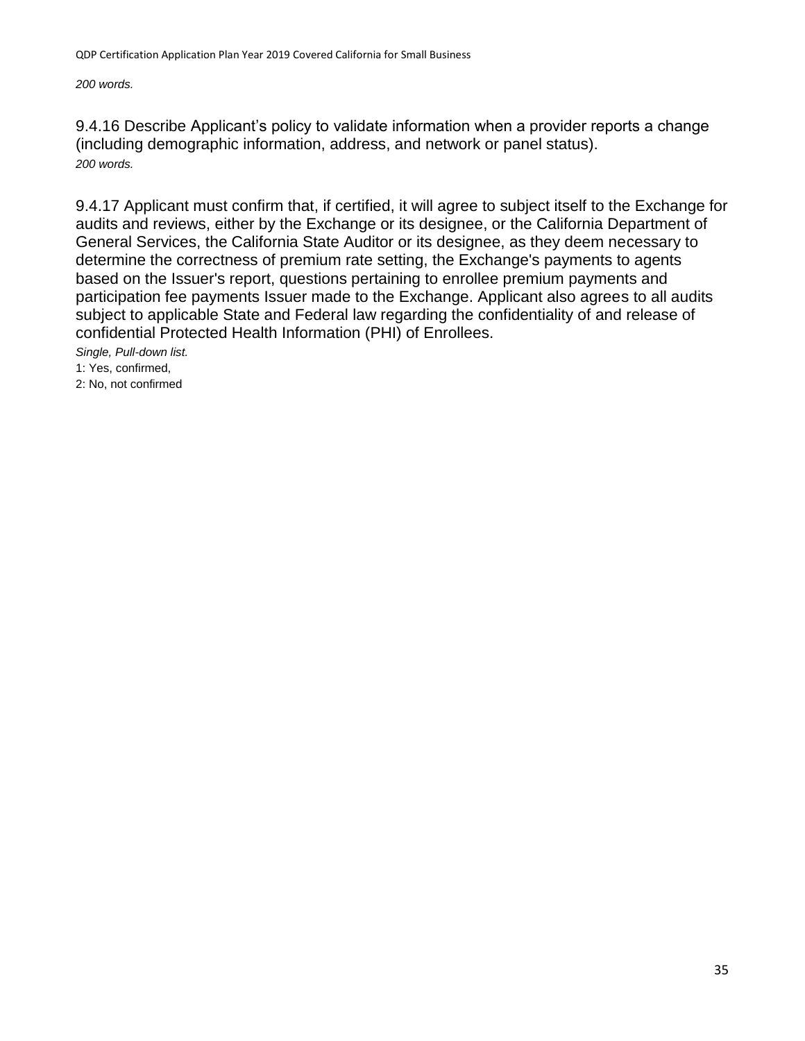*200 words.*

9.4.16 Describe Applicant's policy to validate information when a provider reports a change (including demographic information, address, and network or panel status).

*200 words.*

9.4.17 Applicant must confirm that, if certified, it will agree to subject itself to the Exchange for audits and reviews, either by the Exchange or its designee, or the California Department of General Services, the California State Auditor or its designee, as they deem necessary to determine the correctness of premium rate setting, the Exchange's payments to agents based on the Issuer's report, questions pertaining to enrollee premium payments and participation fee payments Issuer made to the Exchange. Applicant also agrees to all audits subject to applicable State and Federal law regarding the confidentiality of and release of confidential Protected Health Information (PHI) of Enrollees.

*Single, Pull-down list.*

1: Yes, confirmed,

2: No, not confirmed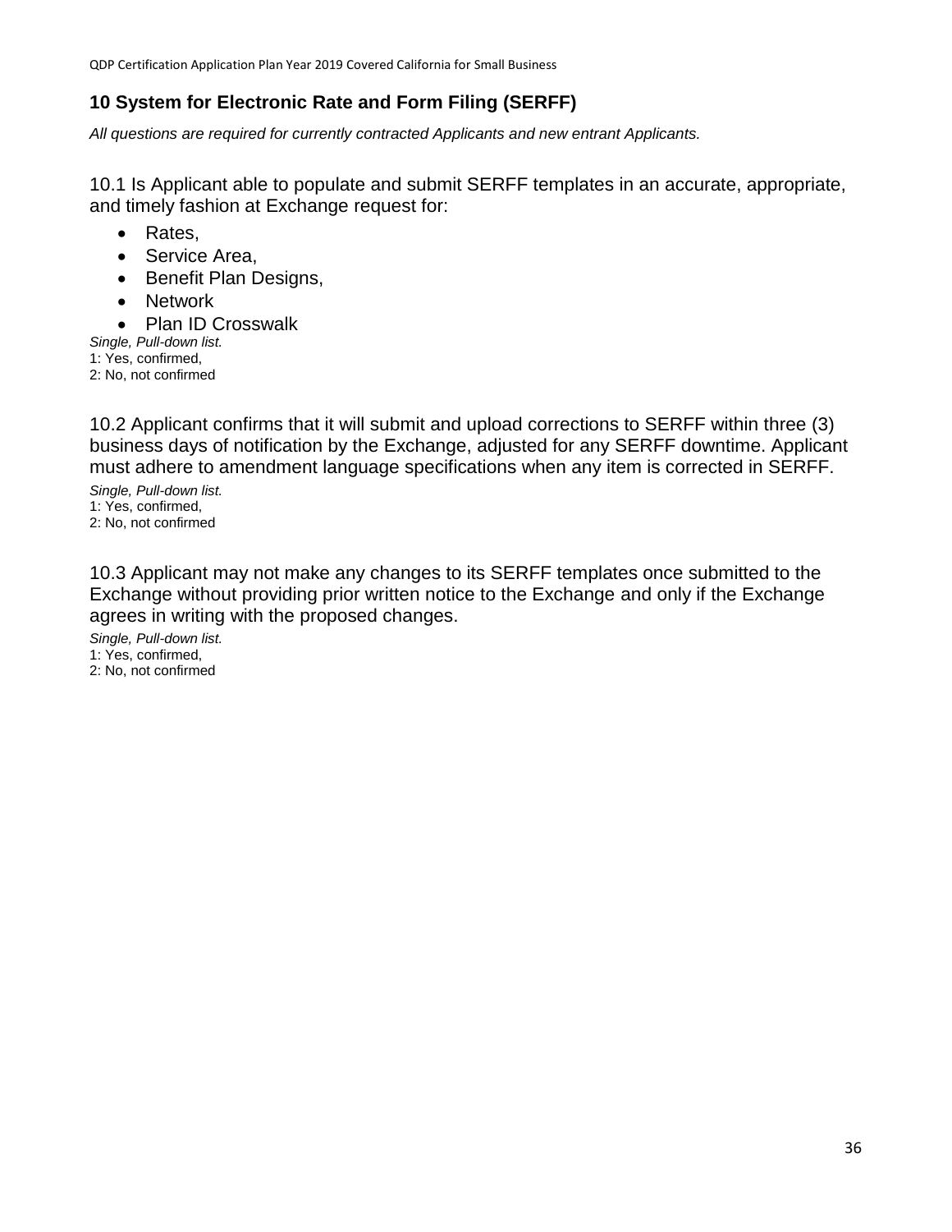## 10 System for Electronic Rate and Form Filing (SERFF)

*All questions are required for currently contracted Applicants and new entrant Applicants.*

10.1 Is Applicant able to populate and submit SERFF templates in an accurate, appropriate, and timely fashion at Exchange request for:

- Rates,
- Service Area,
- Benefit Plan Designs,
- Network
- Plan ID Crosswalk

*Single, Pull-down list.*
1: Yes, confirmed,
2: No, not confirmed

10.2 Applicant confirms that it will submit and upload corrections to SERFF within three (3) business days of notification by the Exchange, adjusted for any SERFF downtime. Applicant must adhere to amendment language specifications when any item is corrected in SERFF.

*Single, Pull-down list.*
1: Yes, confirmed,
2: No, not confirmed

10.3 Applicant may not make any changes to its SERFF templates once submitted to the Exchange without providing prior written notice to the Exchange and only if the Exchange agrees in writing with the proposed changes.

*Single, Pull-down list.*
1: Yes, confirmed,
2: No, not confirmed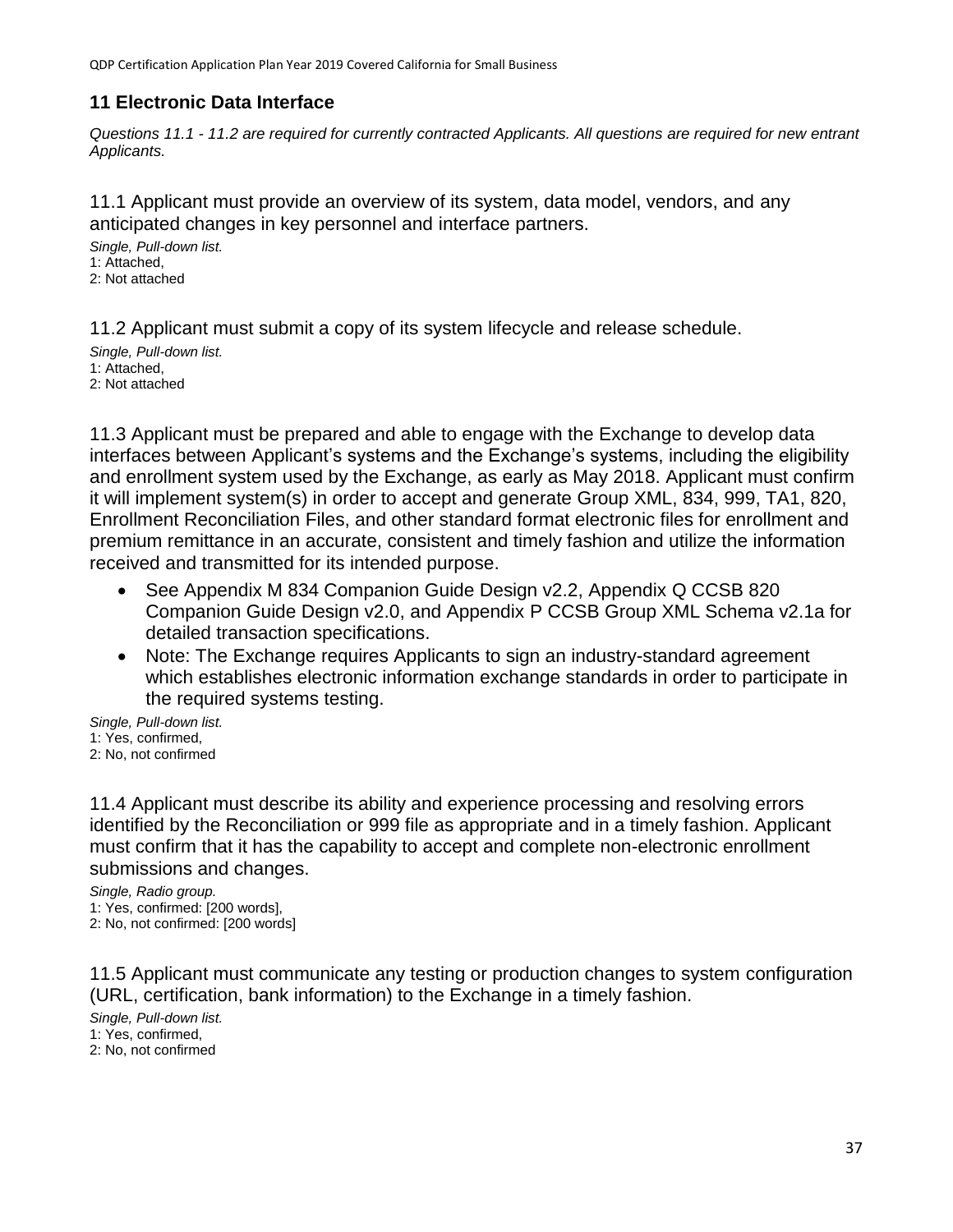## 11 Electronic Data Interface

*Questions 11.1 - 11.2 are required for currently contracted Applicants. All questions are required for new entrant Applicants.*

11.1 Applicant must provide an overview of its system, data model, vendors, and any anticipated changes in key personnel and interface partners.

*Single, Pull-down list.*
1: Attached,
2: Not attached

11.2 Applicant must submit a copy of its system lifecycle and release schedule.

*Single, Pull-down list.*
1: Attached,
2: Not attached

11.3 Applicant must be prepared and able to engage with the Exchange to develop data interfaces between Applicant's systems and the Exchange's systems, including the eligibility and enrollment system used by the Exchange, as early as May 2018. Applicant must confirm it will implement system(s) in order to accept and generate Group XML, 834, 999, TA1, 820, Enrollment Reconciliation Files, and other standard format electronic files for enrollment and premium remittance in an accurate, consistent and timely fashion and utilize the information received and transmitted for its intended purpose.

- See Appendix M 834 Companion Guide Design v2.2, Appendix Q CCSB 820 Companion Guide Design v2.0, and Appendix P CCSB Group XML Schema v2.1a for detailed transaction specifications.
- Note: The Exchange requires Applicants to sign an industry-standard agreement which establishes electronic information exchange standards in order to participate in the required systems testing.

*Single, Pull-down list.*
1: Yes, confirmed,
2: No, not confirmed

11.4 Applicant must describe its ability and experience processing and resolving errors identified by the Reconciliation or 999 file as appropriate and in a timely fashion. Applicant must confirm that it has the capability to accept and complete non-electronic enrollment submissions and changes.

*Single, Radio group.*
1: Yes, confirmed: [200 words],
2: No, not confirmed: [200 words]

11.5 Applicant must communicate any testing or production changes to system configuration (URL, certification, bank information) to the Exchange in a timely fashion.

*Single, Pull-down list.*
1: Yes, confirmed,
2: No, not confirmed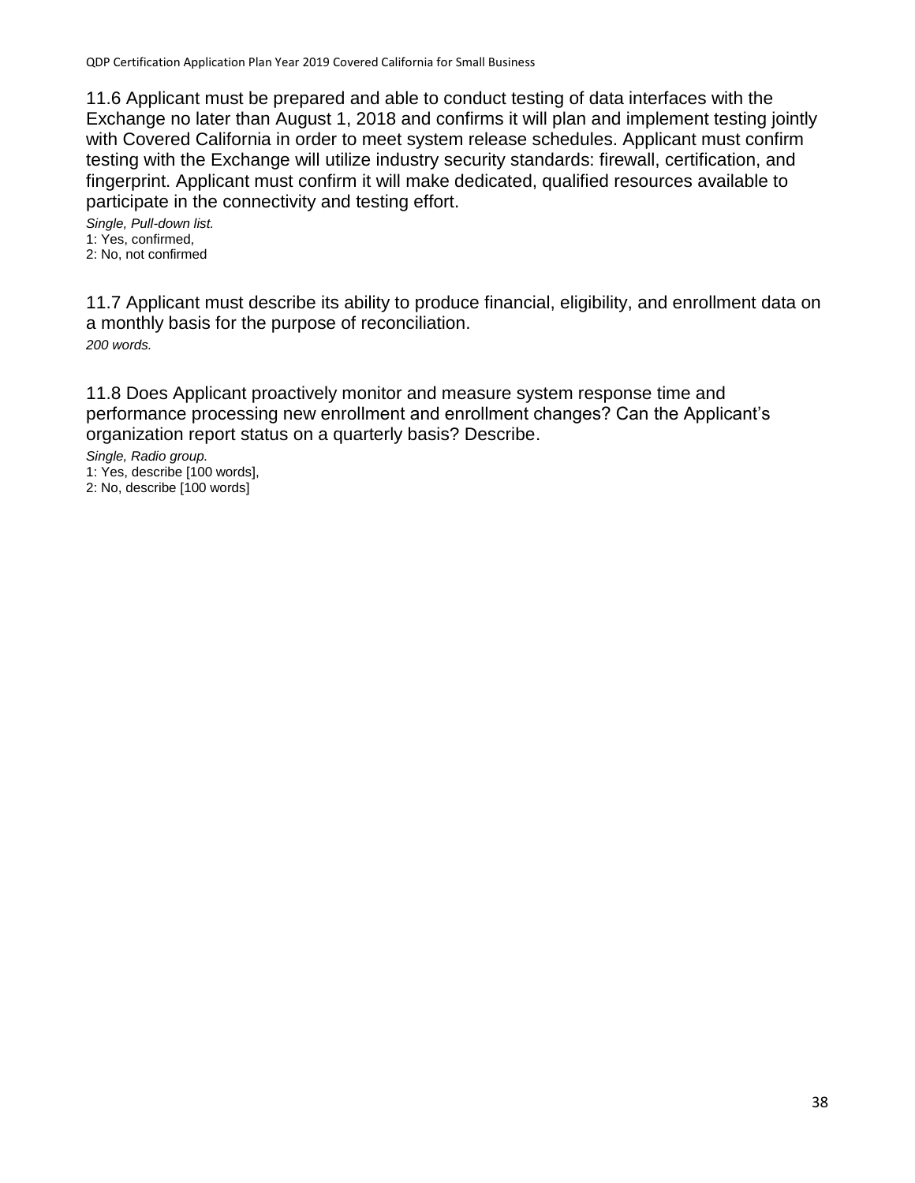11.6 Applicant must be prepared and able to conduct testing of data interfaces with the Exchange no later than August 1, 2018 and confirms it will plan and implement testing jointly with Covered California in order to meet system release schedules. Applicant must confirm testing with the Exchange will utilize industry security standards: firewall, certification, and fingerprint. Applicant must confirm it will make dedicated, qualified resources available to participate in the connectivity and testing effort.

*Single, Pull-down list.*
1: Yes, confirmed,
2: No, not confirmed

11.7 Applicant must describe its ability to produce financial, eligibility, and enrollment data on a monthly basis for the purpose of reconciliation.

*200 words.*

11.8 Does Applicant proactively monitor and measure system response time and performance processing new enrollment and enrollment changes? Can the Applicant's organization report status on a quarterly basis? Describe.

*Single, Radio group.*
1: Yes, describe [100 words],
2: No, describe [100 words]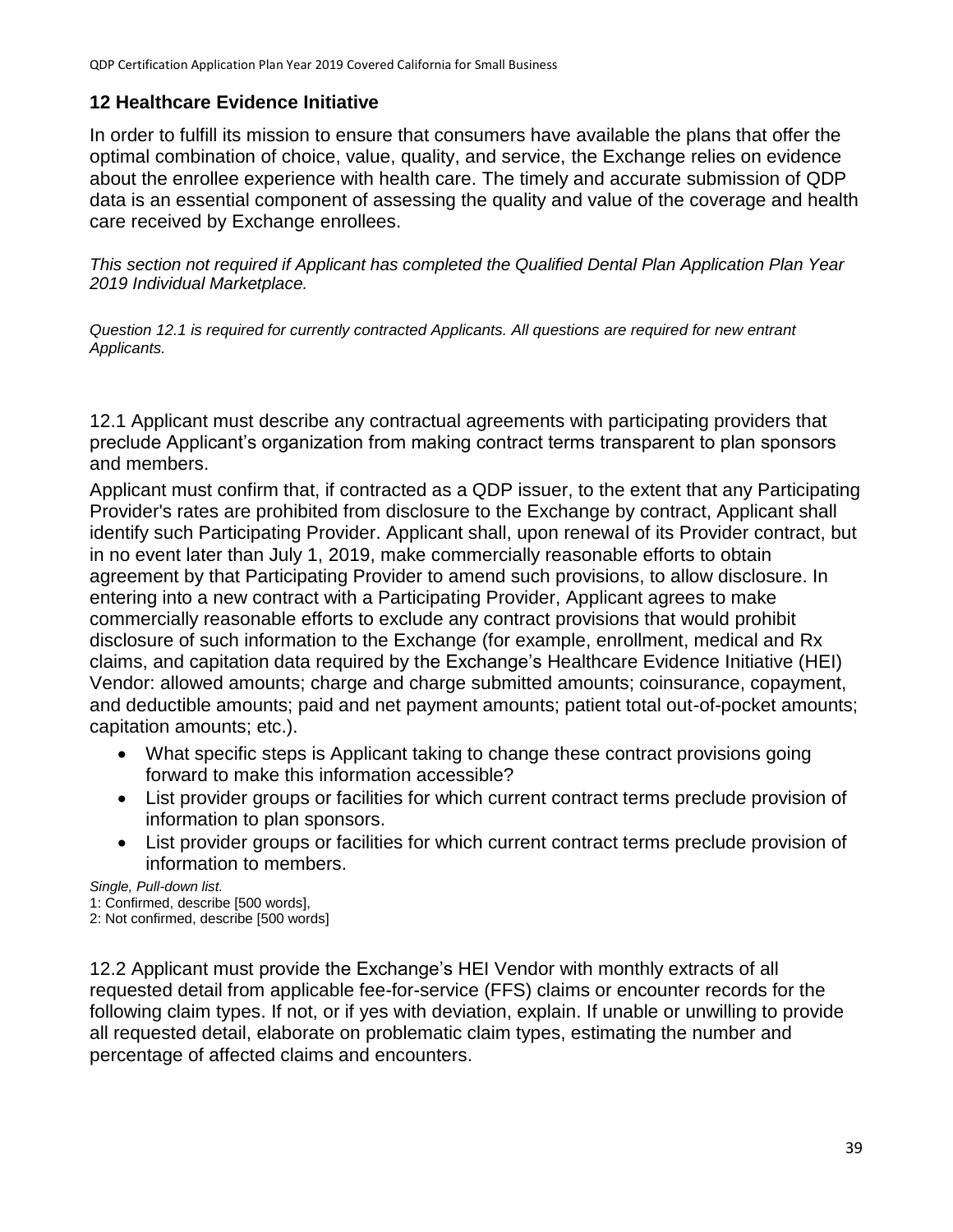## 12 Healthcare Evidence Initiative

In order to fulfill its mission to ensure that consumers have available the plans that offer the optimal combination of choice, value, quality, and service, the Exchange relies on evidence about the enrollee experience with health care. The timely and accurate submission of QDP data is an essential component of assessing the quality and value of the coverage and health care received by Exchange enrollees.

*This section not required if Applicant has completed the Qualified Dental Plan Application Plan Year 2019 Individual Marketplace.*

*Question 12.1 is required for currently contracted Applicants. All questions are required for new entrant Applicants.*

12.1 Applicant must describe any contractual agreements with participating providers that preclude Applicant's organization from making contract terms transparent to plan sponsors and members.

Applicant must confirm that, if contracted as a QDP issuer, to the extent that any Participating Provider's rates are prohibited from disclosure to the Exchange by contract, Applicant shall identify such Participating Provider. Applicant shall, upon renewal of its Provider contract, but in no event later than July 1, 2019, make commercially reasonable efforts to obtain agreement by that Participating Provider to amend such provisions, to allow disclosure. In entering into a new contract with a Participating Provider, Applicant agrees to make commercially reasonable efforts to exclude any contract provisions that would prohibit disclosure of such information to the Exchange (for example, enrollment, medical and Rx claims, and capitation data required by the Exchange's Healthcare Evidence Initiative (HEI) Vendor: allowed amounts; charge and charge submitted amounts; coinsurance, copayment, and deductible amounts; paid and net payment amounts; patient total out-of-pocket amounts; capitation amounts; etc.).

- What specific steps is Applicant taking to change these contract provisions going forward to make this information accessible?
- List provider groups or facilities for which current contract terms preclude provision of information to plan sponsors.
- List provider groups or facilities for which current contract terms preclude provision of information to members.

*Single, Pull-down list.*
1: Confirmed, describe [500 words],
2: Not confirmed, describe [500 words]

12.2 Applicant must provide the Exchange's HEI Vendor with monthly extracts of all requested detail from applicable fee-for-service (FFS) claims or encounter records for the following claim types. If not, or if yes with deviation, explain. If unable or unwilling to provide all requested detail, elaborate on problematic claim types, estimating the number and percentage of affected claims and encounters.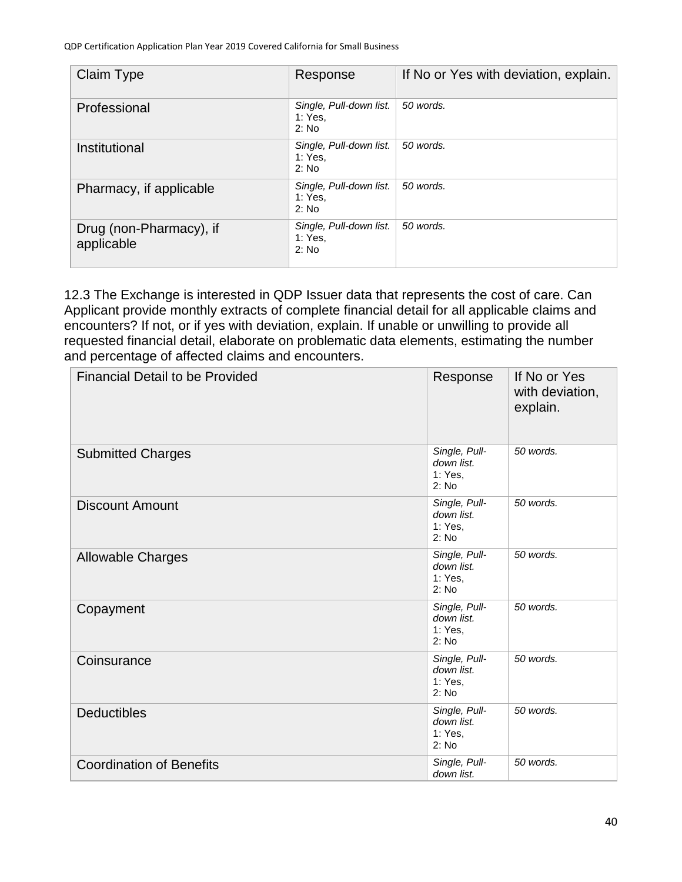| Claim Type | Response | If No or Yes with deviation, explain. |
| --- | --- | --- |
| Professional | *Single, Pull-down list.* 1: Yes, 2: No | *50 words.* |
| Institutional | *Single, Pull-down list.* 1: Yes, 2: No | *50 words.* |
| Pharmacy, if applicable | *Single, Pull-down list.* 1: Yes, 2: No | *50 words.* |
| Drug (non-Pharmacy), if applicable | *Single, Pull-down list.* 1: Yes, 2: No | *50 words.* |

12.3 The Exchange is interested in QDP Issuer data that represents the cost of care. Can Applicant provide monthly extracts of complete financial detail for all applicable claims and encounters? If not, or if yes with deviation, explain. If unable or unwilling to provide all requested financial detail, elaborate on problematic data elements, estimating the number and percentage of affected claims and encounters.

| Financial Detail to be Provided | Response | If No or Yes with deviation, explain. |
| --- | --- | --- |
| Submitted Charges | *Single, Pull-down list.* 1: Yes, 2: No | *50 words.* |
| Discount Amount | *Single, Pull-down list.* 1: Yes, 2: No | *50 words.* |
| Allowable Charges | *Single, Pull-down list.* 1: Yes, 2: No | *50 words.* |
| Copayment | *Single, Pull-down list.* 1: Yes, 2: No | *50 words.* |
| Coinsurance | *Single, Pull-down list.* 1: Yes, 2: No | *50 words.* |
| Deductibles | *Single, Pull-down list.* 1: Yes, 2: No | *50 words.* |
| Coordination of Benefits | *Single, Pull-down list.* | *50 words.* |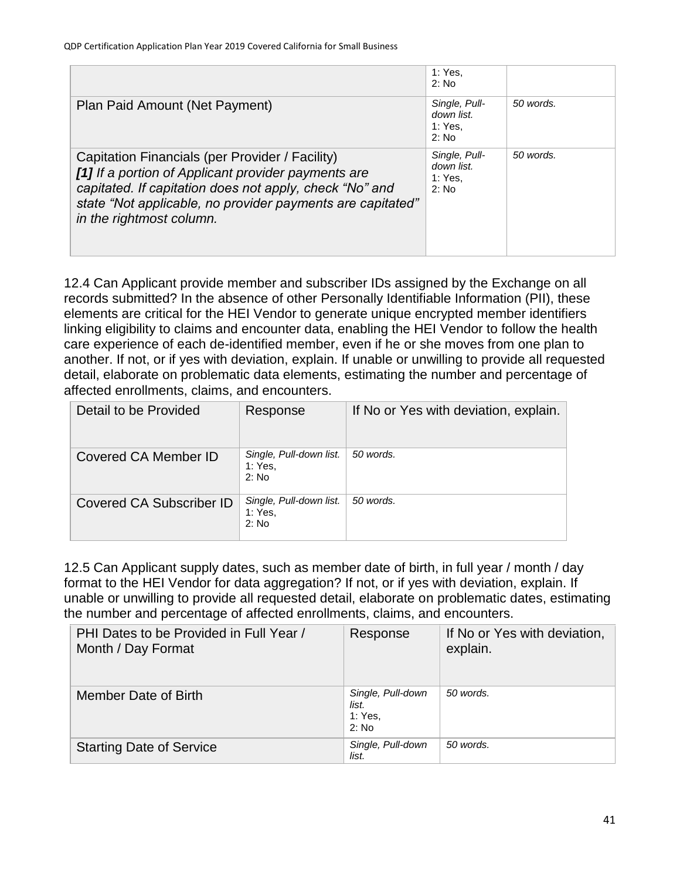| | | |
|---|---|---|
| | 1: Yes,<br>2: No | |
| Plan Paid Amount (Net Payment) | *Single, Pull-down list.*<br>1: Yes,<br>2: No | *50 words.* |
| Capitation Financials (per Provider / Facility)<br>***[1]** If a portion of Applicant provider payments are capitated. If capitation does not apply, check "No" and state "Not applicable, no provider payments are capitated" in the rightmost column.* | *Single, Pull-down list.*<br>1: Yes,<br>2: No | *50 words.* |

12.4 Can Applicant provide member and subscriber IDs assigned by the Exchange on all records submitted? In the absence of other Personally Identifiable Information (PII), these elements are critical for the HEI Vendor to generate unique encrypted member identifiers linking eligibility to claims and encounter data, enabling the HEI Vendor to follow the health care experience of each de-identified member, even if he or she moves from one plan to another. If not, or if yes with deviation, explain. If unable or unwilling to provide all requested detail, elaborate on problematic data elements, estimating the number and percentage of affected enrollments, claims, and encounters.

| Detail to be Provided | Response | If No or Yes with deviation, explain. |
|---|---|---|
| Covered CA Member ID | *Single, Pull-down list.*<br>1: Yes,<br>2: No | *50 words.* |
| Covered CA Subscriber ID | *Single, Pull-down list.*<br>1: Yes,<br>2: No | *50 words.* |

12.5 Can Applicant supply dates, such as member date of birth, in full year / month / day format to the HEI Vendor for data aggregation? If not, or if yes with deviation, explain. If unable or unwilling to provide all requested detail, elaborate on problematic dates, estimating the number and percentage of affected enrollments, claims, and encounters.

| PHI Dates to be Provided in Full Year / Month / Day Format | Response | If No or Yes with deviation, explain. |
|---|---|---|
| Member Date of Birth | *Single, Pull-down list.*<br>1: Yes,<br>2: No | *50 words.* |
| Starting Date of Service | *Single, Pull-down list.* | *50 words.* |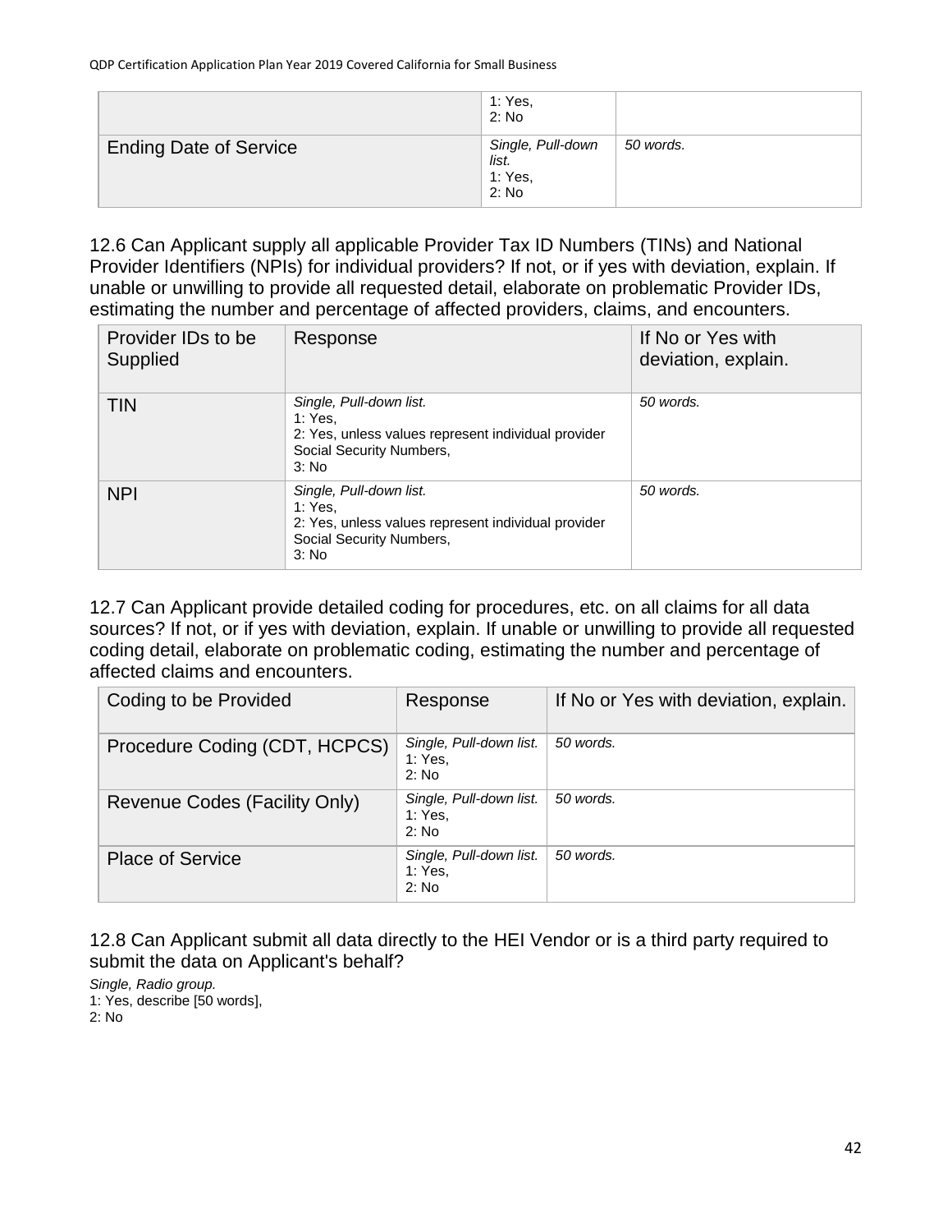| | | |
|---|---|---|
| | 1: Yes,<br>2: No | |
| Ending Date of Service | *Single, Pull-down list.*<br>1: Yes,<br>2: No | *50 words.* |

12.6 Can Applicant supply all applicable Provider Tax ID Numbers (TINs) and National Provider Identifiers (NPIs) for individual providers? If not, or if yes with deviation, explain. If unable or unwilling to provide all requested detail, elaborate on problematic Provider IDs, estimating the number and percentage of affected providers, claims, and encounters.

| Provider IDs to be Supplied | Response | If No or Yes with deviation, explain. |
|---|---|---|
| TIN | *Single, Pull-down list.*<br>1: Yes,<br>2: Yes, unless values represent individual provider Social Security Numbers,<br>3: No | *50 words.* |
| NPI | *Single, Pull-down list.*<br>1: Yes,<br>2: Yes, unless values represent individual provider Social Security Numbers,<br>3: No | *50 words.* |

12.7 Can Applicant provide detailed coding for procedures, etc. on all claims for all data sources? If not, or if yes with deviation, explain. If unable or unwilling to provide all requested coding detail, elaborate on problematic coding, estimating the number and percentage of affected claims and encounters.

| Coding to be Provided | Response | If No or Yes with deviation, explain. |
|---|---|---|
| Procedure Coding (CDT, HCPCS) | *Single, Pull-down list.*<br>1: Yes,<br>2: No | *50 words.* |
| Revenue Codes (Facility Only) | *Single, Pull-down list.*<br>1: Yes,<br>2: No | *50 words.* |
| Place of Service | *Single, Pull-down list.*<br>1: Yes,<br>2: No | *50 words.* |

12.8 Can Applicant submit all data directly to the HEI Vendor or is a third party required to submit the data on Applicant's behalf?

*Single, Radio group.*
1: Yes, describe [50 words],
2: No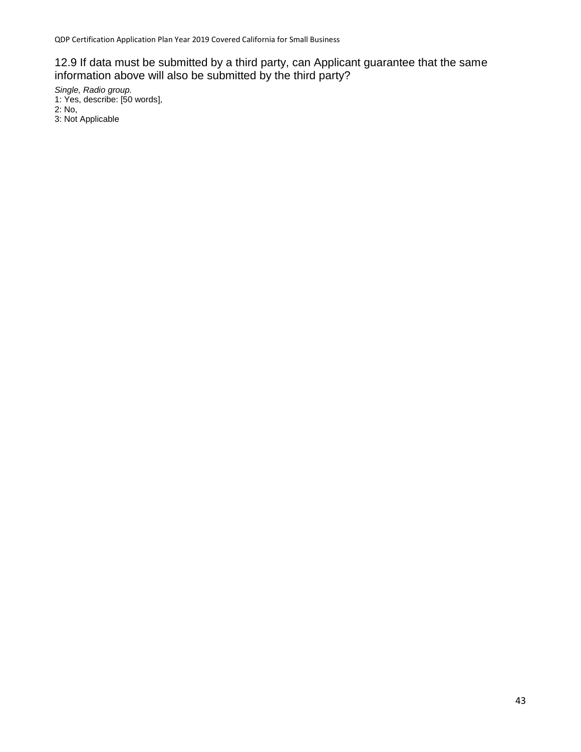## 12.9 If data must be submitted by a third party, can Applicant guarantee that the same information above will also be submitted by the third party?

*Single, Radio group.*

1: Yes, describe: [50 words],

2: No,

3: Not Applicable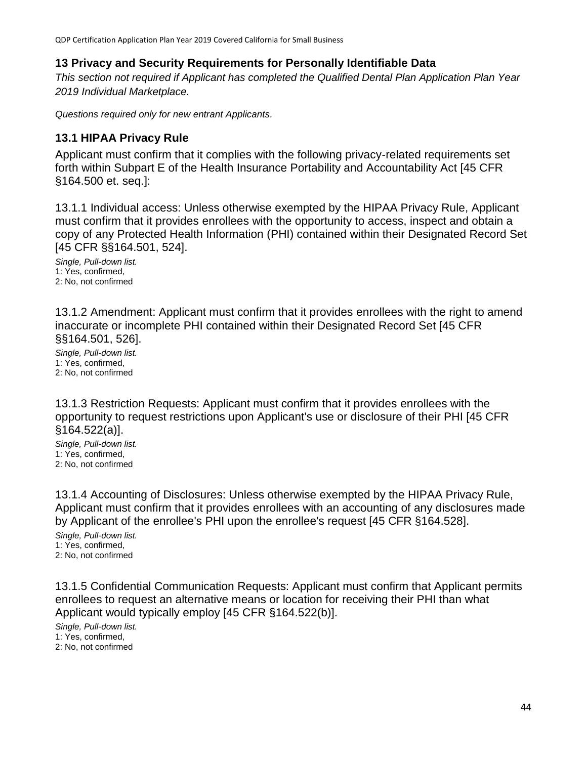## 13 Privacy and Security Requirements for Personally Identifiable Data

*This section not required if Applicant has completed the Qualified Dental Plan Application Plan Year 2019 Individual Marketplace.*

*Questions required only for new entrant Applicants.*

### 13.1 HIPAA Privacy Rule

Applicant must confirm that it complies with the following privacy-related requirements set forth within Subpart E of the Health Insurance Portability and Accountability Act [45 CFR §164.500 et. seq.]:

13.1.1 Individual access: Unless otherwise exempted by the HIPAA Privacy Rule, Applicant must confirm that it provides enrollees with the opportunity to access, inspect and obtain a copy of any Protected Health Information (PHI) contained within their Designated Record Set [45 CFR §§164.501, 524].

*Single, Pull-down list.*
1: Yes, confirmed,
2: No, not confirmed

13.1.2 Amendment: Applicant must confirm that it provides enrollees with the right to amend inaccurate or incomplete PHI contained within their Designated Record Set [45 CFR §§164.501, 526].

*Single, Pull-down list.*
1: Yes, confirmed,
2: No, not confirmed

13.1.3 Restriction Requests: Applicant must confirm that it provides enrollees with the opportunity to request restrictions upon Applicant's use or disclosure of their PHI [45 CFR §164.522(a)].

*Single, Pull-down list.*
1: Yes, confirmed,
2: No, not confirmed

13.1.4 Accounting of Disclosures: Unless otherwise exempted by the HIPAA Privacy Rule, Applicant must confirm that it provides enrollees with an accounting of any disclosures made by Applicant of the enrollee's PHI upon the enrollee's request [45 CFR §164.528].

*Single, Pull-down list.*
1: Yes, confirmed,
2: No, not confirmed

13.1.5 Confidential Communication Requests: Applicant must confirm that Applicant permits enrollees to request an alternative means or location for receiving their PHI than what Applicant would typically employ [45 CFR §164.522(b)].

*Single, Pull-down list.*
1: Yes, confirmed,
2: No, not confirmed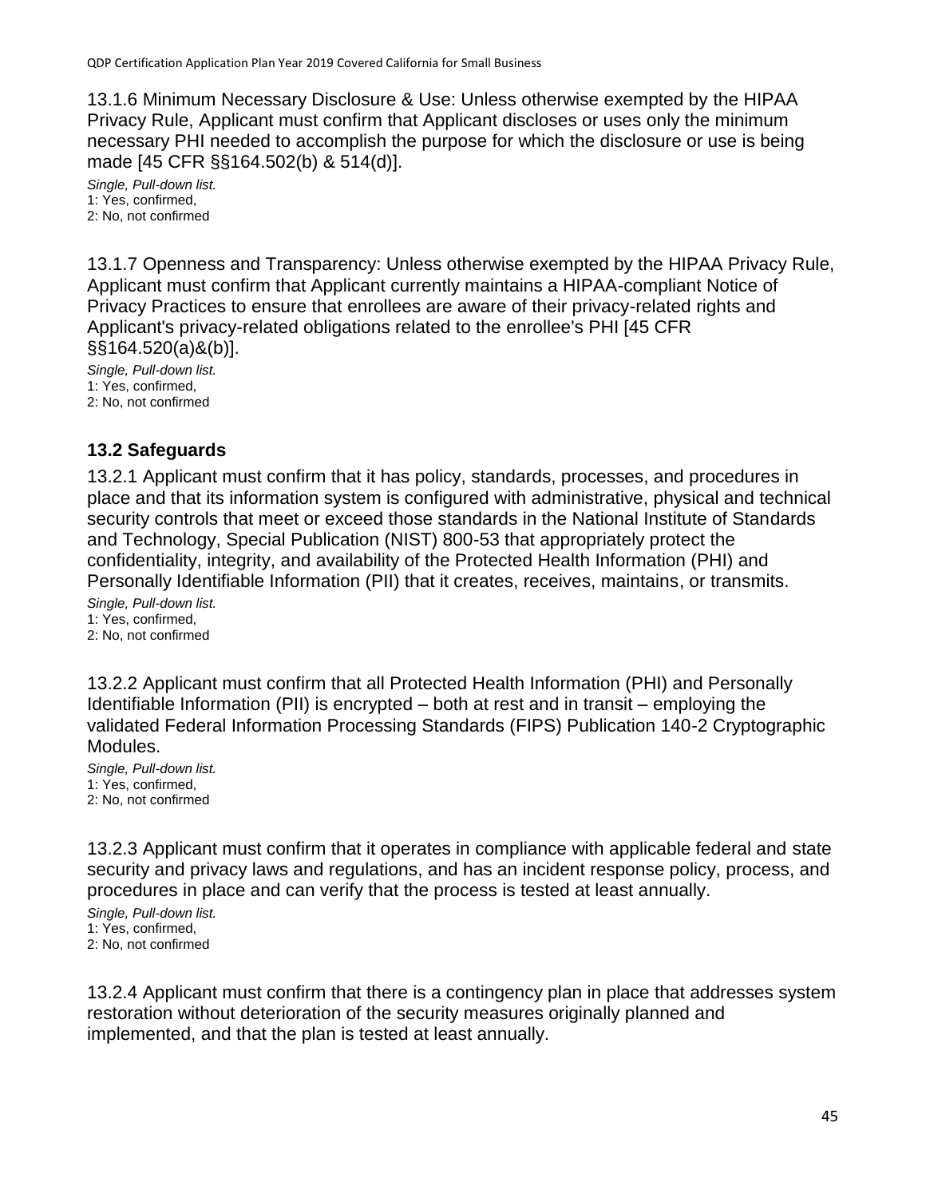13.1.6 Minimum Necessary Disclosure & Use: Unless otherwise exempted by the HIPAA Privacy Rule, Applicant must confirm that Applicant discloses or uses only the minimum necessary PHI needed to accomplish the purpose for which the disclosure or use is being made [45 CFR §§164.502(b) & 514(d)].

*Single, Pull-down list.*
1: Yes, confirmed,
2: No, not confirmed

13.1.7 Openness and Transparency: Unless otherwise exempted by the HIPAA Privacy Rule, Applicant must confirm that Applicant currently maintains a HIPAA-compliant Notice of Privacy Practices to ensure that enrollees are aware of their privacy-related rights and Applicant's privacy-related obligations related to the enrollee's PHI [45 CFR §§164.520(a)&(b)].

*Single, Pull-down list.*
1: Yes, confirmed,
2: No, not confirmed

### 13.2 Safeguards

13.2.1 Applicant must confirm that it has policy, standards, processes, and procedures in place and that its information system is configured with administrative, physical and technical security controls that meet or exceed those standards in the National Institute of Standards and Technology, Special Publication (NIST) 800-53 that appropriately protect the confidentiality, integrity, and availability of the Protected Health Information (PHI) and Personally Identifiable Information (PII) that it creates, receives, maintains, or transmits.

*Single, Pull-down list.*
1: Yes, confirmed,
2: No, not confirmed

13.2.2 Applicant must confirm that all Protected Health Information (PHI) and Personally Identifiable Information (PII) is encrypted – both at rest and in transit – employing the validated Federal Information Processing Standards (FIPS) Publication 140-2 Cryptographic Modules.

*Single, Pull-down list.*
1: Yes, confirmed,
2: No, not confirmed

13.2.3 Applicant must confirm that it operates in compliance with applicable federal and state security and privacy laws and regulations, and has an incident response policy, process, and procedures in place and can verify that the process is tested at least annually.

*Single, Pull-down list.*
1: Yes, confirmed,
2: No, not confirmed

13.2.4 Applicant must confirm that there is a contingency plan in place that addresses system restoration without deterioration of the security measures originally planned and implemented, and that the plan is tested at least annually.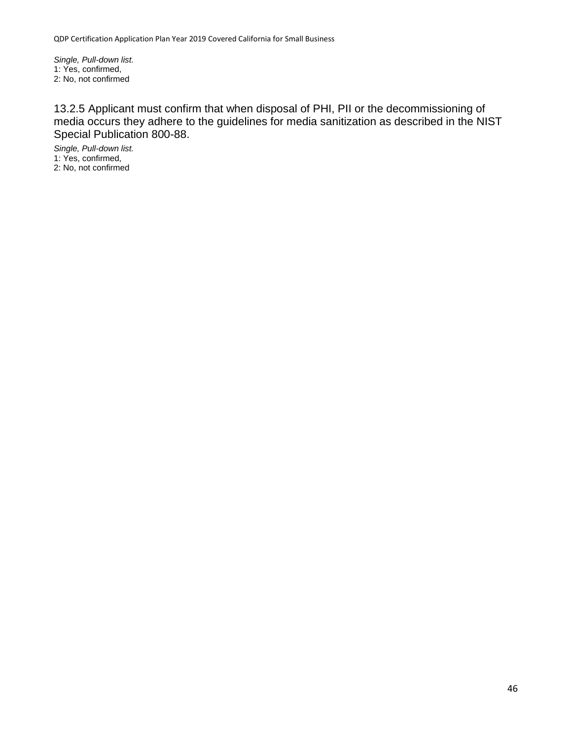*Single, Pull-down list.*
1: Yes, confirmed,
2: No, not confirmed

### 13.2.5 Applicant must confirm that when disposal of PHI, PII or the decommissioning of media occurs they adhere to the guidelines for media sanitization as described in the NIST Special Publication 800-88.

*Single, Pull-down list.*
1: Yes, confirmed,
2: No, not confirmed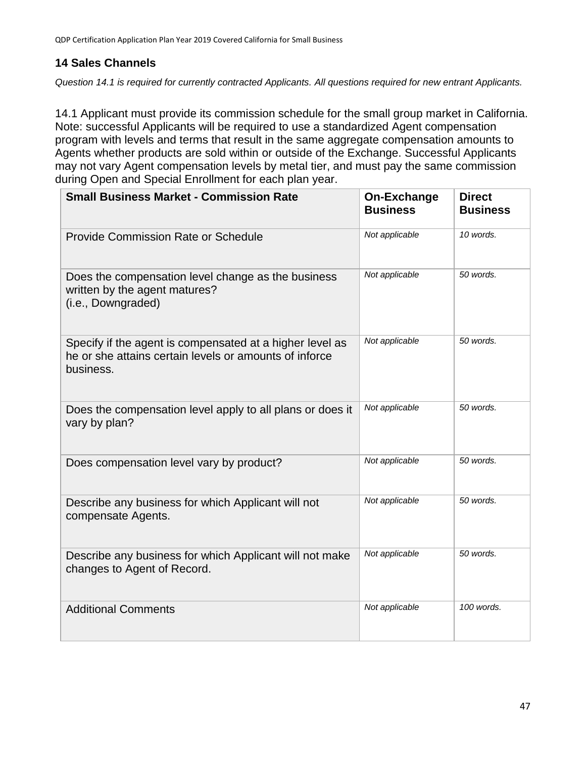## 14 Sales Channels

*Question 14.1 is required for currently contracted Applicants. All questions required for new entrant Applicants.*

14.1 Applicant must provide its commission schedule for the small group market in California. Note: successful Applicants will be required to use a standardized Agent compensation program with levels and terms that result in the same aggregate compensation amounts to Agents whether products are sold within or outside of the Exchange. Successful Applicants may not vary Agent compensation levels by metal tier, and must pay the same commission during Open and Special Enrollment for each plan year.

| Small Business Market - Commission Rate | On-Exchange Business | Direct Business |
|---|---|---|
| Provide Commission Rate or Schedule | *Not applicable* | *10 words.* |
| Does the compensation level change as the business written by the agent matures? (i.e., Downgraded) | *Not applicable* | *50 words.* |
| Specify if the agent is compensated at a higher level as he or she attains certain levels or amounts of inforce business. | *Not applicable* | *50 words.* |
| Does the compensation level apply to all plans or does it vary by plan? | *Not applicable* | *50 words.* |
| Does compensation level vary by product? | *Not applicable* | *50 words.* |
| Describe any business for which Applicant will not compensate Agents. | *Not applicable* | *50 words.* |
| Describe any business for which Applicant will not make changes to Agent of Record. | *Not applicable* | *50 words.* |
| Additional Comments | *Not applicable* | *100 words.* |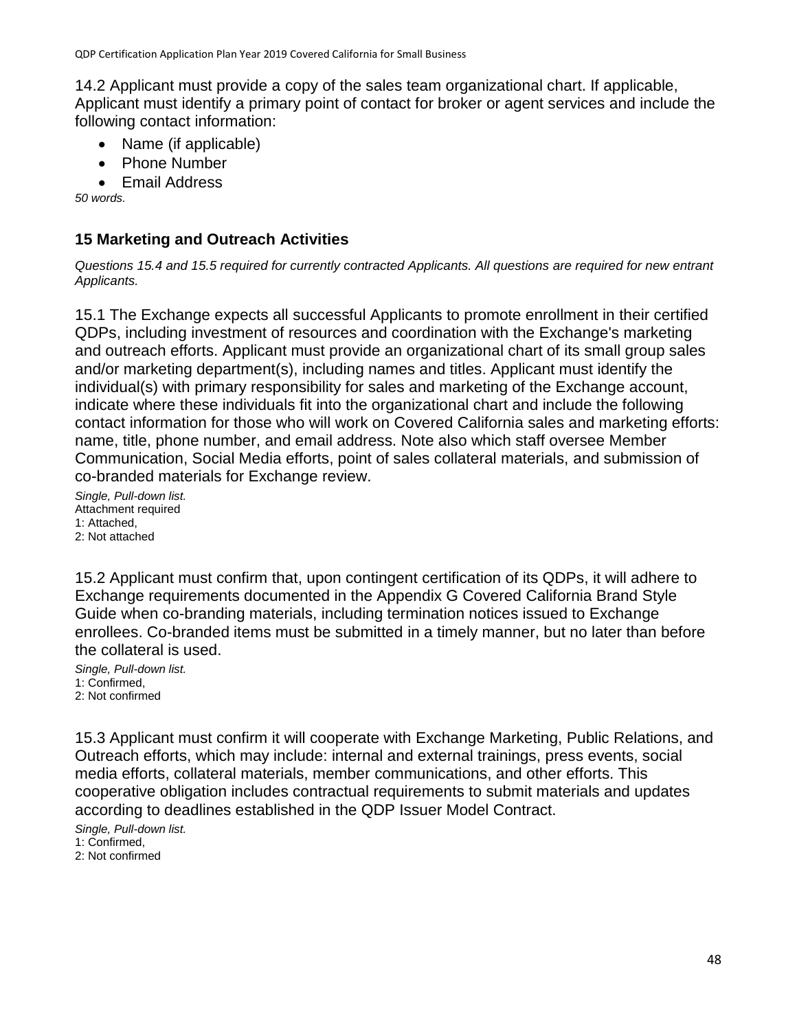14.2 Applicant must provide a copy of the sales team organizational chart. If applicable, Applicant must identify a primary point of contact for broker or agent services and include the following contact information:

- Name (if applicable)
- Phone Number
- Email Address

*50 words.*

## 15 Marketing and Outreach Activities

*Questions 15.4 and 15.5 required for currently contracted Applicants. All questions are required for new entrant Applicants.*

15.1 The Exchange expects all successful Applicants to promote enrollment in their certified QDPs, including investment of resources and coordination with the Exchange's marketing and outreach efforts. Applicant must provide an organizational chart of its small group sales and/or marketing department(s), including names and titles. Applicant must identify the individual(s) with primary responsibility for sales and marketing of the Exchange account, indicate where these individuals fit into the organizational chart and include the following contact information for those who will work on Covered California sales and marketing efforts: name, title, phone number, and email address. Note also which staff oversee Member Communication, Social Media efforts, point of sales collateral materials, and submission of co-branded materials for Exchange review.

*Single, Pull-down list.*
Attachment required
1: Attached,
2: Not attached

15.2 Applicant must confirm that, upon contingent certification of its QDPs, it will adhere to Exchange requirements documented in the Appendix G Covered California Brand Style Guide when co-branding materials, including termination notices issued to Exchange enrollees. Co-branded items must be submitted in a timely manner, but no later than before the collateral is used.

*Single, Pull-down list.*
1: Confirmed,
2: Not confirmed

15.3 Applicant must confirm it will cooperate with Exchange Marketing, Public Relations, and Outreach efforts, which may include: internal and external trainings, press events, social media efforts, collateral materials, member communications, and other efforts. This cooperative obligation includes contractual requirements to submit materials and updates according to deadlines established in the QDP Issuer Model Contract.

*Single, Pull-down list.*
1: Confirmed,
2: Not confirmed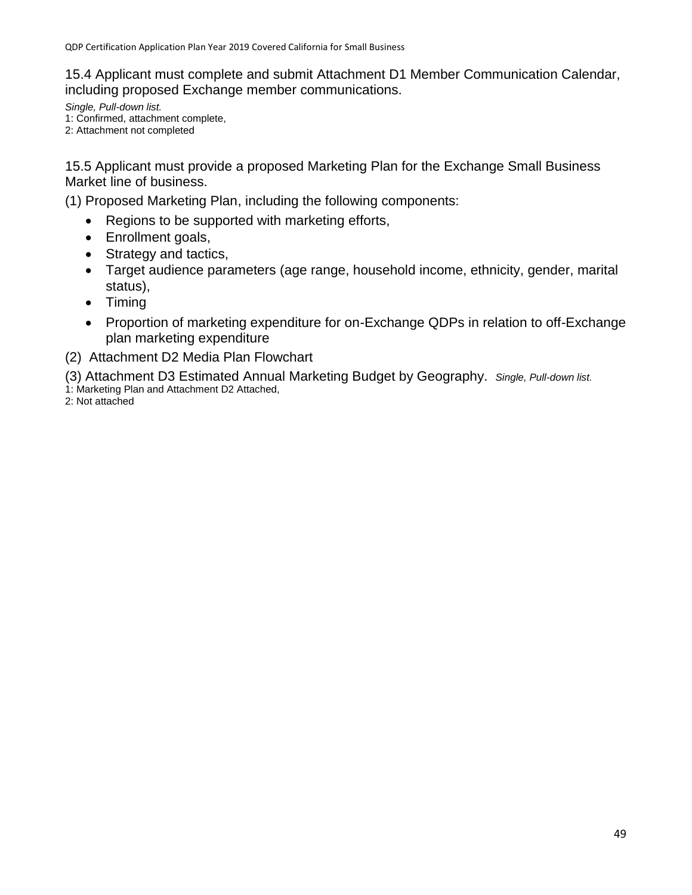15.4 Applicant must complete and submit Attachment D1 Member Communication Calendar, including proposed Exchange member communications.

*Single, Pull-down list.*
1: Confirmed, attachment complete,
2: Attachment not completed

15.5 Applicant must provide a proposed Marketing Plan for the Exchange Small Business Market line of business.

(1) Proposed Marketing Plan, including the following components:

- Regions to be supported with marketing efforts,
- Enrollment goals,
- Strategy and tactics,
- Target audience parameters (age range, household income, ethnicity, gender, marital status),
- Timing
- Proportion of marketing expenditure for on-Exchange QDPs in relation to off-Exchange plan marketing expenditure

(2) Attachment D2 Media Plan Flowchart

(3) Attachment D3 Estimated Annual Marketing Budget by Geography. *Single, Pull-down list.*
1: Marketing Plan and Attachment D2 Attached,
2: Not attached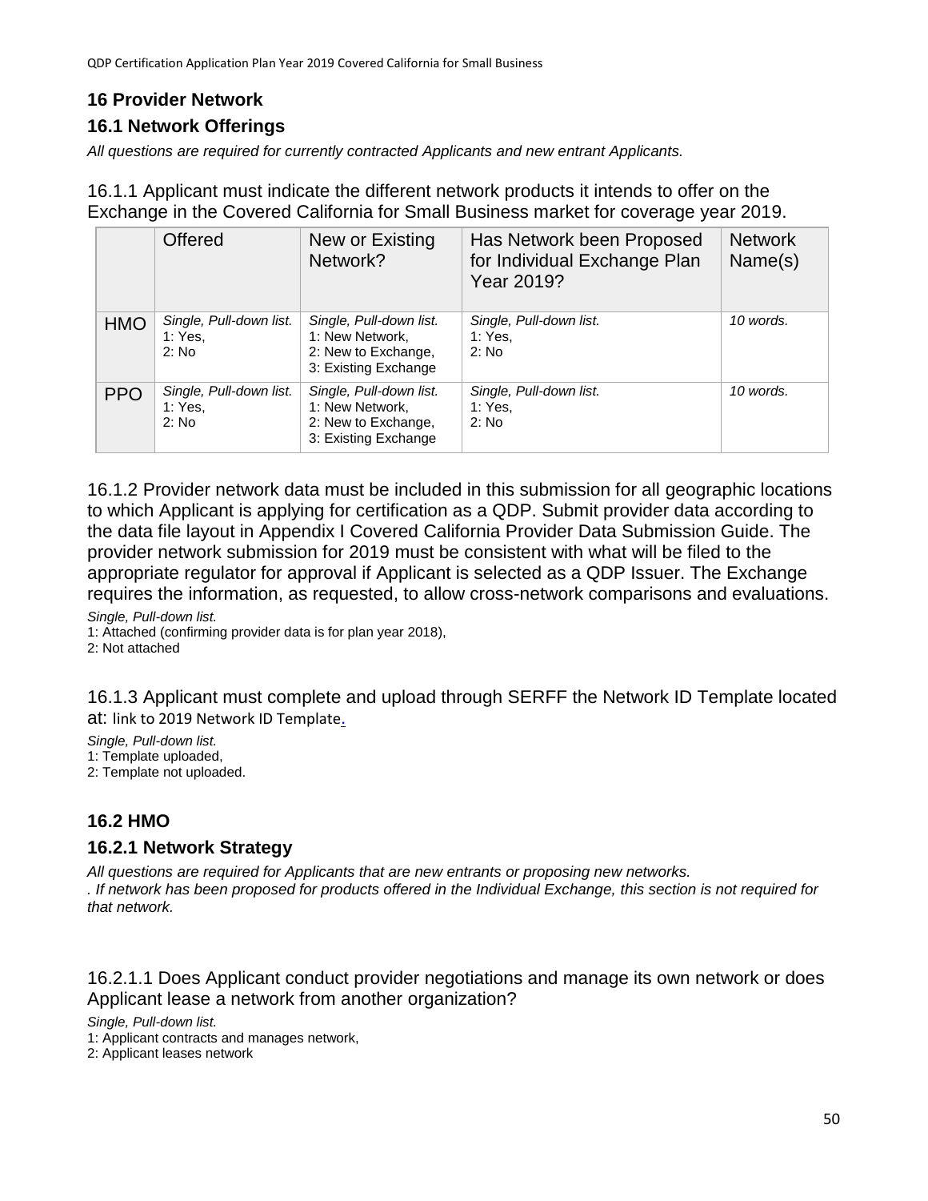## 16 Provider Network

### 16.1 Network Offerings

*All questions are required for currently contracted Applicants and new entrant Applicants.*

16.1.1 Applicant must indicate the different network products it intends to offer on the Exchange in the Covered California for Small Business market for coverage year 2019.

| | Offered | New or Existing Network? | Has Network been Proposed for Individual Exchange Plan Year 2019? | Network Name(s) |
|---|---|---|---|---|
| HMO | *Single, Pull-down list.* 1: Yes, 2: No | *Single, Pull-down list.* 1: New Network, 2: New to Exchange, 3: Existing Exchange | *Single, Pull-down list.* 1: Yes, 2: No | *10 words.* |
| PPO | *Single, Pull-down list.* 1: Yes, 2: No | *Single, Pull-down list.* 1: New Network, 2: New to Exchange, 3: Existing Exchange | *Single, Pull-down list.* 1: Yes, 2: No | *10 words.* |

16.1.2 Provider network data must be included in this submission for all geographic locations to which Applicant is applying for certification as a QDP. Submit provider data according to the data file layout in Appendix I Covered California Provider Data Submission Guide. The provider network submission for 2019 must be consistent with what will be filed to the appropriate regulator for approval if Applicant is selected as a QDP Issuer. The Exchange requires the information, as requested, to allow cross-network comparisons and evaluations.

*Single, Pull-down list.*
1: Attached (confirming provider data is for plan year 2018),
2: Not attached

16.1.3 Applicant must complete and upload through SERFF the Network ID Template located at: link to 2019 Network ID Template.

*Single, Pull-down list.*
1: Template uploaded,
2: Template not uploaded.

### 16.2 HMO

### 16.2.1 Network Strategy

*All questions are required for Applicants that are new entrants or proposing new networks.*
*. If network has been proposed for products offered in the Individual Exchange, this section is not required for that network.*

16.2.1.1 Does Applicant conduct provider negotiations and manage its own network or does Applicant lease a network from another organization?

*Single, Pull-down list.*
1: Applicant contracts and manages network,
2: Applicant leases network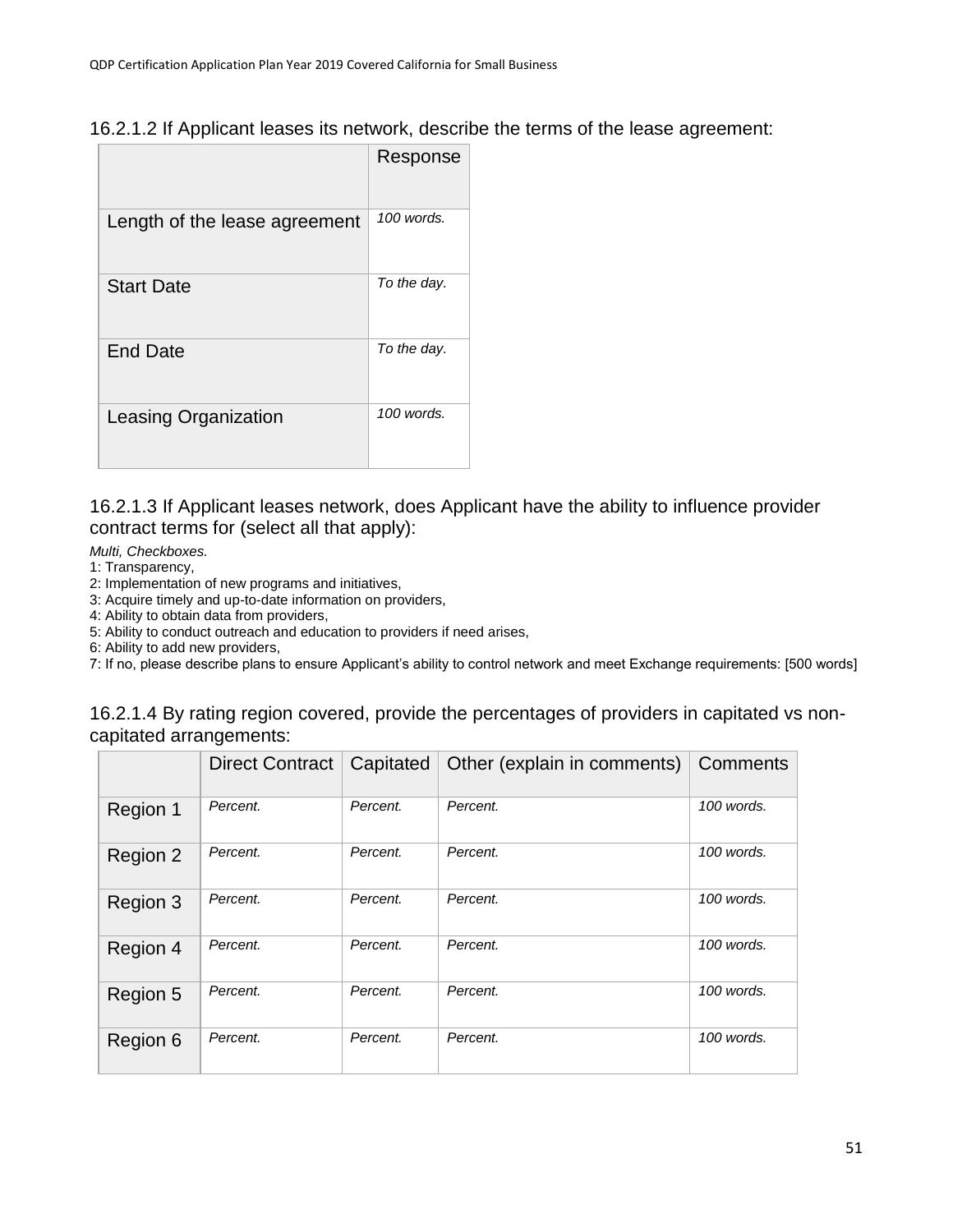### 16.2.1.2 If Applicant leases its network, describe the terms of the lease agreement:

| | Response |
|---|---|
| Length of the lease agreement | *100 words.* |
| Start Date | *To the day.* |
| End Date | *To the day.* |
| Leasing Organization | *100 words.* |

### 16.2.1.3 If Applicant leases network, does Applicant have the ability to influence provider contract terms for (select all that apply):

*Multi, Checkboxes.*

1: Transparency,
2: Implementation of new programs and initiatives,
3: Acquire timely and up-to-date information on providers,
4: Ability to obtain data from providers,
5: Ability to conduct outreach and education to providers if need arises,
6: Ability to add new providers,
7: If no, please describe plans to ensure Applicant's ability to control network and meet Exchange requirements: [500 words]

### 16.2.1.4 By rating region covered, provide the percentages of providers in capitated vs non-capitated arrangements:

| | Direct Contract | Capitated | Other (explain in comments) | Comments |
|---|---|---|---|---|
| Region 1 | *Percent.* | *Percent.* | *Percent.* | *100 words.* |
| Region 2 | *Percent.* | *Percent.* | *Percent.* | *100 words.* |
| Region 3 | *Percent.* | *Percent.* | *Percent.* | *100 words.* |
| Region 4 | *Percent.* | *Percent.* | *Percent.* | *100 words.* |
| Region 5 | *Percent.* | *Percent.* | *Percent.* | *100 words.* |
| Region 6 | *Percent.* | *Percent.* | *Percent.* | *100 words.* |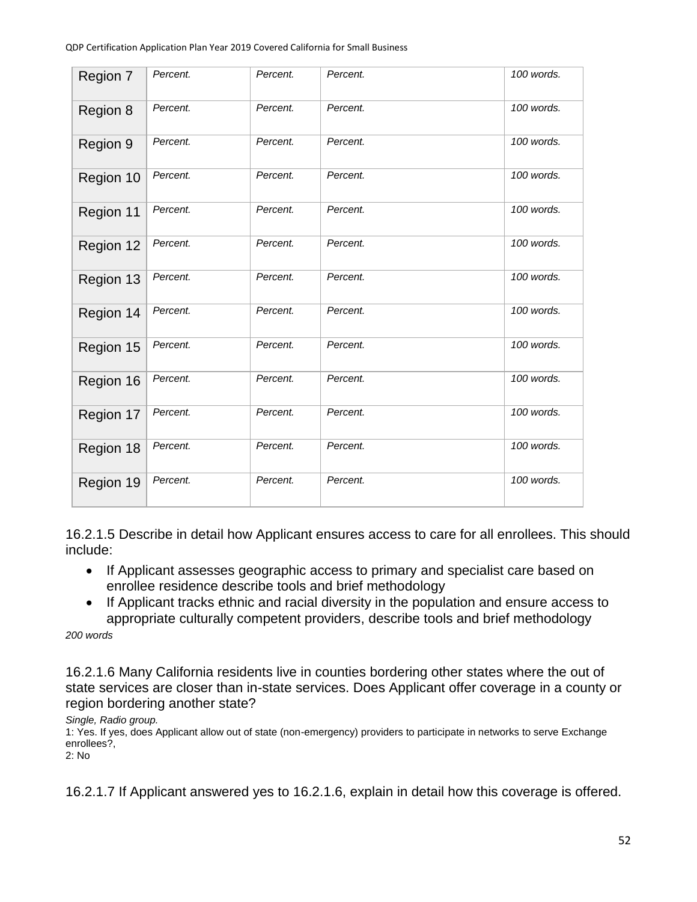| | | | | |
|---|---|---|---|---|
| Region 7 | *Percent.* | *Percent.* | *Percent.* | *100 words.* |
| Region 8 | *Percent.* | *Percent.* | *Percent.* | *100 words.* |
| Region 9 | *Percent.* | *Percent.* | *Percent.* | *100 words.* |
| Region 10 | *Percent.* | *Percent.* | *Percent.* | *100 words.* |
| Region 11 | *Percent.* | *Percent.* | *Percent.* | *100 words.* |
| Region 12 | *Percent.* | *Percent.* | *Percent.* | *100 words.* |
| Region 13 | *Percent.* | *Percent.* | *Percent.* | *100 words.* |
| Region 14 | *Percent.* | *Percent.* | *Percent.* | *100 words.* |
| Region 15 | *Percent.* | *Percent.* | *Percent.* | *100 words.* |
| Region 16 | *Percent.* | *Percent.* | *Percent.* | *100 words.* |
| Region 17 | *Percent.* | *Percent.* | *Percent.* | *100 words.* |
| Region 18 | *Percent.* | *Percent.* | *Percent.* | *100 words.* |
| Region 19 | *Percent.* | *Percent.* | *Percent.* | *100 words.* |

16.2.1.5 Describe in detail how Applicant ensures access to care for all enrollees. This should include:

- If Applicant assesses geographic access to primary and specialist care based on enrollee residence describe tools and brief methodology
- If Applicant tracks ethnic and racial diversity in the population and ensure access to appropriate culturally competent providers, describe tools and brief methodology

*200 words*

16.2.1.6 Many California residents live in counties bordering other states where the out of state services are closer than in-state services. Does Applicant offer coverage in a county or region bordering another state?

*Single, Radio group.*

1: Yes. If yes, does Applicant allow out of state (non-emergency) providers to participate in networks to serve Exchange enrollees?,

2: No

16.2.1.7 If Applicant answered yes to 16.2.1.6, explain in detail how this coverage is offered.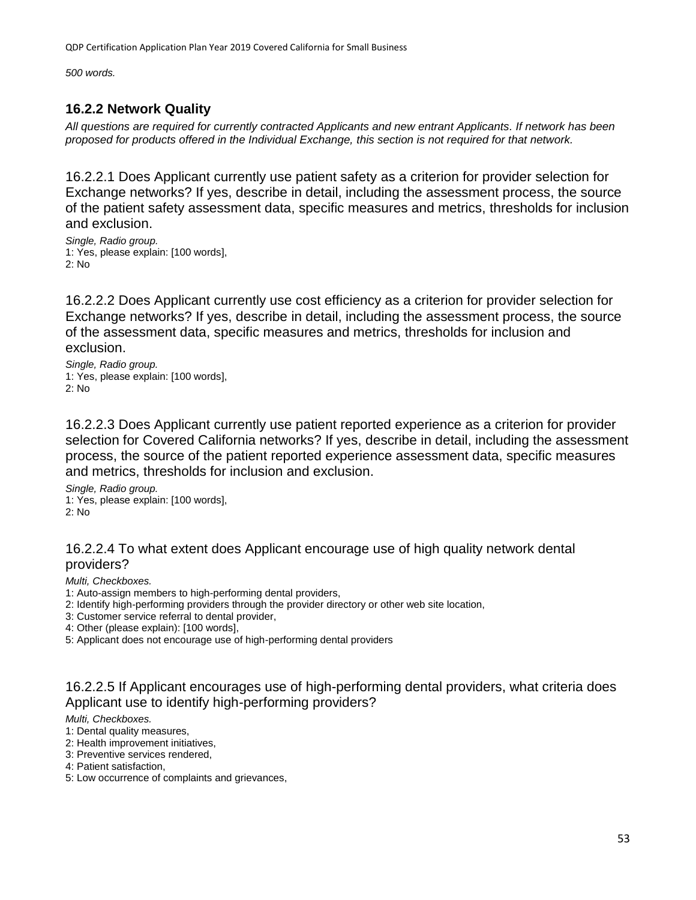*500 words.*

### 16.2.2 Network Quality

*All questions are required for currently contracted Applicants and new entrant Applicants. If network has been proposed for products offered in the Individual Exchange, this section is not required for that network.*

16.2.2.1 Does Applicant currently use patient safety as a criterion for provider selection for Exchange networks? If yes, describe in detail, including the assessment process, the source of the patient safety assessment data, specific measures and metrics, thresholds for inclusion and exclusion.

*Single, Radio group.*
1: Yes, please explain: [100 words],
2: No

16.2.2.2 Does Applicant currently use cost efficiency as a criterion for provider selection for Exchange networks? If yes, describe in detail, including the assessment process, the source of the assessment data, specific measures and metrics, thresholds for inclusion and exclusion.

*Single, Radio group.*
1: Yes, please explain: [100 words],
2: No

16.2.2.3 Does Applicant currently use patient reported experience as a criterion for provider selection for Covered California networks? If yes, describe in detail, including the assessment process, the source of the patient reported experience assessment data, specific measures and metrics, thresholds for inclusion and exclusion.

*Single, Radio group.*
1: Yes, please explain: [100 words],
2: No

16.2.2.4 To what extent does Applicant encourage use of high quality network dental providers?

*Multi, Checkboxes.*
1: Auto-assign members to high-performing dental providers,
2: Identify high-performing providers through the provider directory or other web site location,
3: Customer service referral to dental provider,
4: Other (please explain): [100 words],
5: Applicant does not encourage use of high-performing dental providers

16.2.2.5 If Applicant encourages use of high-performing dental providers, what criteria does Applicant use to identify high-performing providers?

*Multi, Checkboxes.*
1: Dental quality measures,
2: Health improvement initiatives,
3: Preventive services rendered,
4: Patient satisfaction,
5: Low occurrence of complaints and grievances,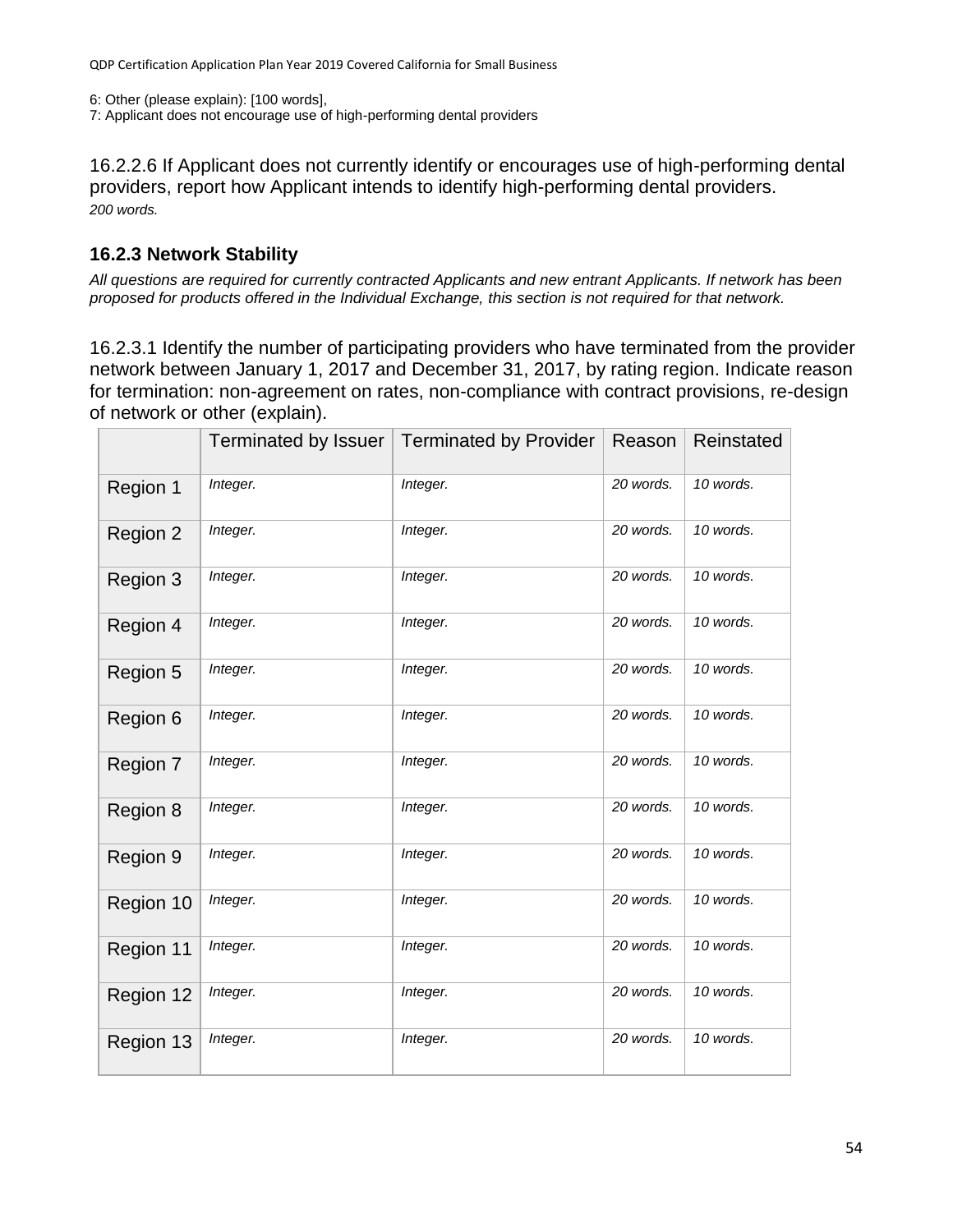6: Other (please explain): [100 words],
7: Applicant does not encourage use of high-performing dental providers

16.2.2.6 If Applicant does not currently identify or encourages use of high-performing dental providers, report how Applicant intends to identify high-performing dental providers.
*200 words.*

### 16.2.3 Network Stability

*All questions are required for currently contracted Applicants and new entrant Applicants. If network has been proposed for products offered in the Individual Exchange, this section is not required for that network.*

16.2.3.1 Identify the number of participating providers who have terminated from the provider network between January 1, 2017 and December 31, 2017, by rating region. Indicate reason for termination: non-agreement on rates, non-compliance with contract provisions, re-design of network or other (explain).

| | Terminated by Issuer | Terminated by Provider | Reason | Reinstated |
|---|---|---|---|---|
| Region 1 | *Integer.* | *Integer.* | *20 words.* | *10 words.* |
| Region 2 | *Integer.* | *Integer.* | *20 words.* | *10 words.* |
| Region 3 | *Integer.* | *Integer.* | *20 words.* | *10 words.* |
| Region 4 | *Integer.* | *Integer.* | *20 words.* | *10 words.* |
| Region 5 | *Integer.* | *Integer.* | *20 words.* | *10 words.* |
| Region 6 | *Integer.* | *Integer.* | *20 words.* | *10 words.* |
| Region 7 | *Integer.* | *Integer.* | *20 words.* | *10 words.* |
| Region 8 | *Integer.* | *Integer.* | *20 words.* | *10 words.* |
| Region 9 | *Integer.* | *Integer.* | *20 words.* | *10 words.* |
| Region 10 | *Integer.* | *Integer.* | *20 words.* | *10 words.* |
| Region 11 | *Integer.* | *Integer.* | *20 words.* | *10 words.* |
| Region 12 | *Integer.* | *Integer.* | *20 words.* | *10 words.* |
| Region 13 | *Integer.* | *Integer.* | *20 words.* | *10 words.* |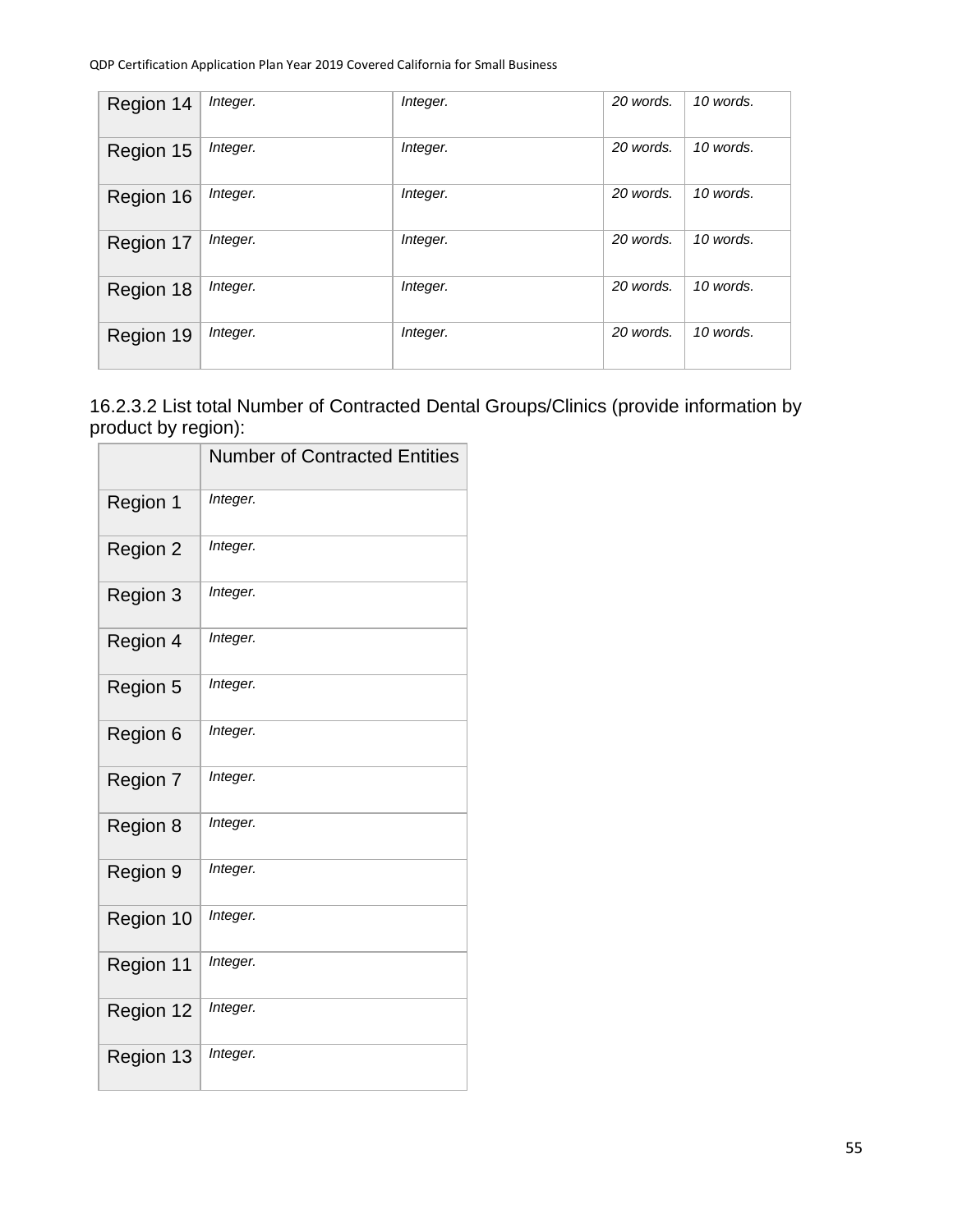| | | | | |
|---|---|---|---|---|
| Region 14 | *Integer.* | *Integer.* | *20 words.* | *10 words.* |
| Region 15 | *Integer.* | *Integer.* | *20 words.* | *10 words.* |
| Region 16 | *Integer.* | *Integer.* | *20 words.* | *10 words.* |
| Region 17 | *Integer.* | *Integer.* | *20 words.* | *10 words.* |
| Region 18 | *Integer.* | *Integer.* | *20 words.* | *10 words.* |
| Region 19 | *Integer.* | *Integer.* | *20 words.* | *10 words.* |

16.2.3.2 List total Number of Contracted Dental Groups/Clinics (provide information by product by region):

| | Number of Contracted Entities |
|---|---|
| Region 1 | *Integer.* |
| Region 2 | *Integer.* |
| Region 3 | *Integer.* |
| Region 4 | *Integer.* |
| Region 5 | *Integer.* |
| Region 6 | *Integer.* |
| Region 7 | *Integer.* |
| Region 8 | *Integer.* |
| Region 9 | *Integer.* |
| Region 10 | *Integer.* |
| Region 11 | *Integer.* |
| Region 12 | *Integer.* |
| Region 13 | *Integer.* |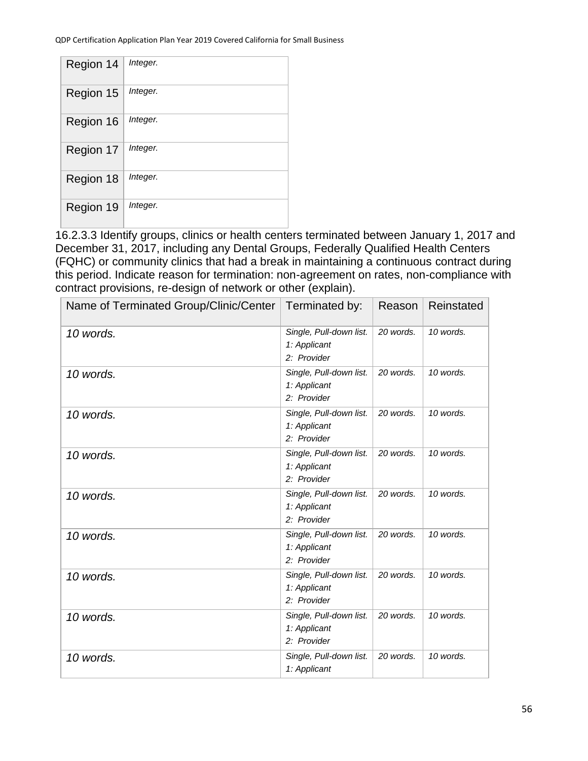| | |
|---|---|
| Region 14 | *Integer.* |
| Region 15 | *Integer.* |
| Region 16 | *Integer.* |
| Region 17 | *Integer.* |
| Region 18 | *Integer.* |
| Region 19 | *Integer.* |

16.2.3.3 Identify groups, clinics or health centers terminated between January 1, 2017 and December 31, 2017, including any Dental Groups, Federally Qualified Health Centers (FQHC) or community clinics that had a break in maintaining a continuous contract during this period. Indicate reason for termination: non-agreement on rates, non-compliance with contract provisions, re-design of network or other (explain).

| Name of Terminated Group/Clinic/Center | Terminated by: | Reason | Reinstated |
|---|---|---|---|
| *10 words.* | *Single, Pull-down list.* *1: Applicant* *2: Provider* | *20 words.* | *10 words.* |
| *10 words.* | *Single, Pull-down list.* *1: Applicant* *2: Provider* | *20 words.* | *10 words.* |
| *10 words.* | *Single, Pull-down list.* *1: Applicant* *2: Provider* | *20 words.* | *10 words.* |
| *10 words.* | *Single, Pull-down list.* *1: Applicant* *2: Provider* | *20 words.* | *10 words.* |
| *10 words.* | *Single, Pull-down list.* *1: Applicant* *2: Provider* | *20 words.* | *10 words.* |
| *10 words.* | *Single, Pull-down list.* *1: Applicant* *2: Provider* | *20 words.* | *10 words.* |
| *10 words.* | *Single, Pull-down list.* *1: Applicant* *2: Provider* | *20 words.* | *10 words.* |
| *10 words.* | *Single, Pull-down list.* *1: Applicant* *2: Provider* | *20 words.* | *10 words.* |
| *10 words.* | *Single, Pull-down list.* *1: Applicant* | *20 words.* | *10 words.* |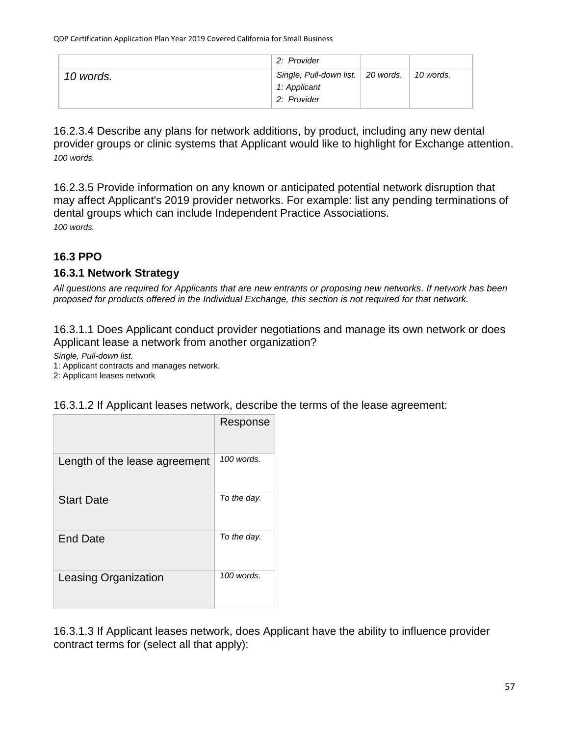| | | | |
|---|---|---|---|
| | *2: Provider* | | |
| *10 words.* | *Single, Pull-down list.*<br>*1: Applicant*<br>*2: Provider* | *20 words.* | *10 words.* |

16.2.3.4 Describe any plans for network additions, by product, including any new dental provider groups or clinic systems that Applicant would like to highlight for Exchange attention.
*100 words.*

16.2.3.5 Provide information on any known or anticipated potential network disruption that may affect Applicant's 2019 provider networks. For example: list any pending terminations of dental groups which can include Independent Practice Associations.
*100 words.*

## 16.3 PPO

### 16.3.1 Network Strategy

*All questions are required for Applicants that are new entrants or proposing new networks. If network has been proposed for products offered in the Individual Exchange, this section is not required for that network.*

16.3.1.1 Does Applicant conduct provider negotiations and manage its own network or does Applicant lease a network from another organization?

*Single, Pull-down list.*
1: Applicant contracts and manages network,
2: Applicant leases network

16.3.1.2 If Applicant leases network, describe the terms of the lease agreement:

| | Response |
|---|---|
| Length of the lease agreement | *100 words.* |
| Start Date | *To the day.* |
| End Date | *To the day.* |
| Leasing Organization | *100 words.* |

16.3.1.3 If Applicant leases network, does Applicant have the ability to influence provider contract terms for (select all that apply):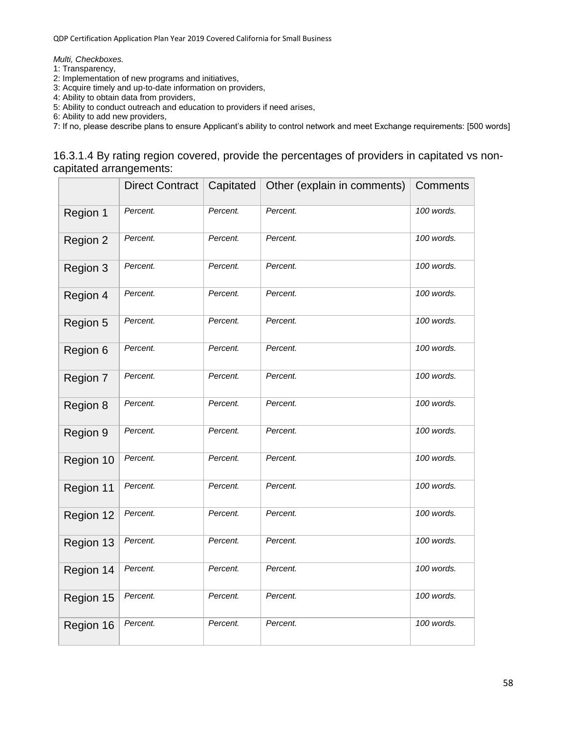*Multi, Checkboxes.*
1: Transparency,
2: Implementation of new programs and initiatives,
3: Acquire timely and up-to-date information on providers,
4: Ability to obtain data from providers,
5: Ability to conduct outreach and education to providers if need arises,
6: Ability to add new providers,
7: If no, please describe plans to ensure Applicant's ability to control network and meet Exchange requirements: [500 words]

### 16.3.1.4 By rating region covered, provide the percentages of providers in capitated vs non-capitated arrangements:

| | Direct Contract | Capitated | Other (explain in comments) | Comments |
|---|---|---|---|---|
| Region 1 | *Percent.* | *Percent.* | *Percent.* | *100 words.* |
| Region 2 | *Percent.* | *Percent.* | *Percent.* | *100 words.* |
| Region 3 | *Percent.* | *Percent.* | *Percent.* | *100 words.* |
| Region 4 | *Percent.* | *Percent.* | *Percent.* | *100 words.* |
| Region 5 | *Percent.* | *Percent.* | *Percent.* | *100 words.* |
| Region 6 | *Percent.* | *Percent.* | *Percent.* | *100 words.* |
| Region 7 | *Percent.* | *Percent.* | *Percent.* | *100 words.* |
| Region 8 | *Percent.* | *Percent.* | *Percent.* | *100 words.* |
| Region 9 | *Percent.* | *Percent.* | *Percent.* | *100 words.* |
| Region 10 | *Percent.* | *Percent.* | *Percent.* | *100 words.* |
| Region 11 | *Percent.* | *Percent.* | *Percent.* | *100 words.* |
| Region 12 | *Percent.* | *Percent.* | *Percent.* | *100 words.* |
| Region 13 | *Percent.* | *Percent.* | *Percent.* | *100 words.* |
| Region 14 | *Percent.* | *Percent.* | *Percent.* | *100 words.* |
| Region 15 | *Percent.* | *Percent.* | *Percent.* | *100 words.* |
| Region 16 | *Percent.* | *Percent.* | *Percent.* | *100 words.* |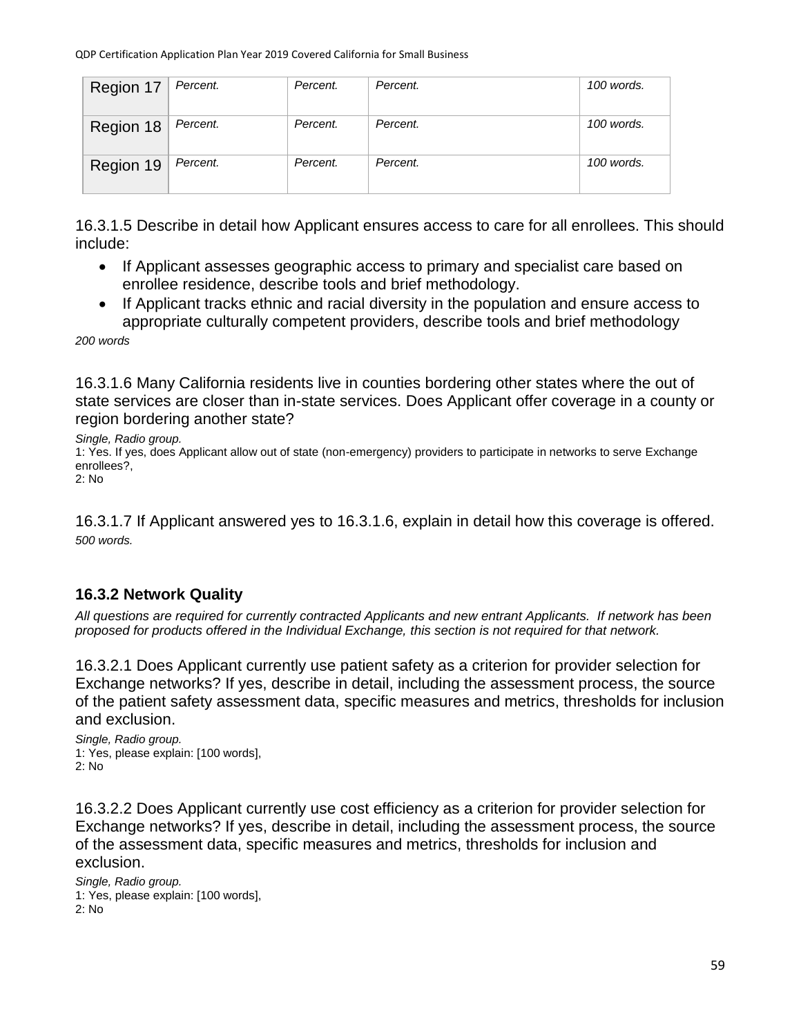| | | | | |
|---|---|---|---|---|
| Region 17 | *Percent.* | *Percent.* | *Percent.* | *100 words.* |
| Region 18 | *Percent.* | *Percent.* | *Percent.* | *100 words.* |
| Region 19 | *Percent.* | *Percent.* | *Percent.* | *100 words.* |

16.3.1.5 Describe in detail how Applicant ensures access to care for all enrollees. This should include:

- If Applicant assesses geographic access to primary and specialist care based on enrollee residence, describe tools and brief methodology.
- If Applicant tracks ethnic and racial diversity in the population and ensure access to appropriate culturally competent providers, describe tools and brief methodology

*200 words*

16.3.1.6 Many California residents live in counties bordering other states where the out of state services are closer than in-state services. Does Applicant offer coverage in a county or region bordering another state?

*Single, Radio group.*
1: Yes. If yes, does Applicant allow out of state (non-emergency) providers to participate in networks to serve Exchange enrollees?,
2: No

16.3.1.7 If Applicant answered yes to 16.3.1.6, explain in detail how this coverage is offered.
*500 words.*

### 16.3.2 Network Quality

*All questions are required for currently contracted Applicants and new entrant Applicants. If network has been proposed for products offered in the Individual Exchange, this section is not required for that network.*

16.3.2.1 Does Applicant currently use patient safety as a criterion for provider selection for Exchange networks? If yes, describe in detail, including the assessment process, the source of the patient safety assessment data, specific measures and metrics, thresholds for inclusion and exclusion.

*Single, Radio group.*
1: Yes, please explain: [100 words],
2: No

16.3.2.2 Does Applicant currently use cost efficiency as a criterion for provider selection for Exchange networks? If yes, describe in detail, including the assessment process, the source of the assessment data, specific measures and metrics, thresholds for inclusion and exclusion.

*Single, Radio group.*
1: Yes, please explain: [100 words],
2: No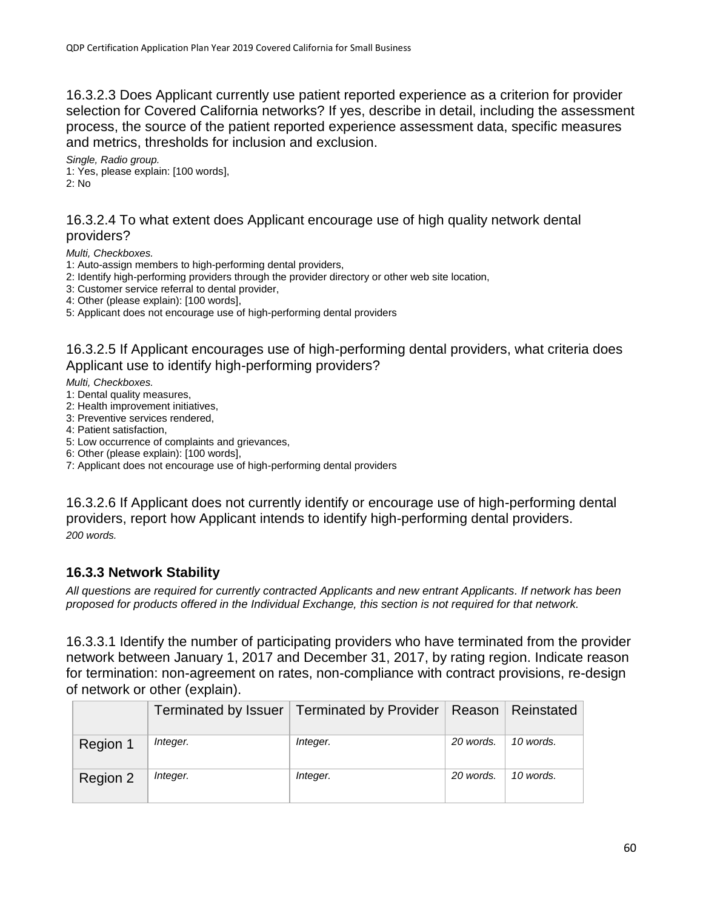16.3.2.3 Does Applicant currently use patient reported experience as a criterion for provider selection for Covered California networks? If yes, describe in detail, including the assessment process, the source of the patient reported experience assessment data, specific measures and metrics, thresholds for inclusion and exclusion.

*Single, Radio group.*
1: Yes, please explain: [100 words],
2: No

16.3.2.4 To what extent does Applicant encourage use of high quality network dental providers?

*Multi, Checkboxes.*
1: Auto-assign members to high-performing dental providers,
2: Identify high-performing providers through the provider directory or other web site location,
3: Customer service referral to dental provider,
4: Other (please explain): [100 words],
5: Applicant does not encourage use of high-performing dental providers

16.3.2.5 If Applicant encourages use of high-performing dental providers, what criteria does Applicant use to identify high-performing providers?

*Multi, Checkboxes.*
1: Dental quality measures,
2: Health improvement initiatives,
3: Preventive services rendered,
4: Patient satisfaction,
5: Low occurrence of complaints and grievances,
6: Other (please explain): [100 words],
7: Applicant does not encourage use of high-performing dental providers

16.3.2.6 If Applicant does not currently identify or encourage use of high-performing dental providers, report how Applicant intends to identify high-performing dental providers.
*200 words.*

### 16.3.3 Network Stability

*All questions are required for currently contracted Applicants and new entrant Applicants. If network has been proposed for products offered in the Individual Exchange, this section is not required for that network.*

16.3.3.1 Identify the number of participating providers who have terminated from the provider network between January 1, 2017 and December 31, 2017, by rating region. Indicate reason for termination: non-agreement on rates, non-compliance with contract provisions, re-design of network or other (explain).

| | Terminated by Issuer | Terminated by Provider | Reason | Reinstated |
|---|---|---|---|---|
| Region 1 | *Integer.* | *Integer.* | *20 words.* | *10 words.* |
| Region 2 | *Integer.* | *Integer.* | *20 words.* | *10 words.* |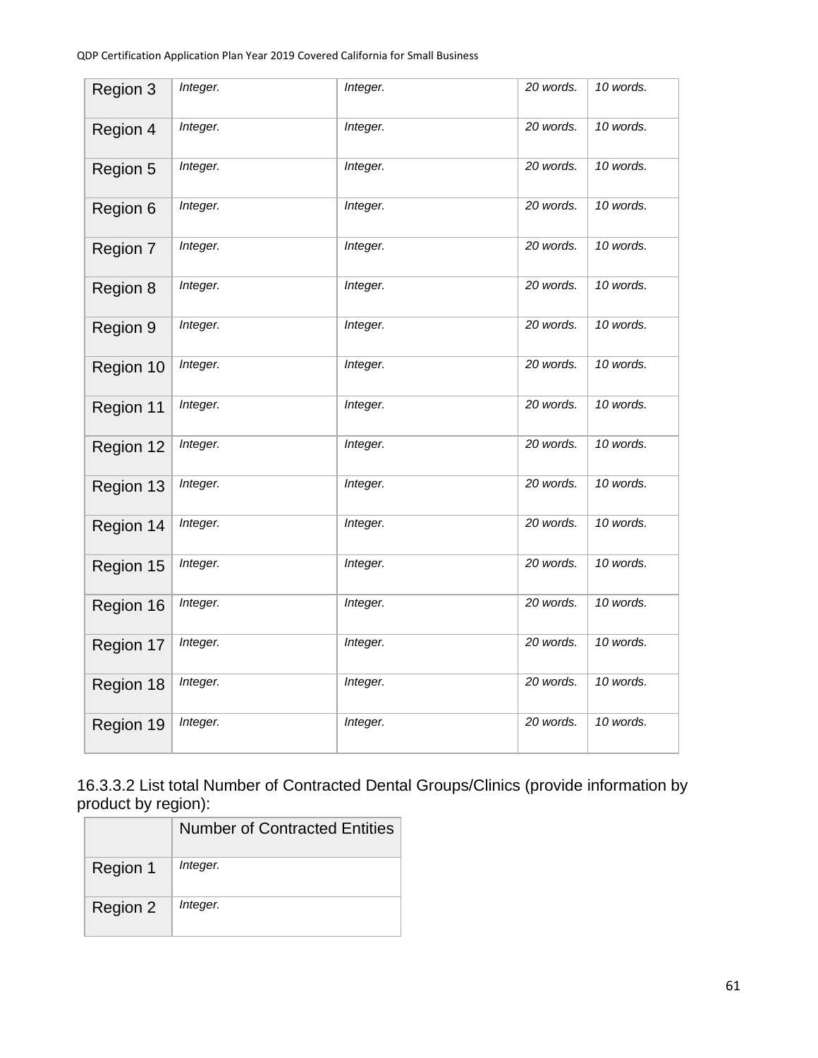| | | | | |
|---|---|---|---|---|
| Region 3 | *Integer.* | *Integer.* | *20 words.* | *10 words.* |
| Region 4 | *Integer.* | *Integer.* | *20 words.* | *10 words.* |
| Region 5 | *Integer.* | *Integer.* | *20 words.* | *10 words.* |
| Region 6 | *Integer.* | *Integer.* | *20 words.* | *10 words.* |
| Region 7 | *Integer.* | *Integer.* | *20 words.* | *10 words.* |
| Region 8 | *Integer.* | *Integer.* | *20 words.* | *10 words.* |
| Region 9 | *Integer.* | *Integer.* | *20 words.* | *10 words.* |
| Region 10 | *Integer.* | *Integer.* | *20 words.* | *10 words.* |
| Region 11 | *Integer.* | *Integer.* | *20 words.* | *10 words.* |
| Region 12 | *Integer.* | *Integer.* | *20 words.* | *10 words.* |
| Region 13 | *Integer.* | *Integer.* | *20 words.* | *10 words.* |
| Region 14 | *Integer.* | *Integer.* | *20 words.* | *10 words.* |
| Region 15 | *Integer.* | *Integer.* | *20 words.* | *10 words.* |
| Region 16 | *Integer.* | *Integer.* | *20 words.* | *10 words.* |
| Region 17 | *Integer.* | *Integer.* | *20 words.* | *10 words.* |
| Region 18 | *Integer.* | *Integer.* | *20 words.* | *10 words.* |
| Region 19 | *Integer.* | *Integer.* | *20 words.* | *10 words.* |

16.3.3.2 List total Number of Contracted Dental Groups/Clinics (provide information by product by region):

| | Number of Contracted Entities |
|---|---|
| Region 1 | *Integer.* |
| Region 2 | *Integer.* |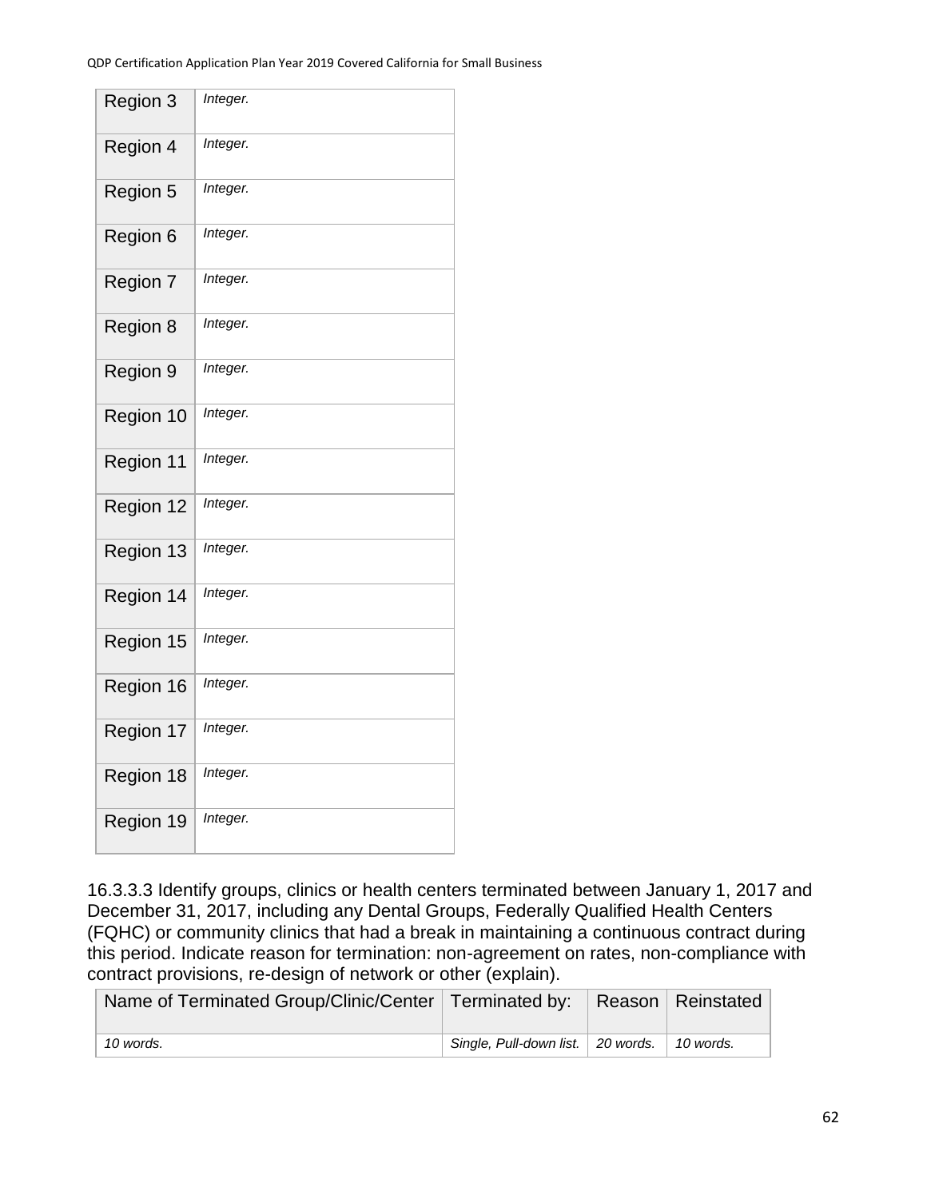| | |
|---|---|
| Region 3 | *Integer.* |
| Region 4 | *Integer.* |
| Region 5 | *Integer.* |
| Region 6 | *Integer.* |
| Region 7 | *Integer.* |
| Region 8 | *Integer.* |
| Region 9 | *Integer.* |
| Region 10 | *Integer.* |
| Region 11 | *Integer.* |
| Region 12 | *Integer.* |
| Region 13 | *Integer.* |
| Region 14 | *Integer.* |
| Region 15 | *Integer.* |
| Region 16 | *Integer.* |
| Region 17 | *Integer.* |
| Region 18 | *Integer.* |
| Region 19 | *Integer.* |

16.3.3.3 Identify groups, clinics or health centers terminated between January 1, 2017 and December 31, 2017, including any Dental Groups, Federally Qualified Health Centers (FQHC) or community clinics that had a break in maintaining a continuous contract during this period. Indicate reason for termination: non-agreement on rates, non-compliance with contract provisions, re-design of network or other (explain).

| Name of Terminated Group/Clinic/Center | Terminated by: | Reason | Reinstated |
|---|---|---|---|
| *10 words.* | *Single, Pull-down list.* | *20 words.* | *10 words.* |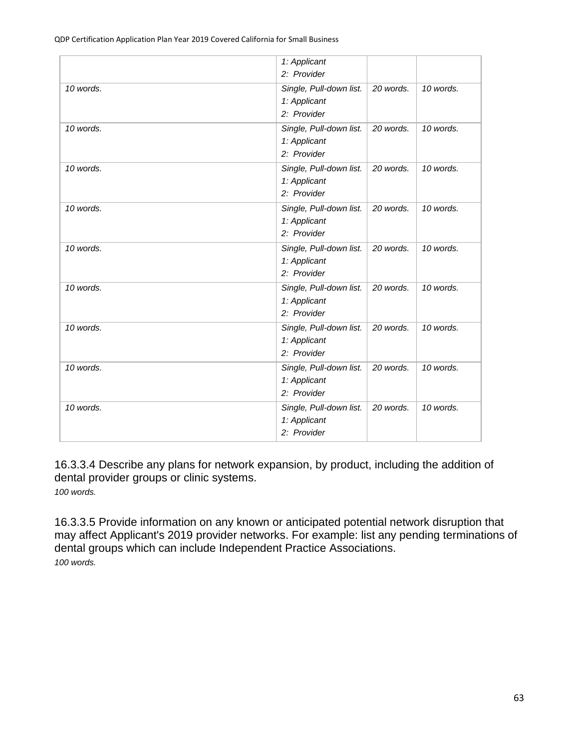| | | | |
|---|---|---|---|
| | *1: Applicant*<br>*2: Provider* | | |
| *10 words.* | *Single, Pull-down list.*<br>*1: Applicant*<br>*2: Provider* | *20 words.* | *10 words.* |
| *10 words.* | *Single, Pull-down list.*<br>*1: Applicant*<br>*2: Provider* | *20 words.* | *10 words.* |
| *10 words.* | *Single, Pull-down list.*<br>*1: Applicant*<br>*2: Provider* | *20 words.* | *10 words.* |
| *10 words.* | *Single, Pull-down list.*<br>*1: Applicant*<br>*2: Provider* | *20 words.* | *10 words.* |
| *10 words.* | *Single, Pull-down list.*<br>*1: Applicant*<br>*2: Provider* | *20 words.* | *10 words.* |
| *10 words.* | *Single, Pull-down list.*<br>*1: Applicant*<br>*2: Provider* | *20 words.* | *10 words.* |
| *10 words.* | *Single, Pull-down list.*<br>*1: Applicant*<br>*2: Provider* | *20 words.* | *10 words.* |
| *10 words.* | *Single, Pull-down list.*<br>*1: Applicant*<br>*2: Provider* | *20 words.* | *10 words.* |
| *10 words.* | *Single, Pull-down list.*<br>*1: Applicant*<br>*2: Provider* | *20 words.* | *10 words.* |

16.3.3.4 Describe any plans for network expansion, by product, including the addition of dental provider groups or clinic systems.
*100 words.*

16.3.3.5 Provide information on any known or anticipated potential network disruption that may affect Applicant's 2019 provider networks. For example: list any pending terminations of dental groups which can include Independent Practice Associations.
*100 words.*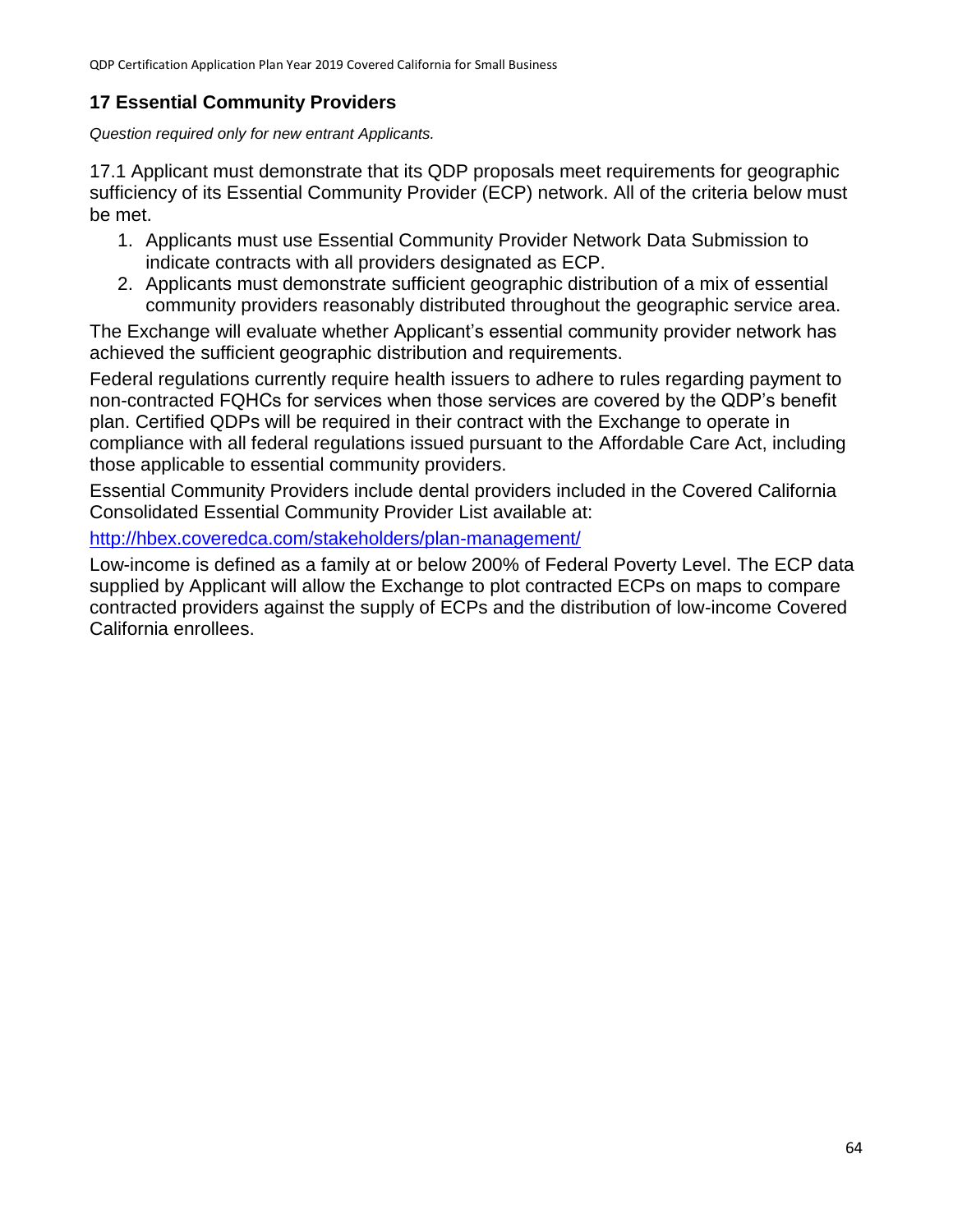## 17 Essential Community Providers

*Question required only for new entrant Applicants.*

17.1 Applicant must demonstrate that its QDP proposals meet requirements for geographic sufficiency of its Essential Community Provider (ECP) network. All of the criteria below must be met.

1. Applicants must use Essential Community Provider Network Data Submission to indicate contracts with all providers designated as ECP.
2. Applicants must demonstrate sufficient geographic distribution of a mix of essential community providers reasonably distributed throughout the geographic service area.

The Exchange will evaluate whether Applicant's essential community provider network has achieved the sufficient geographic distribution and requirements.

Federal regulations currently require health issuers to adhere to rules regarding payment to non-contracted FQHCs for services when those services are covered by the QDP's benefit plan. Certified QDPs will be required in their contract with the Exchange to operate in compliance with all federal regulations issued pursuant to the Affordable Care Act, including those applicable to essential community providers.

Essential Community Providers include dental providers included in the Covered California Consolidated Essential Community Provider List available at:

http://hbex.coveredca.com/stakeholders/plan-management/

Low-income is defined as a family at or below 200% of Federal Poverty Level. The ECP data supplied by Applicant will allow the Exchange to plot contracted ECPs on maps to compare contracted providers against the supply of ECPs and the distribution of low-income Covered California enrollees.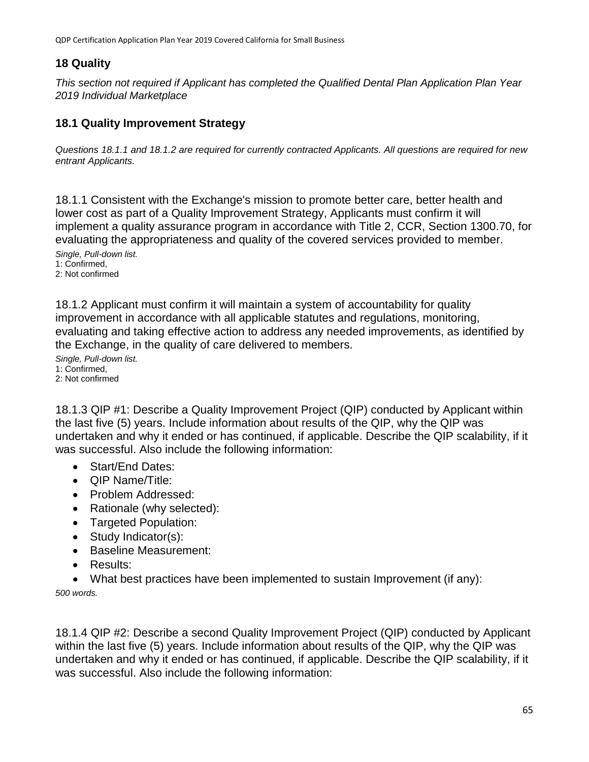## 18 Quality

*This section not required if Applicant has completed the Qualified Dental Plan Application Plan Year 2019 Individual Marketplace*

### 18.1 Quality Improvement Strategy

*Questions 18.1.1 and 18.1.2 are required for currently contracted Applicants. All questions are required for new entrant Applicants.*

18.1.1 Consistent with the Exchange's mission to promote better care, better health and lower cost as part of a Quality Improvement Strategy, Applicants must confirm it will implement a quality assurance program in accordance with Title 2, CCR, Section 1300.70, for evaluating the appropriateness and quality of the covered services provided to member.

*Single, Pull-down list.*
1: Confirmed,
2: Not confirmed

18.1.2 Applicant must confirm it will maintain a system of accountability for quality improvement in accordance with all applicable statutes and regulations, monitoring, evaluating and taking effective action to address any needed improvements, as identified by the Exchange, in the quality of care delivered to members.

*Single, Pull-down list.*
1: Confirmed,
2: Not confirmed

18.1.3 QIP #1: Describe a Quality Improvement Project (QIP) conducted by Applicant within the last five (5) years. Include information about results of the QIP, why the QIP was undertaken and why it ended or has continued, if applicable. Describe the QIP scalability, if it was successful. Also include the following information:

- Start/End Dates:
- QIP Name/Title:
- Problem Addressed:
- Rationale (why selected):
- Targeted Population:
- Study Indicator(s):
- Baseline Measurement:
- Results:
- What best practices have been implemented to sustain Improvement (if any):

*500 words.*

18.1.4 QIP #2: Describe a second Quality Improvement Project (QIP) conducted by Applicant within the last five (5) years. Include information about results of the QIP, why the QIP was undertaken and why it ended or has continued, if applicable. Describe the QIP scalability, if it was successful. Also include the following information: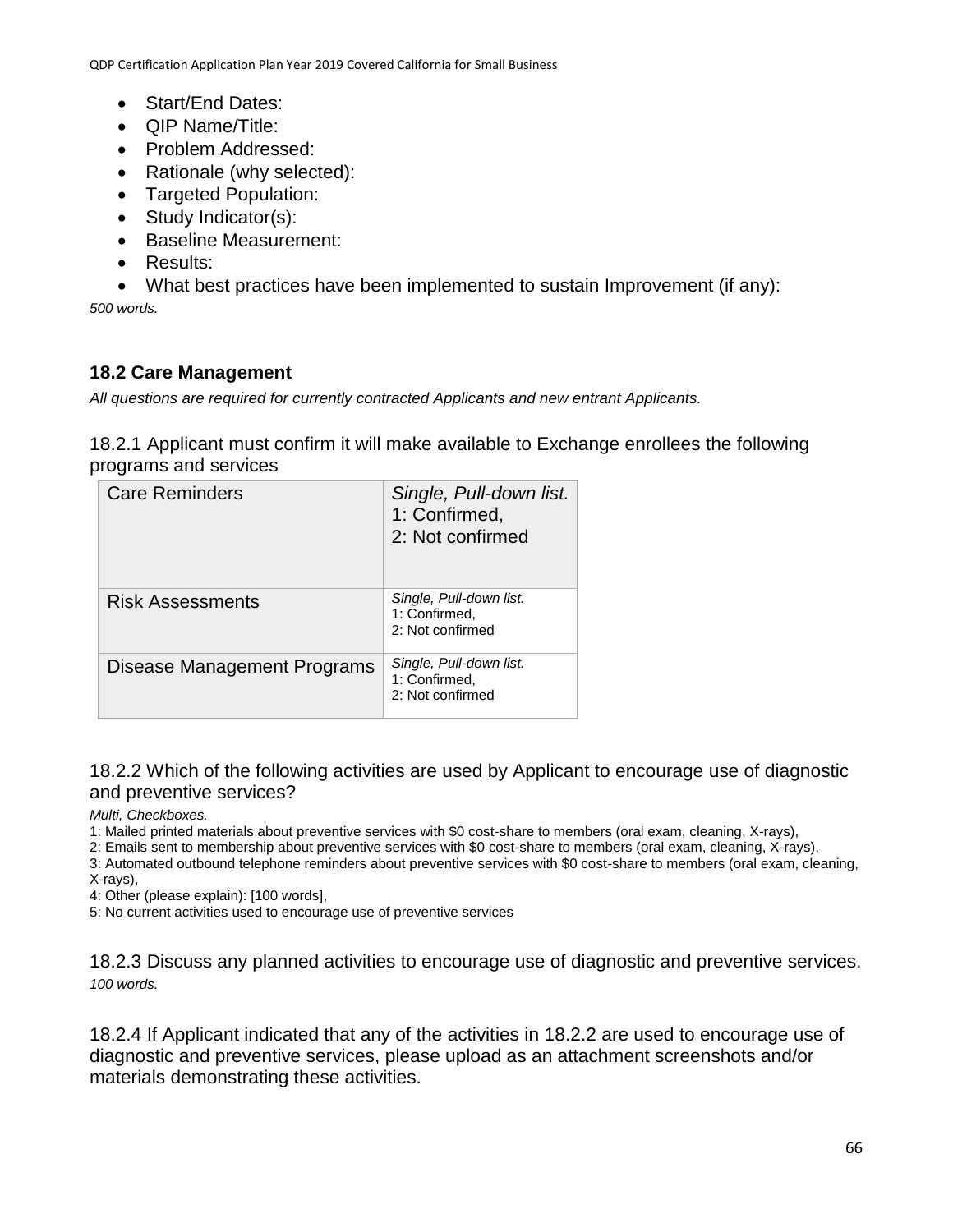- Start/End Dates:
- QIP Name/Title:
- Problem Addressed:
- Rationale (why selected):
- Targeted Population:
- Study Indicator(s):
- Baseline Measurement:
- Results:
- What best practices have been implemented to sustain Improvement (if any):

*500 words.*

### 18.2 Care Management

*All questions are required for currently contracted Applicants and new entrant Applicants.*

18.2.1 Applicant must confirm it will make available to Exchange enrollees the following programs and services

| | |
|---|---|
| Care Reminders | *Single, Pull-down list.* 1: Confirmed, 2: Not confirmed |
| Risk Assessments | *Single, Pull-down list.* 1: Confirmed, 2: Not confirmed |
| Disease Management Programs | *Single, Pull-down list.* 1: Confirmed, 2: Not confirmed |

18.2.2 Which of the following activities are used by Applicant to encourage use of diagnostic and preventive services?

*Multi, Checkboxes.*

1: Mailed printed materials about preventive services with $0 cost-share to members (oral exam, cleaning, X-rays),
2: Emails sent to membership about preventive services with $0 cost-share to members (oral exam, cleaning, X-rays),
3: Automated outbound telephone reminders about preventive services with $0 cost-share to members (oral exam, cleaning, X-rays),
4: Other (please explain): [100 words],
5: No current activities used to encourage use of preventive services

18.2.3 Discuss any planned activities to encourage use of diagnostic and preventive services.
*100 words.*

18.2.4 If Applicant indicated that any of the activities in 18.2.2 are used to encourage use of diagnostic and preventive services, please upload as an attachment screenshots and/or materials demonstrating these activities.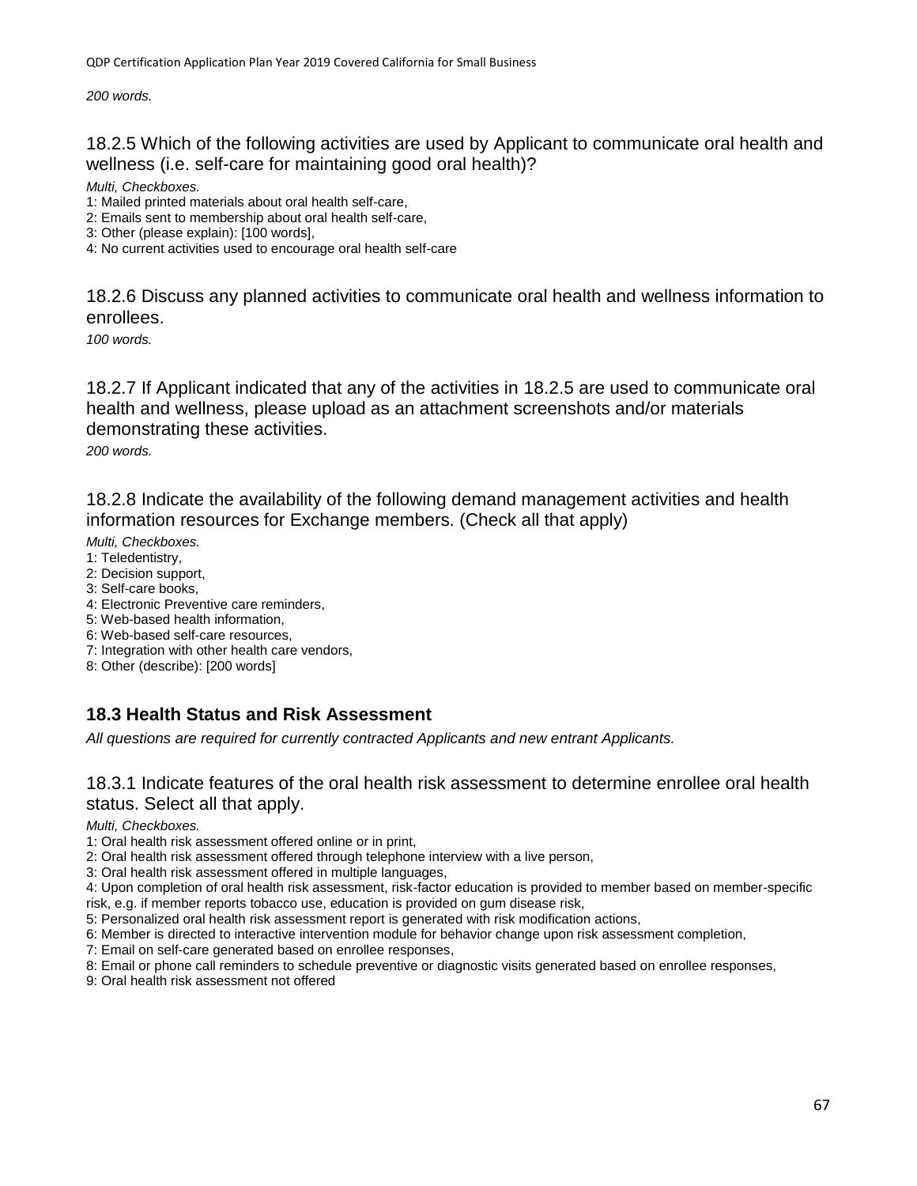*200 words.*

### 18.2.5 Which of the following activities are used by Applicant to communicate oral health and wellness (i.e. self-care for maintaining good oral health)?

*Multi, Checkboxes.*

1: Mailed printed materials about oral health self-care,
2: Emails sent to membership about oral health self-care,
3: Other (please explain): [100 words],
4: No current activities used to encourage oral health self-care

### 18.2.6 Discuss any planned activities to communicate oral health and wellness information to enrollees.

*100 words.*

### 18.2.7 If Applicant indicated that any of the activities in 18.2.5 are used to communicate oral health and wellness, please upload as an attachment screenshots and/or materials demonstrating these activities.

*200 words.*

### 18.2.8 Indicate the availability of the following demand management activities and health information resources for Exchange members. (Check all that apply)

*Multi, Checkboxes.*

1: Teledentistry,
2: Decision support,
3: Self-care books,
4: Electronic Preventive care reminders,
5: Web-based health information,
6: Web-based self-care resources,
7: Integration with other health care vendors,
8: Other (describe): [200 words]

## 18.3 Health Status and Risk Assessment

*All questions are required for currently contracted Applicants and new entrant Applicants.*

### 18.3.1 Indicate features of the oral health risk assessment to determine enrollee oral health status. Select all that apply.

*Multi, Checkboxes.*

1: Oral health risk assessment offered online or in print,
2: Oral health risk assessment offered through telephone interview with a live person,
3: Oral health risk assessment offered in multiple languages,
4: Upon completion of oral health risk assessment, risk-factor education is provided to member based on member-specific risk, e.g. if member reports tobacco use, education is provided on gum disease risk,
5: Personalized oral health risk assessment report is generated with risk modification actions,
6: Member is directed to interactive intervention module for behavior change upon risk assessment completion,
7: Email on self-care generated based on enrollee responses,
8: Email or phone call reminders to schedule preventive or diagnostic visits generated based on enrollee responses,
9: Oral health risk assessment not offered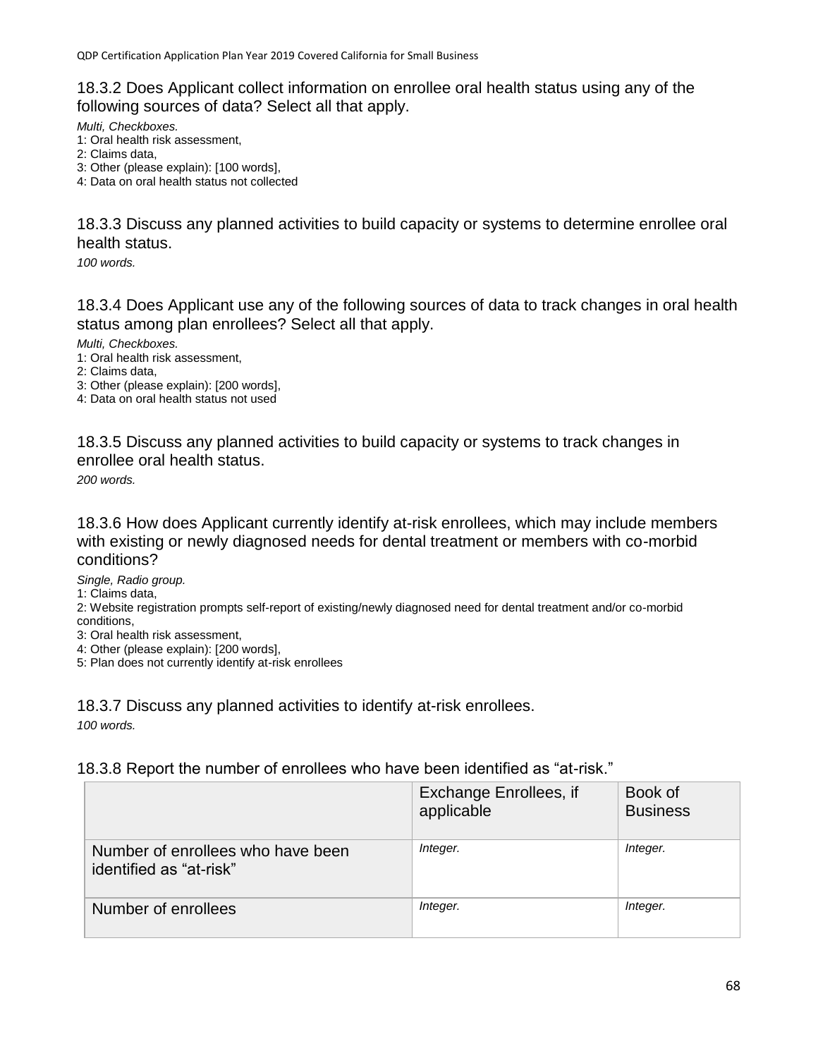### 18.3.2 Does Applicant collect information on enrollee oral health status using any of the following sources of data? Select all that apply.

*Multi, Checkboxes.*
1: Oral health risk assessment,
2: Claims data,
3: Other (please explain): [100 words],
4: Data on oral health status not collected

### 18.3.3 Discuss any planned activities to build capacity or systems to determine enrollee oral health status.

*100 words.*

### 18.3.4 Does Applicant use any of the following sources of data to track changes in oral health status among plan enrollees? Select all that apply.

*Multi, Checkboxes.*
1: Oral health risk assessment,
2: Claims data,
3: Other (please explain): [200 words],
4: Data on oral health status not used

### 18.3.5 Discuss any planned activities to build capacity or systems to track changes in enrollee oral health status.

*200 words.*

### 18.3.6 How does Applicant currently identify at-risk enrollees, which may include members with existing or newly diagnosed needs for dental treatment or members with co-morbid conditions?

*Single, Radio group.*
1: Claims data,
2: Website registration prompts self-report of existing/newly diagnosed need for dental treatment and/or co-morbid conditions,
3: Oral health risk assessment,
4: Other (please explain): [200 words],
5: Plan does not currently identify at-risk enrollees

### 18.3.7 Discuss any planned activities to identify at-risk enrollees.

*100 words.*

### 18.3.8 Report the number of enrollees who have been identified as "at-risk."

| | Exchange Enrollees, if applicable | Book of Business |
|---|---|---|
| Number of enrollees who have been identified as "at-risk" | *Integer.* | *Integer.* |
| Number of enrollees | *Integer.* | *Integer.* |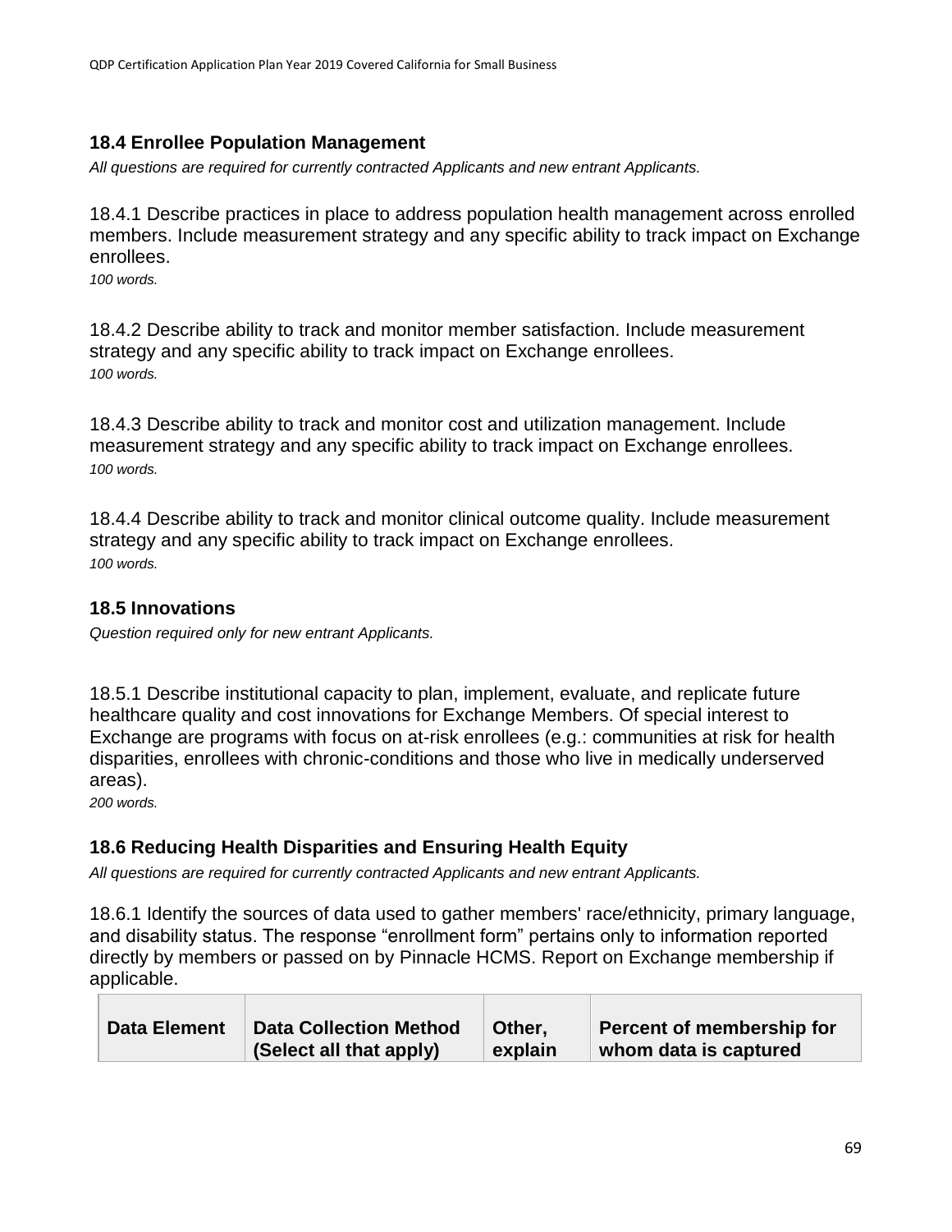### 18.4 Enrollee Population Management

*All questions are required for currently contracted Applicants and new entrant Applicants.*

18.4.1 Describe practices in place to address population health management across enrolled members. Include measurement strategy and any specific ability to track impact on Exchange enrollees.
*100 words.*

18.4.2 Describe ability to track and monitor member satisfaction. Include measurement strategy and any specific ability to track impact on Exchange enrollees.
*100 words.*

18.4.3 Describe ability to track and monitor cost and utilization management. Include measurement strategy and any specific ability to track impact on Exchange enrollees.
*100 words.*

18.4.4 Describe ability to track and monitor clinical outcome quality. Include measurement strategy and any specific ability to track impact on Exchange enrollees.
*100 words.*

### 18.5 Innovations

*Question required only for new entrant Applicants.*

18.5.1 Describe institutional capacity to plan, implement, evaluate, and replicate future healthcare quality and cost innovations for Exchange Members. Of special interest to Exchange are programs with focus on at-risk enrollees (e.g.: communities at risk for health disparities, enrollees with chronic-conditions and those who live in medically underserved areas).
*200 words.*

### 18.6 Reducing Health Disparities and Ensuring Health Equity

*All questions are required for currently contracted Applicants and new entrant Applicants.*

18.6.1 Identify the sources of data used to gather members' race/ethnicity, primary language, and disability status. The response "enrollment form" pertains only to information reported directly by members or passed on by Pinnacle HCMS. Report on Exchange membership if applicable.

| Data Element | Data Collection Method (Select all that apply) | Other, explain | Percent of membership for whom data is captured |
|---|---|---|---|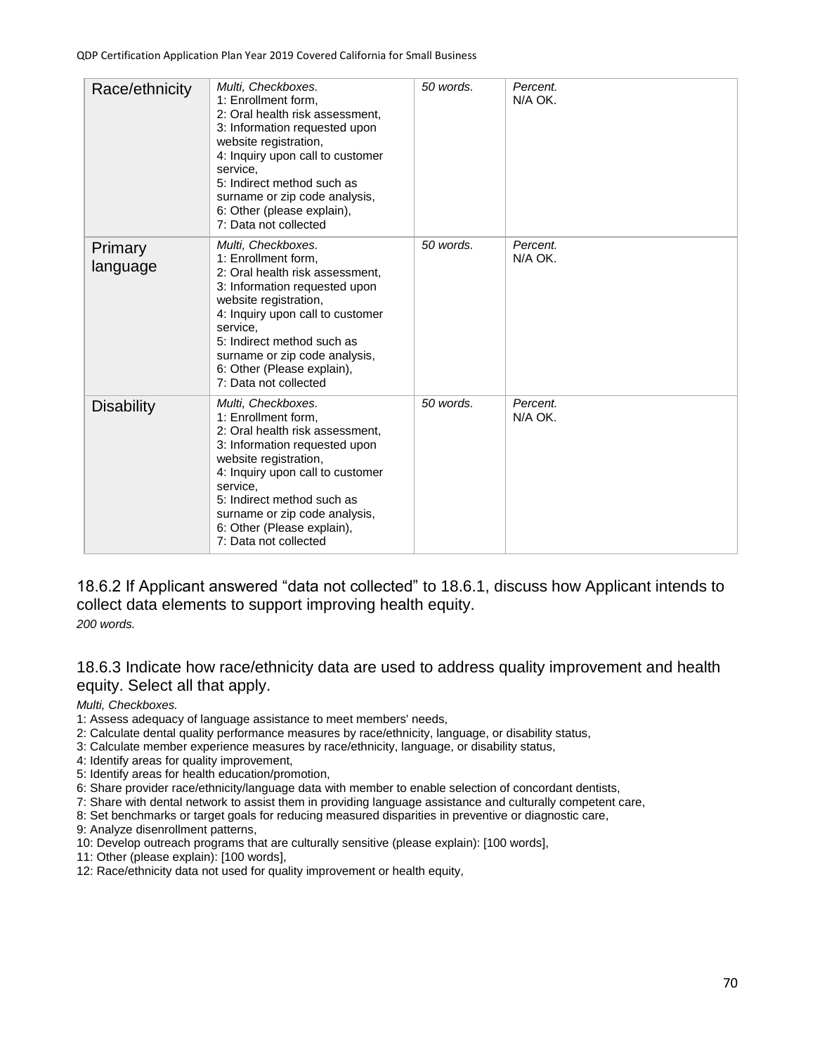| | | | |
|---|---|---|---|
| Race/ethnicity | *Multi, Checkboxes.*<br>1: Enrollment form,<br>2: Oral health risk assessment,<br>3: Information requested upon website registration,<br>4: Inquiry upon call to customer service,<br>5: Indirect method such as surname or zip code analysis,<br>6: Other (please explain),<br>7: Data not collected | *50 words.* | *Percent.*<br>N/A OK. |
| Primary language | *Multi, Checkboxes.*<br>1: Enrollment form,<br>2: Oral health risk assessment,<br>3: Information requested upon website registration,<br>4: Inquiry upon call to customer service,<br>5: Indirect method such as surname or zip code analysis,<br>6: Other (Please explain),<br>7: Data not collected | *50 words.* | *Percent.*<br>N/A OK. |
| Disability | *Multi, Checkboxes.*<br>1: Enrollment form,<br>2: Oral health risk assessment,<br>3: Information requested upon website registration,<br>4: Inquiry upon call to customer service,<br>5: Indirect method such as surname or zip code analysis,<br>6: Other (Please explain),<br>7: Data not collected | *50 words.* | *Percent.*<br>N/A OK. |

### 18.6.2 If Applicant answered “data not collected” to 18.6.1, discuss how Applicant intends to collect data elements to support improving health equity.

*200 words.*

### 18.6.3 Indicate how race/ethnicity data are used to address quality improvement and health equity. Select all that apply.

*Multi, Checkboxes.*

1: Assess adequacy of language assistance to meet members' needs,
2: Calculate dental quality performance measures by race/ethnicity, language, or disability status,
3: Calculate member experience measures by race/ethnicity, language, or disability status,
4: Identify areas for quality improvement,
5: Identify areas for health education/promotion,
6: Share provider race/ethnicity/language data with member to enable selection of concordant dentists,
7: Share with dental network to assist them in providing language assistance and culturally competent care,
8: Set benchmarks or target goals for reducing measured disparities in preventive or diagnostic care,
9: Analyze disenrollment patterns,
10: Develop outreach programs that are culturally sensitive (please explain): [100 words],
11: Other (please explain): [100 words],
12: Race/ethnicity data not used for quality improvement or health equity,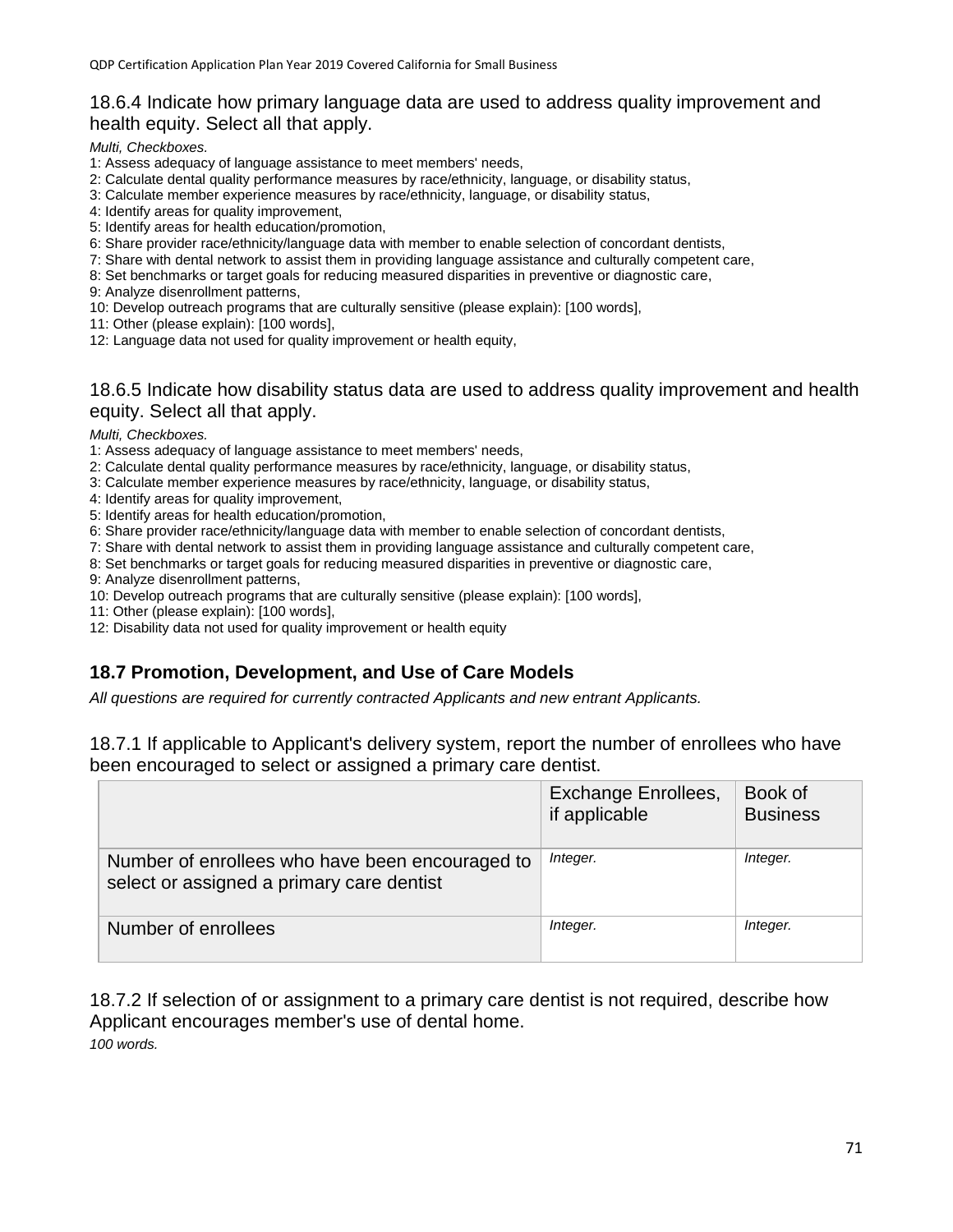### 18.6.4 Indicate how primary language data are used to address quality improvement and health equity. Select all that apply.

*Multi, Checkboxes.*

1: Assess adequacy of language assistance to meet members' needs,
2: Calculate dental quality performance measures by race/ethnicity, language, or disability status,
3: Calculate member experience measures by race/ethnicity, language, or disability status,
4: Identify areas for quality improvement,
5: Identify areas for health education/promotion,
6: Share provider race/ethnicity/language data with member to enable selection of concordant dentists,
7: Share with dental network to assist them in providing language assistance and culturally competent care,
8: Set benchmarks or target goals for reducing measured disparities in preventive or diagnostic care,
9: Analyze disenrollment patterns,
10: Develop outreach programs that are culturally sensitive (please explain): [100 words],
11: Other (please explain): [100 words],
12: Language data not used for quality improvement or health equity,

### 18.6.5 Indicate how disability status data are used to address quality improvement and health equity. Select all that apply.

*Multi, Checkboxes.*

1: Assess adequacy of language assistance to meet members' needs,
2: Calculate dental quality performance measures by race/ethnicity, language, or disability status,
3: Calculate member experience measures by race/ethnicity, language, or disability status,
4: Identify areas for quality improvement,
5: Identify areas for health education/promotion,
6: Share provider race/ethnicity/language data with member to enable selection of concordant dentists,
7: Share with dental network to assist them in providing language assistance and culturally competent care,
8: Set benchmarks or target goals for reducing measured disparities in preventive or diagnostic care,
9: Analyze disenrollment patterns,
10: Develop outreach programs that are culturally sensitive (please explain): [100 words],
11: Other (please explain): [100 words],
12: Disability data not used for quality improvement or health equity

## 18.7 Promotion, Development, and Use of Care Models

*All questions are required for currently contracted Applicants and new entrant Applicants.*

### 18.7.1 If applicable to Applicant's delivery system, report the number of enrollees who have been encouraged to select or assigned a primary care dentist.

| | Exchange Enrollees, if applicable | Book of Business |
|---|---|---|
| Number of enrollees who have been encouraged to select or assigned a primary care dentist | *Integer.* | *Integer.* |
| Number of enrollees | *Integer.* | *Integer.* |

### 18.7.2 If selection of or assignment to a primary care dentist is not required, describe how Applicant encourages member's use of dental home.

*100 words.*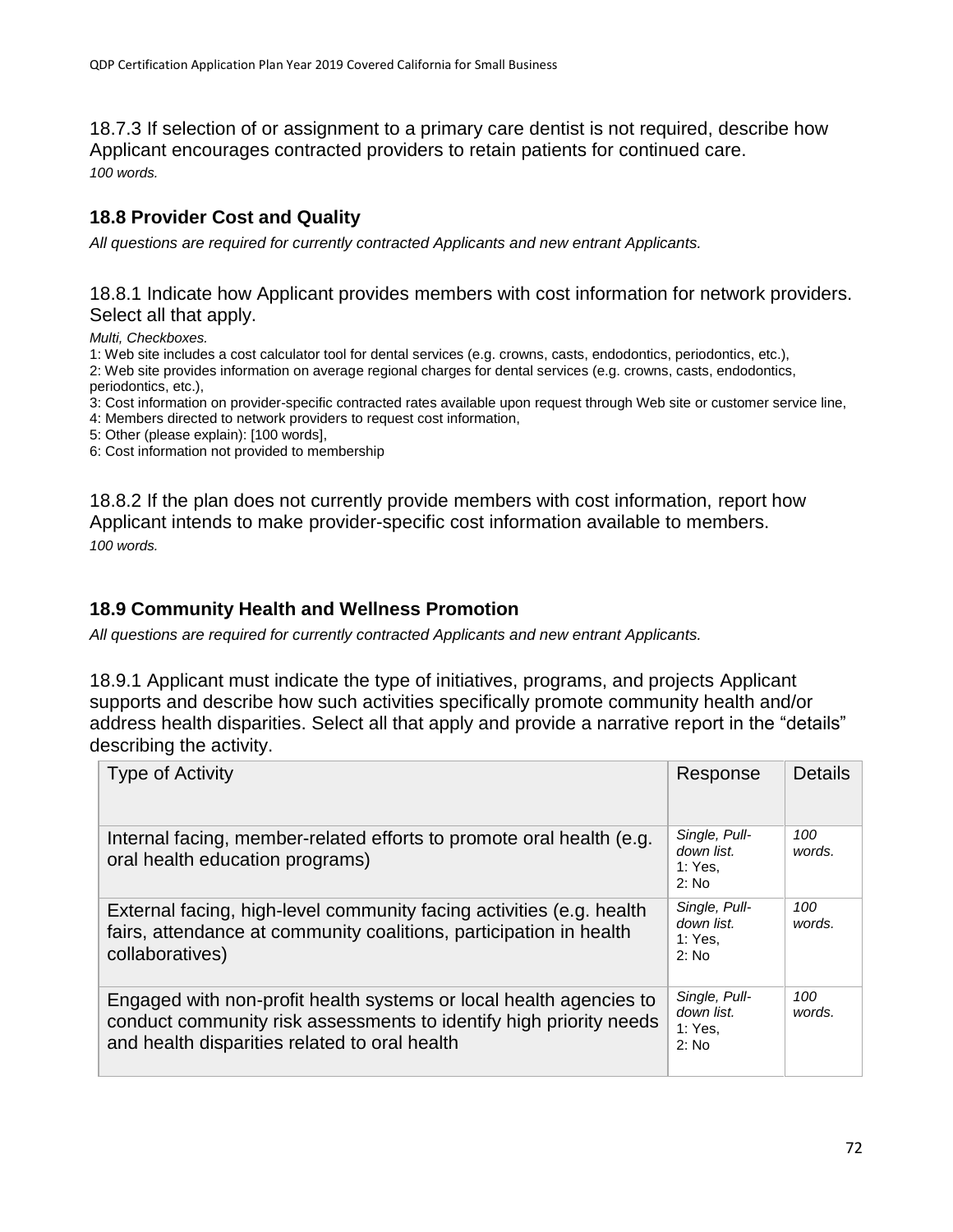18.7.3 If selection of or assignment to a primary care dentist is not required, describe how Applicant encourages contracted providers to retain patients for continued care.
*100 words.*

### 18.8 Provider Cost and Quality

*All questions are required for currently contracted Applicants and new entrant Applicants.*

18.8.1 Indicate how Applicant provides members with cost information for network providers. Select all that apply.

*Multi, Checkboxes.*
1: Web site includes a cost calculator tool for dental services (e.g. crowns, casts, endodontics, periodontics, etc.),
2: Web site provides information on average regional charges for dental services (e.g. crowns, casts, endodontics, periodontics, etc.),
3: Cost information on provider-specific contracted rates available upon request through Web site or customer service line,
4: Members directed to network providers to request cost information,
5: Other (please explain): [100 words],
6: Cost information not provided to membership

18.8.2 If the plan does not currently provide members with cost information, report how Applicant intends to make provider-specific cost information available to members.
*100 words.*

### 18.9 Community Health and Wellness Promotion

*All questions are required for currently contracted Applicants and new entrant Applicants.*

18.9.1 Applicant must indicate the type of initiatives, programs, and projects Applicant supports and describe how such activities specifically promote community health and/or address health disparities. Select all that apply and provide a narrative report in the "details" describing the activity.

| Type of Activity | Response | Details |
|---|---|---|
| Internal facing, member-related efforts to promote oral health (e.g. oral health education programs) | *Single, Pull-down list. 1: Yes, 2: No* | *100 words.* |
| External facing, high-level community facing activities (e.g. health fairs, attendance at community coalitions, participation in health collaboratives) | *Single, Pull-down list. 1: Yes, 2: No* | *100 words.* |
| Engaged with non-profit health systems or local health agencies to conduct community risk assessments to identify high priority needs and health disparities related to oral health | *Single, Pull-down list. 1: Yes, 2: No* | *100 words.* |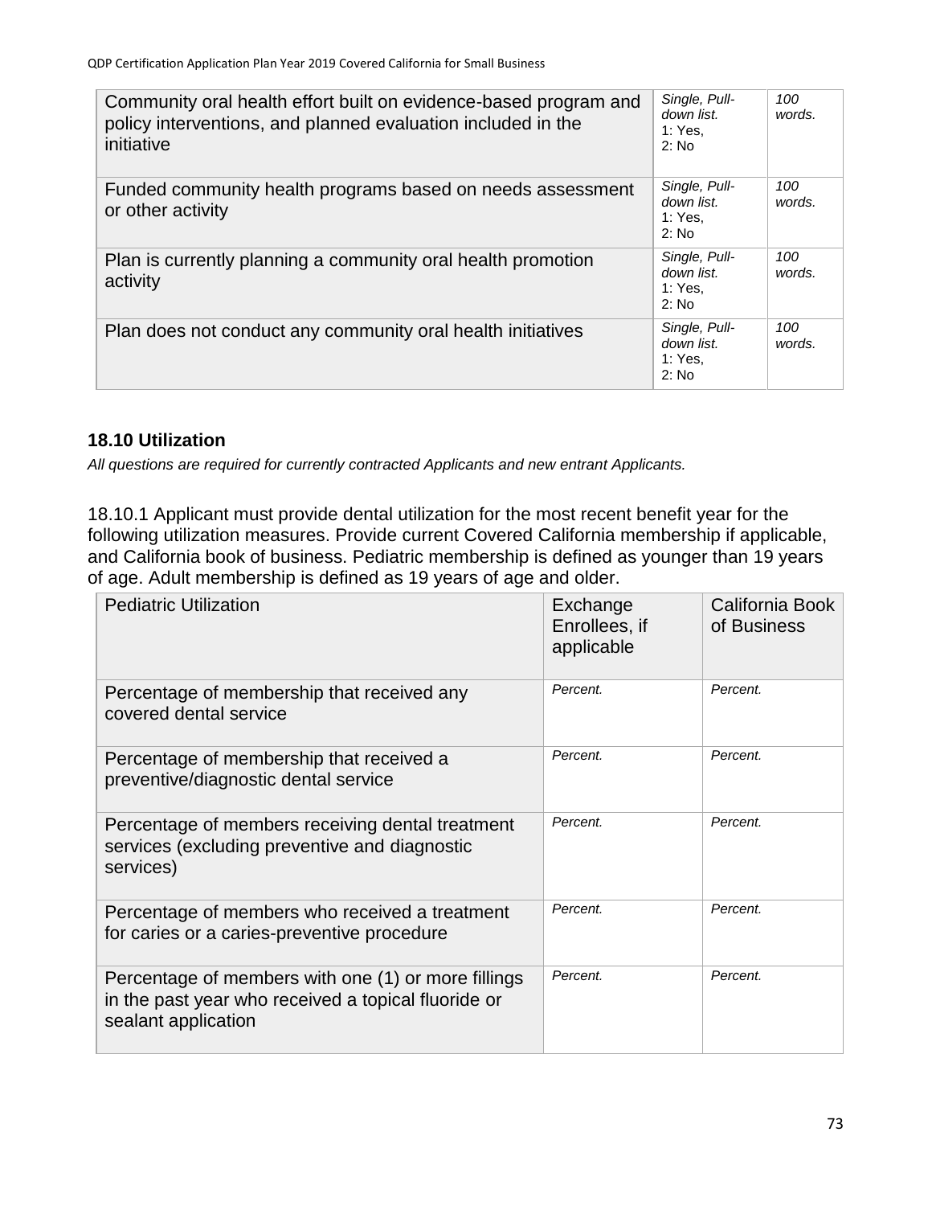| | | |
|---|---|---|
| Community oral health effort built on evidence-based program and policy interventions, and planned evaluation included in the initiative | *Single, Pull-down list. 1: Yes, 2: No* | *100 words.* |
| Funded community health programs based on needs assessment or other activity | *Single, Pull-down list. 1: Yes, 2: No* | *100 words.* |
| Plan is currently planning a community oral health promotion activity | *Single, Pull-down list. 1: Yes, 2: No* | *100 words.* |
| Plan does not conduct any community oral health initiatives | *Single, Pull-down list. 1: Yes, 2: No* | *100 words.* |

### 18.10 Utilization

*All questions are required for currently contracted Applicants and new entrant Applicants.*

18.10.1 Applicant must provide dental utilization for the most recent benefit year for the following utilization measures. Provide current Covered California membership if applicable, and California book of business. Pediatric membership is defined as younger than 19 years of age. Adult membership is defined as 19 years of age and older.

| Pediatric Utilization | Exchange Enrollees, if applicable | California Book of Business |
|---|---|---|
| Percentage of membership that received any covered dental service | *Percent.* | *Percent.* |
| Percentage of membership that received a preventive/diagnostic dental service | *Percent.* | *Percent.* |
| Percentage of members receiving dental treatment services (excluding preventive and diagnostic services) | *Percent.* | *Percent.* |
| Percentage of members who received a treatment for caries or a caries-preventive procedure | *Percent.* | *Percent.* |
| Percentage of members with one (1) or more fillings in the past year who received a topical fluoride or sealant application | *Percent.* | *Percent.* |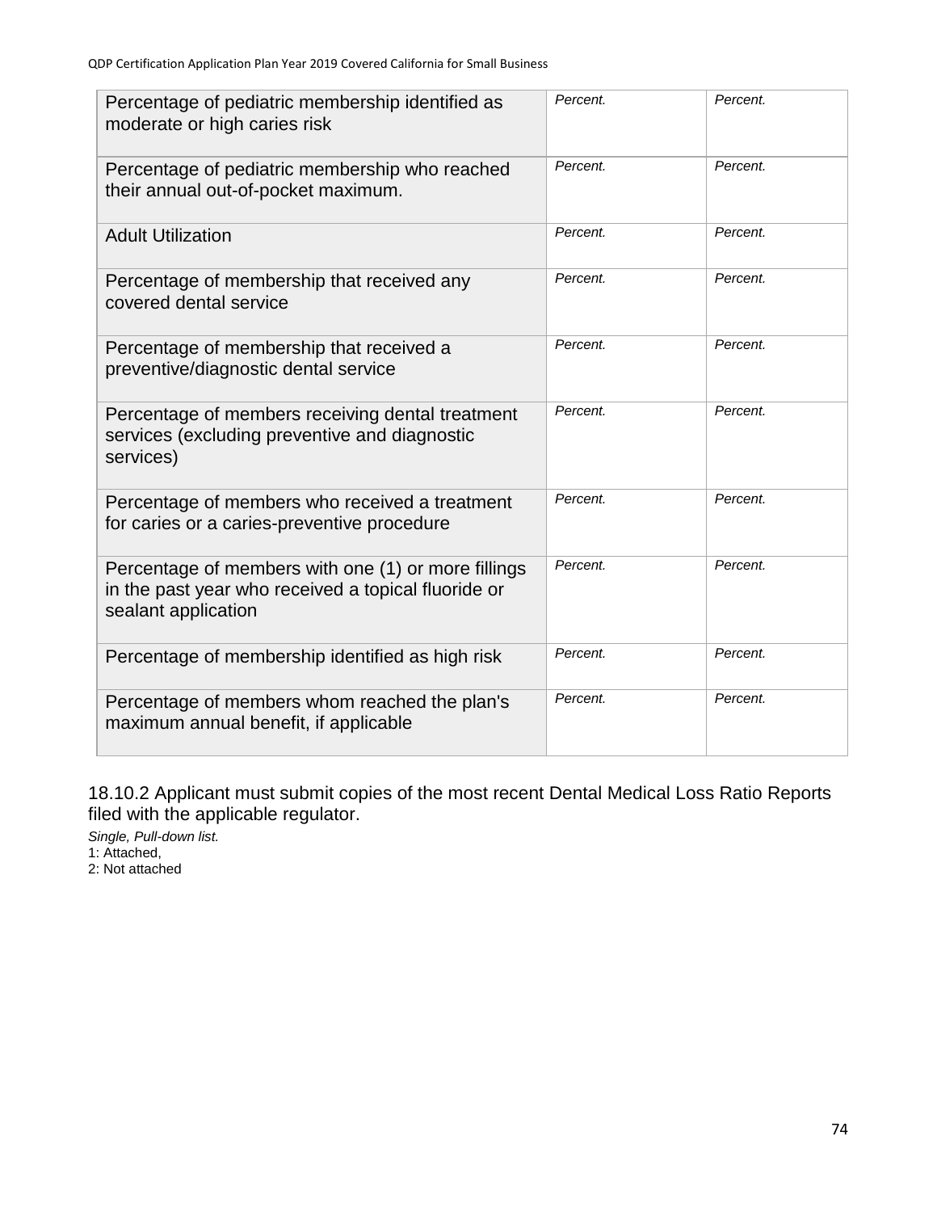| | | |
|---|---|---|
| Percentage of pediatric membership identified as moderate or high caries risk | *Percent.* | *Percent.* |
| Percentage of pediatric membership who reached their annual out-of-pocket maximum. | *Percent.* | *Percent.* |
| Adult Utilization | *Percent.* | *Percent.* |
| Percentage of membership that received any covered dental service | *Percent.* | *Percent.* |
| Percentage of membership that received a preventive/diagnostic dental service | *Percent.* | *Percent.* |
| Percentage of members receiving dental treatment services (excluding preventive and diagnostic services) | *Percent.* | *Percent.* |
| Percentage of members who received a treatment for caries or a caries-preventive procedure | *Percent.* | *Percent.* |
| Percentage of members with one (1) or more fillings in the past year who received a topical fluoride or sealant application | *Percent.* | *Percent.* |
| Percentage of membership identified as high risk | *Percent.* | *Percent.* |
| Percentage of members whom reached the plan's maximum annual benefit, if applicable | *Percent.* | *Percent.* |

18.10.2 Applicant must submit copies of the most recent Dental Medical Loss Ratio Reports filed with the applicable regulator.

*Single, Pull-down list.*
1: Attached,
2: Not attached